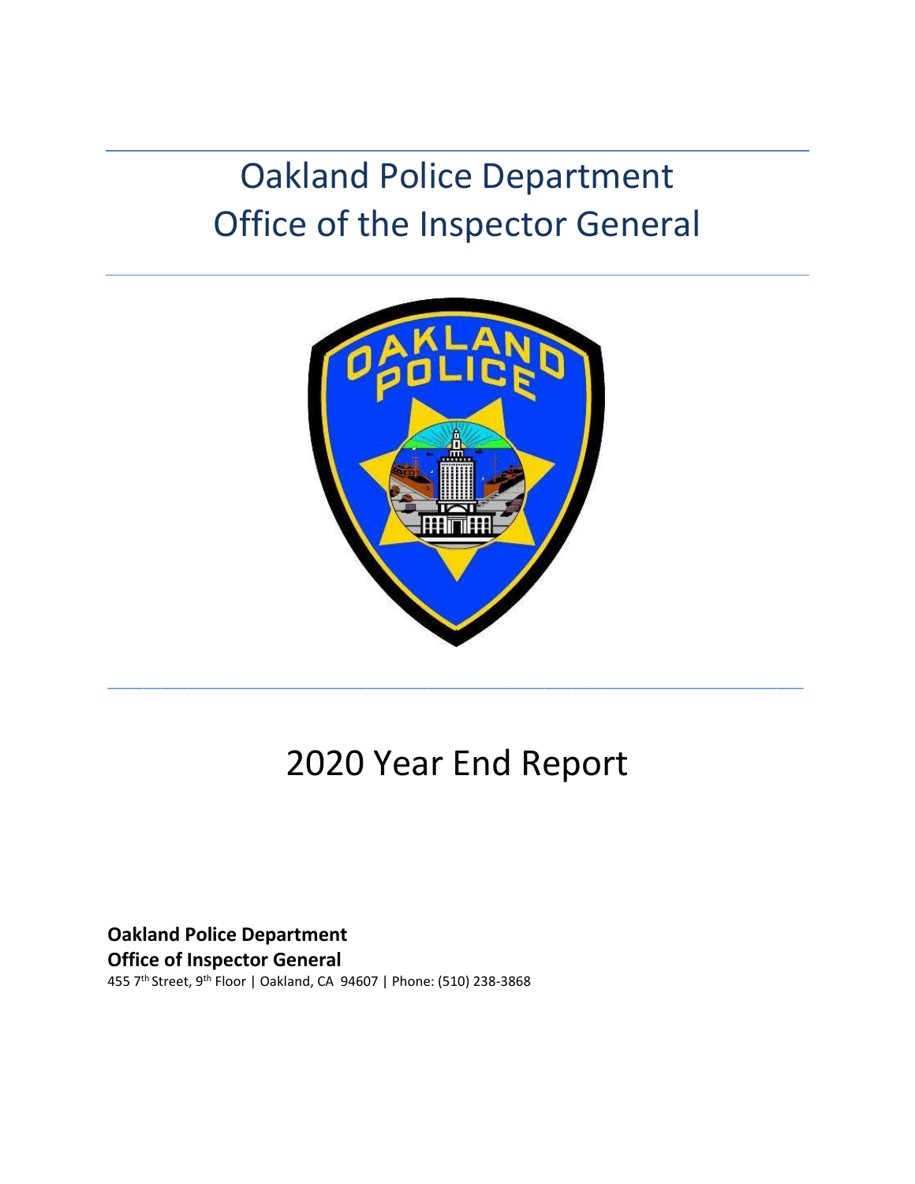# Oakland Police Department
# Office of the Inspector General

# 2020 Year End Report

**Oakland Police Department**
**Office of Inspector General**
455 7th Street, 9th Floor | Oakland, CA 94607 | Phone: (510) 238-3868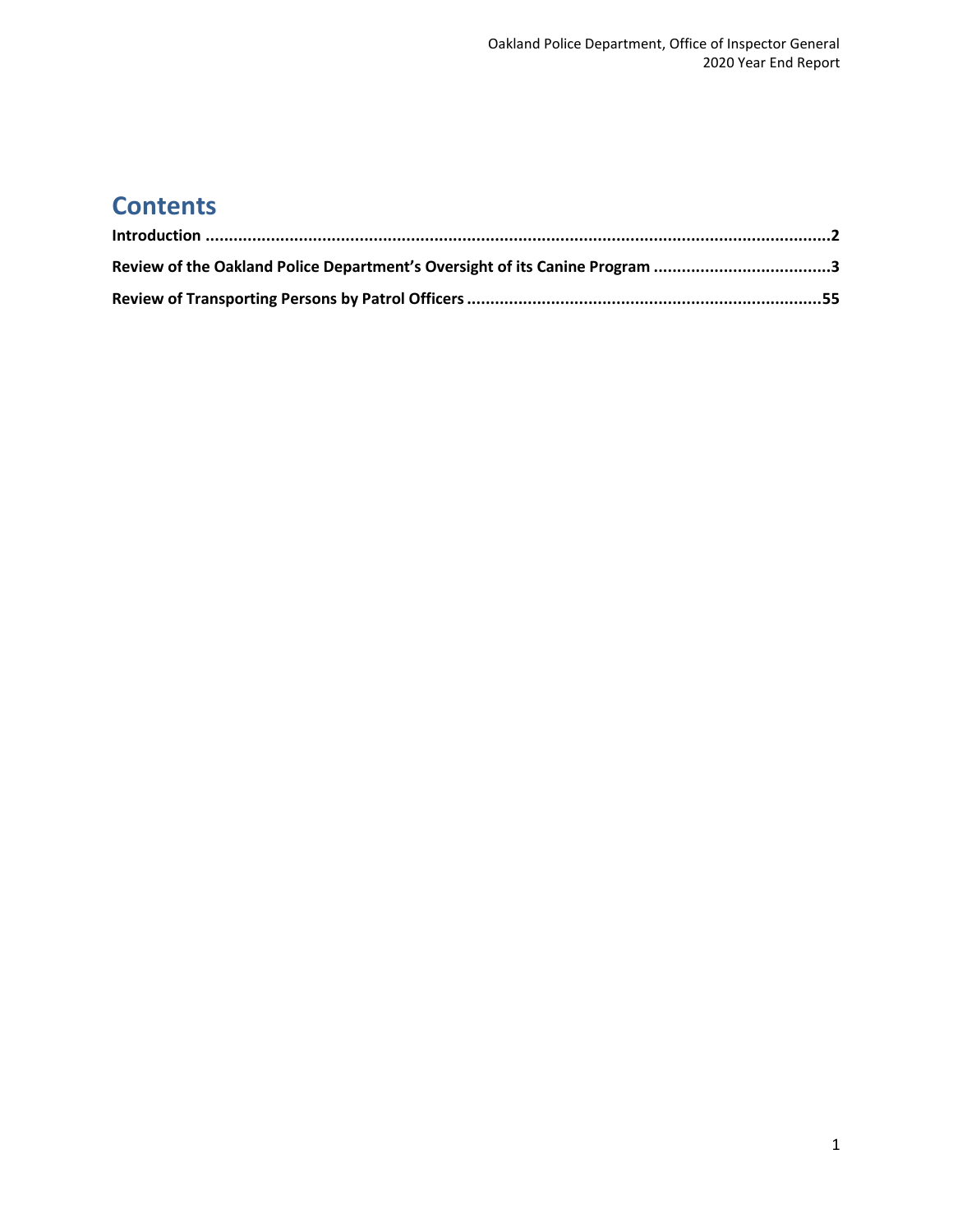# Contents

**Introduction** ....................................................................................................................................**2**

**Review of the Oakland Police Department's Oversight of its Canine Program** .....................................**3**

**Review of Transporting Persons by Patrol Officers** ...........................................................................**55**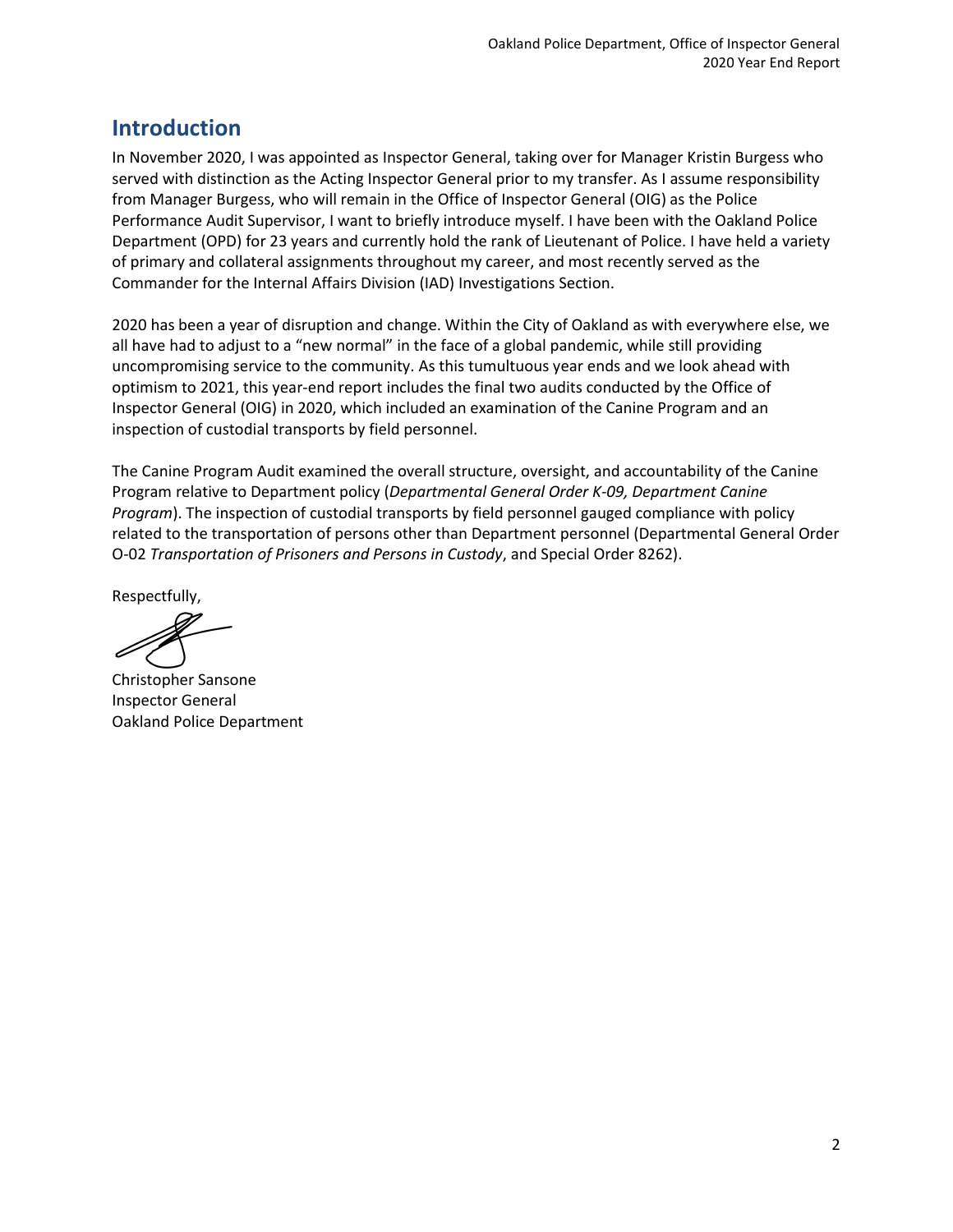## Introduction

In November 2020, I was appointed as Inspector General, taking over for Manager Kristin Burgess who served with distinction as the Acting Inspector General prior to my transfer. As I assume responsibility from Manager Burgess, who will remain in the Office of Inspector General (OIG) as the Police Performance Audit Supervisor, I want to briefly introduce myself. I have been with the Oakland Police Department (OPD) for 23 years and currently hold the rank of Lieutenant of Police. I have held a variety of primary and collateral assignments throughout my career, and most recently served as the Commander for the Internal Affairs Division (IAD) Investigations Section.

2020 has been a year of disruption and change. Within the City of Oakland as with everywhere else, we all have had to adjust to a "new normal" in the face of a global pandemic, while still providing uncompromising service to the community. As this tumultuous year ends and we look ahead with optimism to 2021, this year-end report includes the final two audits conducted by the Office of Inspector General (OIG) in 2020, which included an examination of the Canine Program and an inspection of custodial transports by field personnel.

The Canine Program Audit examined the overall structure, oversight, and accountability of the Canine Program relative to Department policy (*Departmental General Order K-09, Department Canine Program*). The inspection of custodial transports by field personnel gauged compliance with policy related to the transportation of persons other than Department personnel (Departmental General Order O-02 *Transportation of Prisoners and Persons in Custody*, and Special Order 8262).

Respectfully,

Christopher Sansone
Inspector General
Oakland Police Department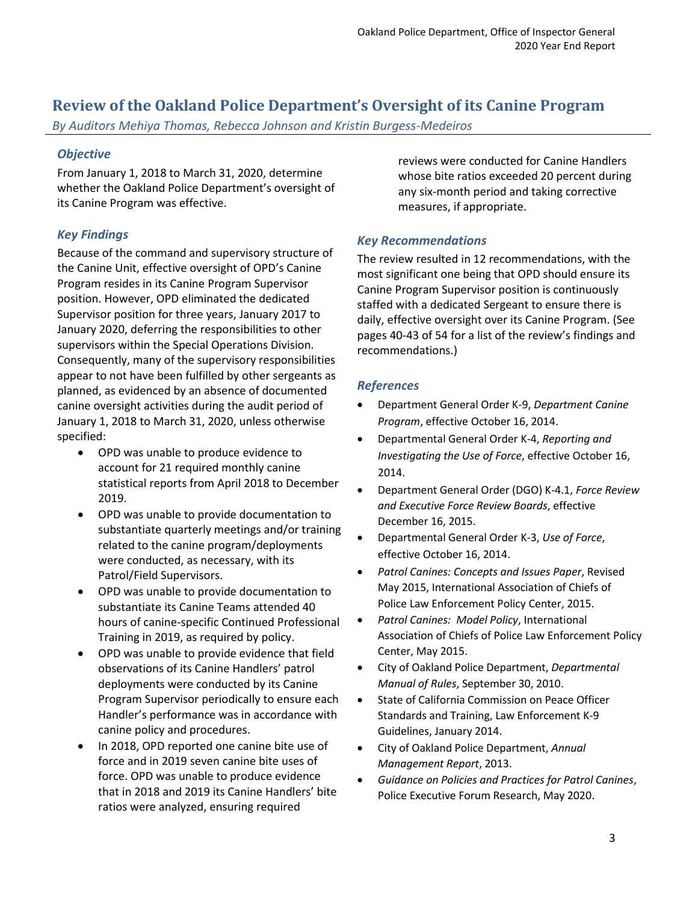# Review of the Oakland Police Department's Oversight of its Canine Program

*By Auditors Mehiya Thomas, Rebecca Johnson and Kristin Burgess-Medeiros*

### *Objective*

From January 1, 2018 to March 31, 2020, determine whether the Oakland Police Department's oversight of its Canine Program was effective.

### *Key Findings*

Because of the command and supervisory structure of the Canine Unit, effective oversight of OPD's Canine Program resides in its Canine Program Supervisor position. However, OPD eliminated the dedicated Supervisor position for three years, January 2017 to January 2020, deferring the responsibilities to other supervisors within the Special Operations Division. Consequently, many of the supervisory responsibilities appear to not have been fulfilled by other sergeants as planned, as evidenced by an absence of documented canine oversight activities during the audit period of January 1, 2018 to March 31, 2020, unless otherwise specified:

- OPD was unable to produce evidence to account for 21 required monthly canine statistical reports from April 2018 to December 2019.
- OPD was unable to provide documentation to substantiate quarterly meetings and/or training related to the canine program/deployments were conducted, as necessary, with its Patrol/Field Supervisors.
- OPD was unable to provide documentation to substantiate its Canine Teams attended 40 hours of canine-specific Continued Professional Training in 2019, as required by policy.
- OPD was unable to provide evidence that field observations of its Canine Handlers' patrol deployments were conducted by its Canine Program Supervisor periodically to ensure each Handler's performance was in accordance with canine policy and procedures.
- In 2018, OPD reported one canine bite use of force and in 2019 seven canine bite uses of force. OPD was unable to produce evidence that in 2018 and 2019 its Canine Handlers' bite ratios were analyzed, ensuring required reviews were conducted for Canine Handlers whose bite ratios exceeded 20 percent during any six-month period and taking corrective measures, if appropriate.

### *Key Recommendations*

The review resulted in 12 recommendations, with the most significant one being that OPD should ensure its Canine Program Supervisor position is continuously staffed with a dedicated Sergeant to ensure there is daily, effective oversight over its Canine Program. (See pages 40-43 of 54 for a list of the review's findings and recommendations.)

### *References*

- Department General Order K-9, *Department Canine Program*, effective October 16, 2014.
- Departmental General Order K-4, *Reporting and Investigating the Use of Force*, effective October 16, 2014.
- Department General Order (DGO) K-4.1, *Force Review and Executive Force Review Boards*, effective December 16, 2015.
- Departmental General Order K-3, *Use of Force*, effective October 16, 2014.
- *Patrol Canines: Concepts and Issues Paper*, Revised May 2015, International Association of Chiefs of Police Law Enforcement Policy Center, 2015.
- *Patrol Canines: Model Policy*, International Association of Chiefs of Police Law Enforcement Policy Center, May 2015.
- City of Oakland Police Department, *Departmental Manual of Rules*, September 30, 2010.
- State of California Commission on Peace Officer Standards and Training, Law Enforcement K-9 Guidelines, January 2014.
- City of Oakland Police Department, *Annual Management Report*, 2013.
- *Guidance on Policies and Practices for Patrol Canines*, Police Executive Forum Research, May 2020.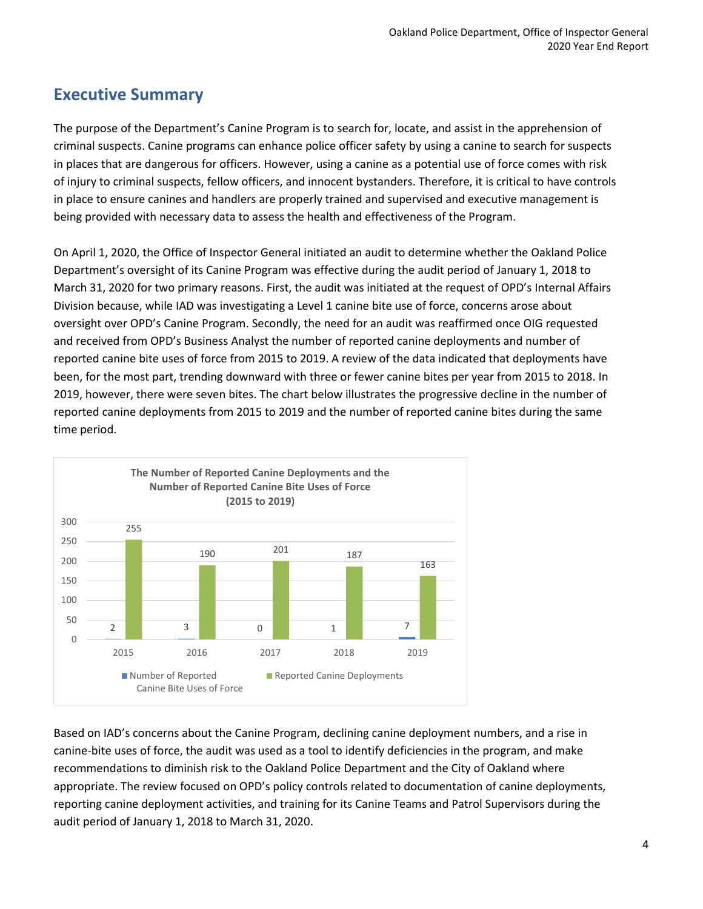## Executive Summary

The purpose of the Department's Canine Program is to search for, locate, and assist in the apprehension of criminal suspects. Canine programs can enhance police officer safety by using a canine to search for suspects in places that are dangerous for officers. However, using a canine as a potential use of force comes with risk of injury to criminal suspects, fellow officers, and innocent bystanders. Therefore, it is critical to have controls in place to ensure canines and handlers are properly trained and supervised and executive management is being provided with necessary data to assess the health and effectiveness of the Program.

On April 1, 2020, the Office of Inspector General initiated an audit to determine whether the Oakland Police Department's oversight of its Canine Program was effective during the audit period of January 1, 2018 to March 31, 2020 for two primary reasons. First, the audit was initiated at the request of OPD's Internal Affairs Division because, while IAD was investigating a Level 1 canine bite use of force, concerns arose about oversight over OPD's Canine Program. Secondly, the need for an audit was reaffirmed once OIG requested and received from OPD's Business Analyst the number of reported canine deployments and number of reported canine bite uses of force from 2015 to 2019. A review of the data indicated that deployments have been, for the most part, trending downward with three or fewer canine bites per year from 2015 to 2018. In 2019, however, there were seven bites. The chart below illustrates the progressive decline in the number of reported canine deployments from 2015 to 2019 and the number of reported canine bites during the same time period.

**The Number of Reported Canine Deployments and the Number of Reported Canine Bite Uses of Force (2015 to 2019)**

| Year | Number of Reported Canine Bite Uses of Force | Reported Canine Deployments |
|---|---|---|
| 2015 | 2 | 255 |
| 2016 | 3 | 190 |
| 2017 | 0 | 201 |
| 2018 | 1 | 187 |
| 2019 | 7 | 163 |

Based on IAD's concerns about the Canine Program, declining canine deployment numbers, and a rise in canine-bite uses of force, the audit was used as a tool to identify deficiencies in the program, and make recommendations to diminish risk to the Oakland Police Department and the City of Oakland where appropriate. The review focused on OPD's policy controls related to documentation of canine deployments, reporting canine deployment activities, and training for its Canine Teams and Patrol Supervisors during the audit period of January 1, 2018 to March 31, 2020.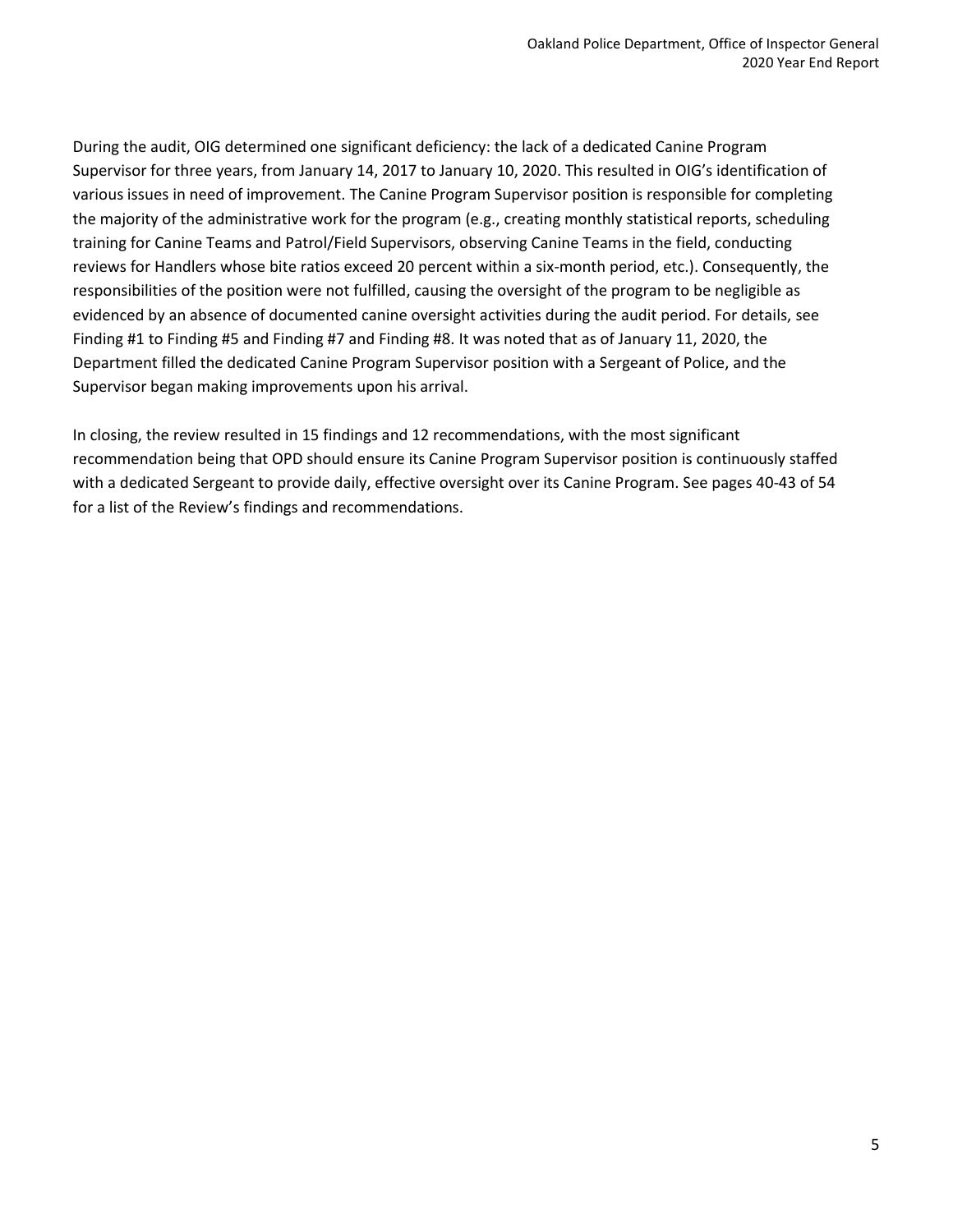During the audit, OIG determined one significant deficiency: the lack of a dedicated Canine Program Supervisor for three years, from January 14, 2017 to January 10, 2020. This resulted in OIG's identification of various issues in need of improvement. The Canine Program Supervisor position is responsible for completing the majority of the administrative work for the program (e.g., creating monthly statistical reports, scheduling training for Canine Teams and Patrol/Field Supervisors, observing Canine Teams in the field, conducting reviews for Handlers whose bite ratios exceed 20 percent within a six-month period, etc.). Consequently, the responsibilities of the position were not fulfilled, causing the oversight of the program to be negligible as evidenced by an absence of documented canine oversight activities during the audit period. For details, see Finding #1 to Finding #5 and Finding #7 and Finding #8. It was noted that as of January 11, 2020, the Department filled the dedicated Canine Program Supervisor position with a Sergeant of Police, and the Supervisor began making improvements upon his arrival.

In closing, the review resulted in 15 findings and 12 recommendations, with the most significant recommendation being that OPD should ensure its Canine Program Supervisor position is continuously staffed with a dedicated Sergeant to provide daily, effective oversight over its Canine Program. See pages 40-43 of 54 for a list of the Review's findings and recommendations.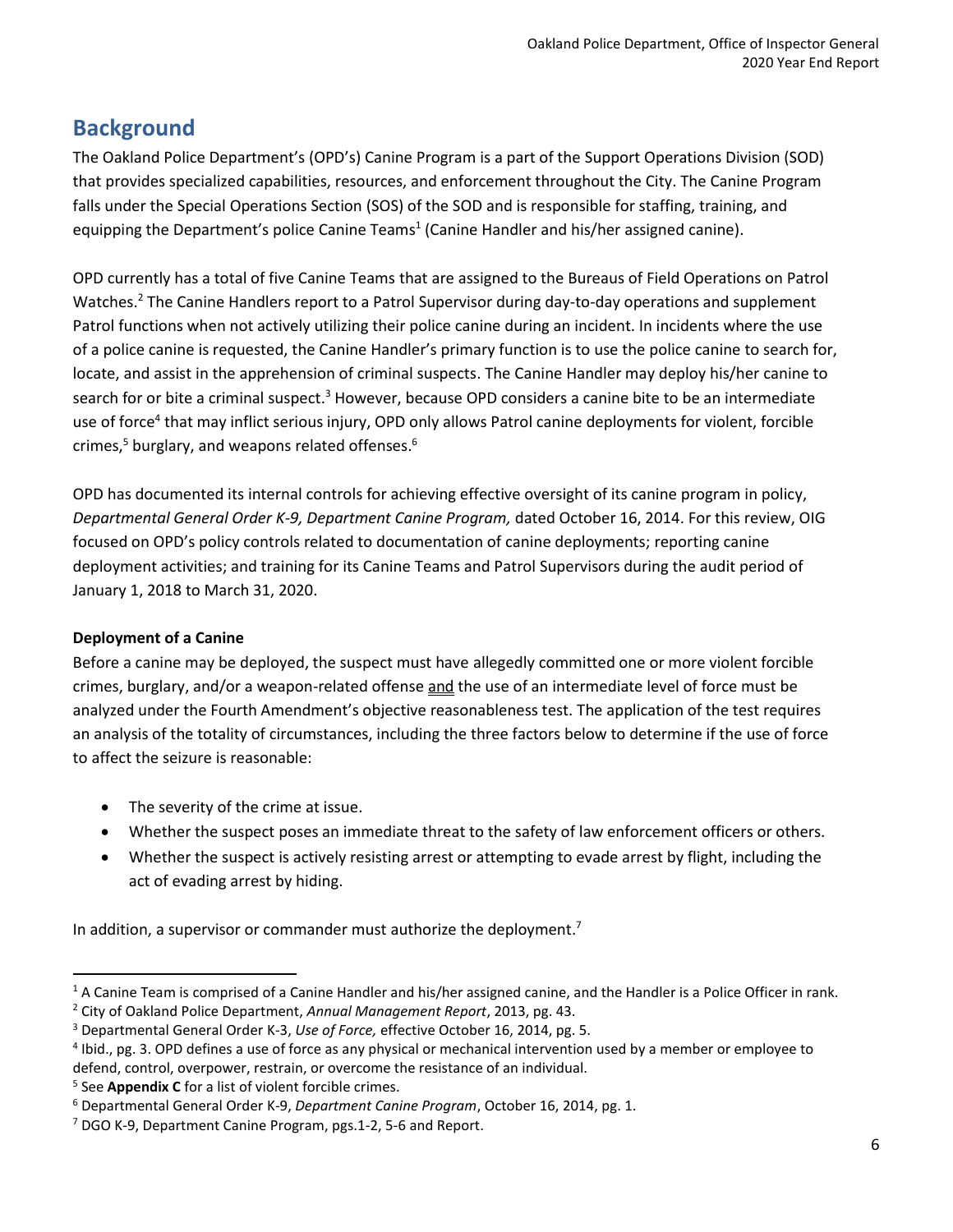## Background

The Oakland Police Department's (OPD's) Canine Program is a part of the Support Operations Division (SOD) that provides specialized capabilities, resources, and enforcement throughout the City. The Canine Program falls under the Special Operations Section (SOS) of the SOD and is responsible for staffing, training, and equipping the Department's police Canine Teams[1] (Canine Handler and his/her assigned canine).

OPD currently has a total of five Canine Teams that are assigned to the Bureaus of Field Operations on Patrol Watches.[2] The Canine Handlers report to a Patrol Supervisor during day-to-day operations and supplement Patrol functions when not actively utilizing their police canine during an incident. In incidents where the use of a police canine is requested, the Canine Handler's primary function is to use the police canine to search for, locate, and assist in the apprehension of criminal suspects. The Canine Handler may deploy his/her canine to search for or bite a criminal suspect.[3] However, because OPD considers a canine bite to be an intermediate use of force[4] that may inflict serious injury, OPD only allows Patrol canine deployments for violent, forcible crimes,[5] burglary, and weapons related offenses.[6]

OPD has documented its internal controls for achieving effective oversight of its canine program in policy, *Departmental General Order K-9, Department Canine Program,* dated October 16, 2014. For this review, OIG focused on OPD's policy controls related to documentation of canine deployments; reporting canine deployment activities; and training for its Canine Teams and Patrol Supervisors during the audit period of January 1, 2018 to March 31, 2020.

**Deployment of a Canine**

Before a canine may be deployed, the suspect must have allegedly committed one or more violent forcible crimes, burglary, and/or a weapon-related offense <u>and</u> the use of an intermediate level of force must be analyzed under the Fourth Amendment's objective reasonableness test. The application of the test requires an analysis of the totality of circumstances, including the three factors below to determine if the use of force to affect the seizure is reasonable:

- The severity of the crime at issue.
- Whether the suspect poses an immediate threat to the safety of law enforcement officers or others.
- Whether the suspect is actively resisting arrest or attempting to evade arrest by flight, including the act of evading arrest by hiding.

In addition, a supervisor or commander must authorize the deployment.[7]

---

[1] A Canine Team is comprised of a Canine Handler and his/her assigned canine, and the Handler is a Police Officer in rank.

[2] City of Oakland Police Department, *Annual Management Report*, 2013, pg. 43.

[3] Departmental General Order K-3, *Use of Force,* effective October 16, 2014, pg. 5.

[4] Ibid., pg. 3. OPD defines a use of force as any physical or mechanical intervention used by a member or employee to defend, control, overpower, restrain, or overcome the resistance of an individual.

[5] See **Appendix C** for a list of violent forcible crimes.

[6] Departmental General Order K-9, *Department Canine Program*, October 16, 2014, pg. 1.

[7] DGO K-9, Department Canine Program, pgs.1-2, 5-6 and Report.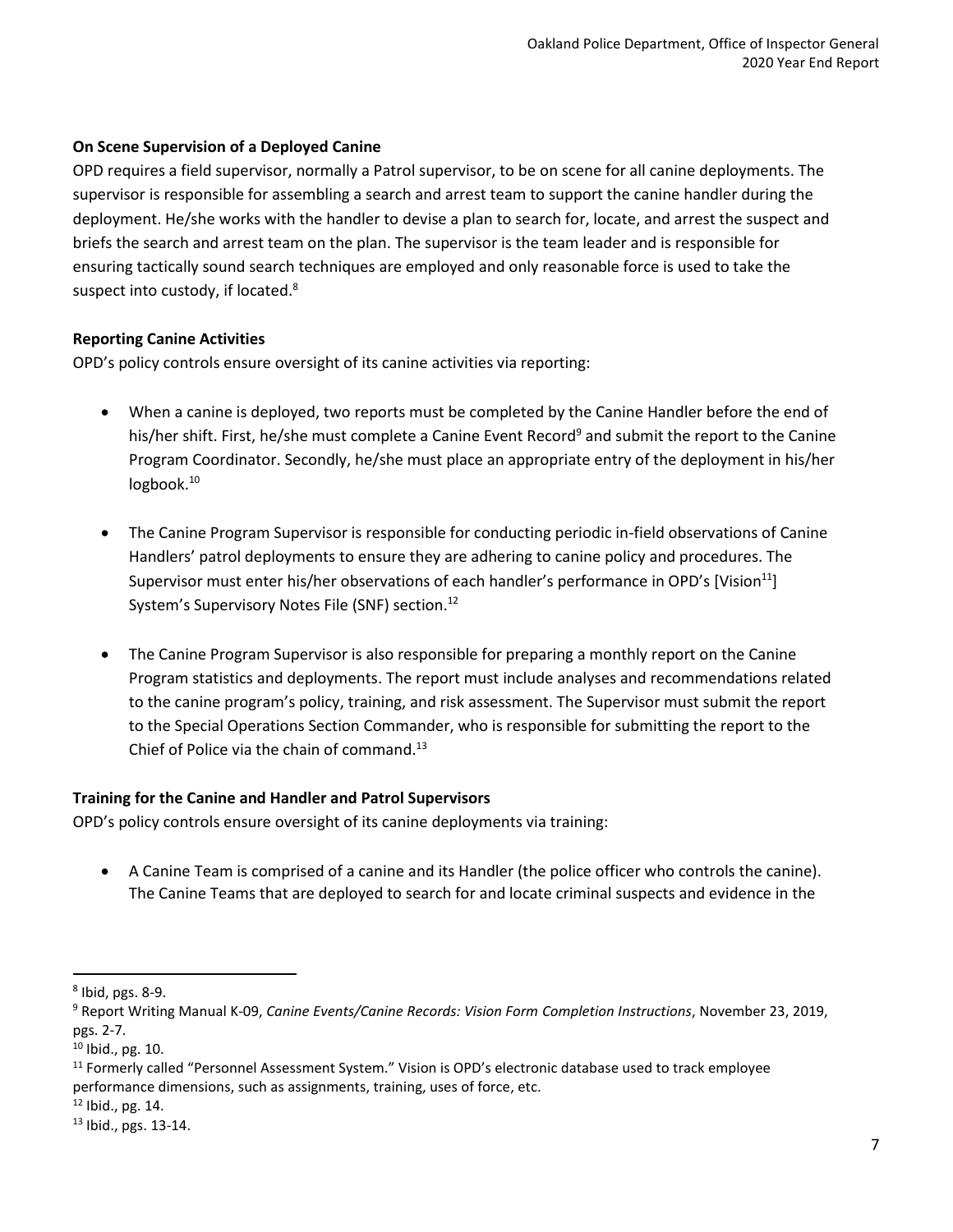### On Scene Supervision of a Deployed Canine

OPD requires a field supervisor, normally a Patrol supervisor, to be on scene for all canine deployments. The supervisor is responsible for assembling a search and arrest team to support the canine handler during the deployment. He/she works with the handler to devise a plan to search for, locate, and arrest the suspect and briefs the search and arrest team on the plan. The supervisor is the team leader and is responsible for ensuring tactically sound search techniques are employed and only reasonable force is used to take the suspect into custody, if located.[8]

### Reporting Canine Activities

OPD's policy controls ensure oversight of its canine activities via reporting:

- When a canine is deployed, two reports must be completed by the Canine Handler before the end of his/her shift. First, he/she must complete a Canine Event Record[9] and submit the report to the Canine Program Coordinator. Secondly, he/she must place an appropriate entry of the deployment in his/her logbook.[10]

- The Canine Program Supervisor is responsible for conducting periodic in-field observations of Canine Handlers' patrol deployments to ensure they are adhering to canine policy and procedures. The Supervisor must enter his/her observations of each handler's performance in OPD's [Vision[11]] System's Supervisory Notes File (SNF) section.[12]

- The Canine Program Supervisor is also responsible for preparing a monthly report on the Canine Program statistics and deployments. The report must include analyses and recommendations related to the canine program's policy, training, and risk assessment. The Supervisor must submit the report to the Special Operations Section Commander, who is responsible for submitting the report to the Chief of Police via the chain of command.[13]

### Training for the Canine and Handler and Patrol Supervisors

OPD's policy controls ensure oversight of its canine deployments via training:

- A Canine Team is comprised of a canine and its Handler (the police officer who controls the canine). The Canine Teams that are deployed to search for and locate criminal suspects and evidence in the

---

[8] Ibid, pgs. 8-9.

[9] Report Writing Manual K-09, *Canine Events/Canine Records: Vision Form Completion Instructions*, November 23, 2019, pgs. 2-7.

[10] Ibid., pg. 10.

[11] Formerly called "Personnel Assessment System." Vision is OPD's electronic database used to track employee performance dimensions, such as assignments, training, uses of force, etc.

[12] Ibid., pg. 14.

[13] Ibid., pgs. 13-14.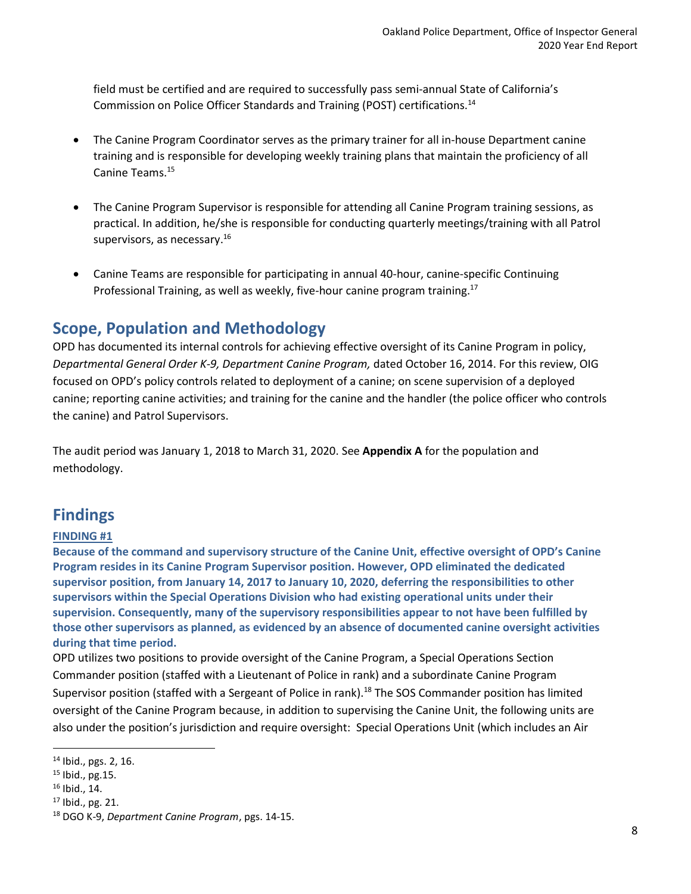field must be certified and are required to successfully pass semi-annual State of California's Commission on Police Officer Standards and Training (POST) certifications.[14]

- The Canine Program Coordinator serves as the primary trainer for all in-house Department canine training and is responsible for developing weekly training plans that maintain the proficiency of all Canine Teams.[15]

- The Canine Program Supervisor is responsible for attending all Canine Program training sessions, as practical. In addition, he/she is responsible for conducting quarterly meetings/training with all Patrol supervisors, as necessary.[16]

- Canine Teams are responsible for participating in annual 40-hour, canine-specific Continuing Professional Training, as well as weekly, five-hour canine program training.[17]

## Scope, Population and Methodology

OPD has documented its internal controls for achieving effective oversight of its Canine Program in policy, *Departmental General Order K-9, Department Canine Program,* dated October 16, 2014. For this review, OIG focused on OPD's policy controls related to deployment of a canine; on scene supervision of a deployed canine; reporting canine activities; and training for the canine and the handler (the police officer who controls the canine) and Patrol Supervisors.

The audit period was January 1, 2018 to March 31, 2020. See **Appendix A** for the population and methodology.

## Findings

### FINDING #1

**Because of the command and supervisory structure of the Canine Unit, effective oversight of OPD's Canine Program resides in its Canine Program Supervisor position. However, OPD eliminated the dedicated supervisor position, from January 14, 2017 to January 10, 2020, deferring the responsibilities to other supervisors within the Special Operations Division who had existing operational units under their supervision. Consequently, many of the supervisory responsibilities appear to not have been fulfilled by those other supervisors as planned, as evidenced by an absence of documented canine oversight activities during that time period.**

OPD utilizes two positions to provide oversight of the Canine Program, a Special Operations Section Commander position (staffed with a Lieutenant of Police in rank) and a subordinate Canine Program Supervisor position (staffed with a Sergeant of Police in rank).[18] The SOS Commander position has limited oversight of the Canine Program because, in addition to supervising the Canine Unit, the following units are also under the position's jurisdiction and require oversight: Special Operations Unit (which includes an Air

---

[14] Ibid., pgs. 2, 16.

[15] Ibid., pg.15.

[16] Ibid., 14.

[17] Ibid., pg. 21.

[18] DGO K-9, *Department Canine Program*, pgs. 14-15.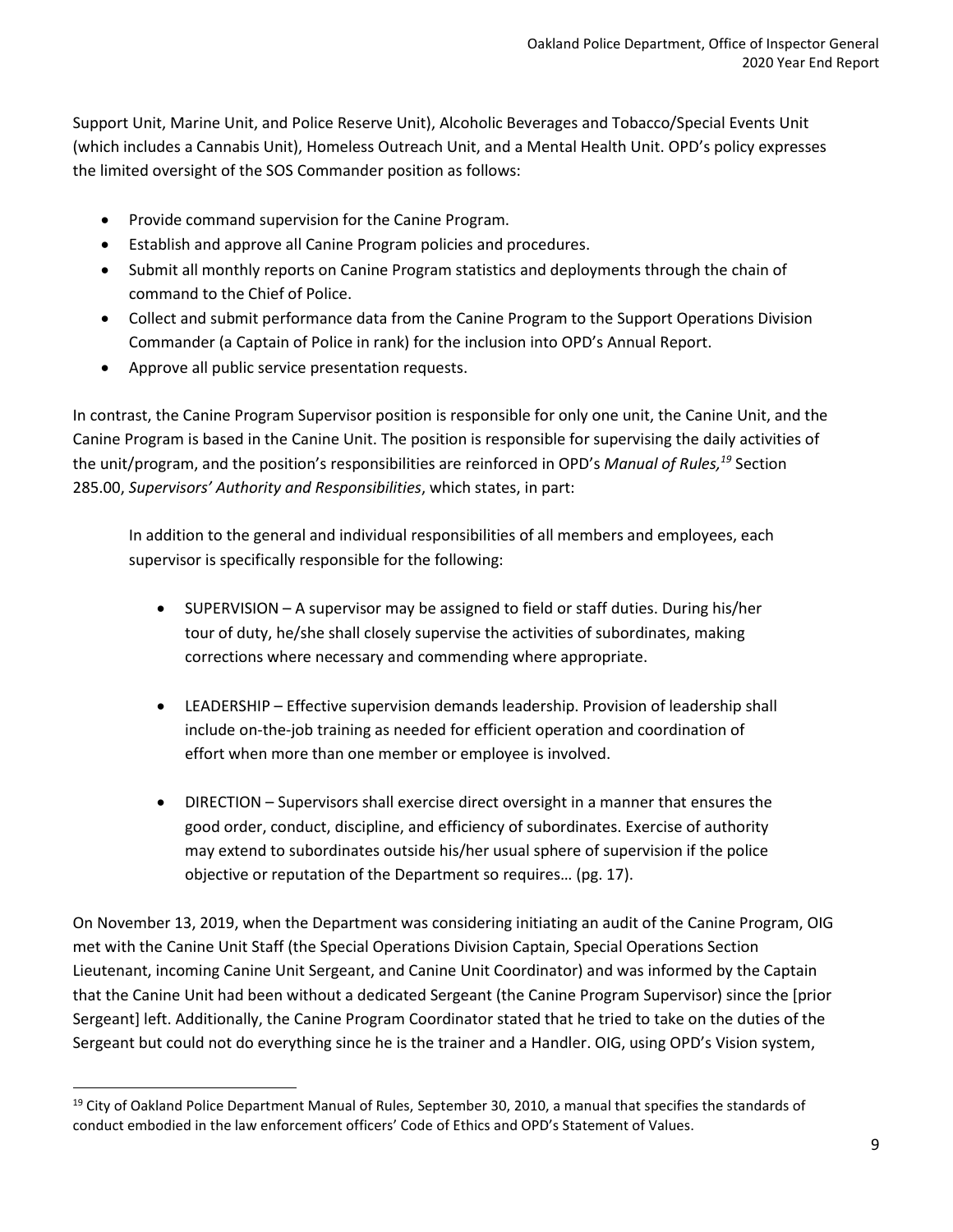Support Unit, Marine Unit, and Police Reserve Unit), Alcoholic Beverages and Tobacco/Special Events Unit (which includes a Cannabis Unit), Homeless Outreach Unit, and a Mental Health Unit. OPD's policy expresses the limited oversight of the SOS Commander position as follows:

- Provide command supervision for the Canine Program.
- Establish and approve all Canine Program policies and procedures.
- Submit all monthly reports on Canine Program statistics and deployments through the chain of command to the Chief of Police.
- Collect and submit performance data from the Canine Program to the Support Operations Division Commander (a Captain of Police in rank) for the inclusion into OPD's Annual Report.
- Approve all public service presentation requests.

In contrast, the Canine Program Supervisor position is responsible for only one unit, the Canine Unit, and the Canine Program is based in the Canine Unit. The position is responsible for supervising the daily activities of the unit/program, and the position's responsibilities are reinforced in OPD's *Manual of Rules,*[19] Section 285.00, *Supervisors' Authority and Responsibilities*, which states, in part:

> In addition to the general and individual responsibilities of all members and employees, each supervisor is specifically responsible for the following:
>
> - SUPERVISION – A supervisor may be assigned to field or staff duties. During his/her tour of duty, he/she shall closely supervise the activities of subordinates, making corrections where necessary and commending where appropriate.
>
> - LEADERSHIP – Effective supervision demands leadership. Provision of leadership shall include on-the-job training as needed for efficient operation and coordination of effort when more than one member or employee is involved.
>
> - DIRECTION – Supervisors shall exercise direct oversight in a manner that ensures the good order, conduct, discipline, and efficiency of subordinates. Exercise of authority may extend to subordinates outside his/her usual sphere of supervision if the police objective or reputation of the Department so requires… (pg. 17).

On November 13, 2019, when the Department was considering initiating an audit of the Canine Program, OIG met with the Canine Unit Staff (the Special Operations Division Captain, Special Operations Section Lieutenant, incoming Canine Unit Sergeant, and Canine Unit Coordinator) and was informed by the Captain that the Canine Unit had been without a dedicated Sergeant (the Canine Program Supervisor) since the [prior Sergeant] left. Additionally, the Canine Program Coordinator stated that he tried to take on the duties of the Sergeant but could not do everything since he is the trainer and a Handler. OIG, using OPD's Vision system,

[19] City of Oakland Police Department Manual of Rules, September 30, 2010, a manual that specifies the standards of conduct embodied in the law enforcement officers' Code of Ethics and OPD's Statement of Values.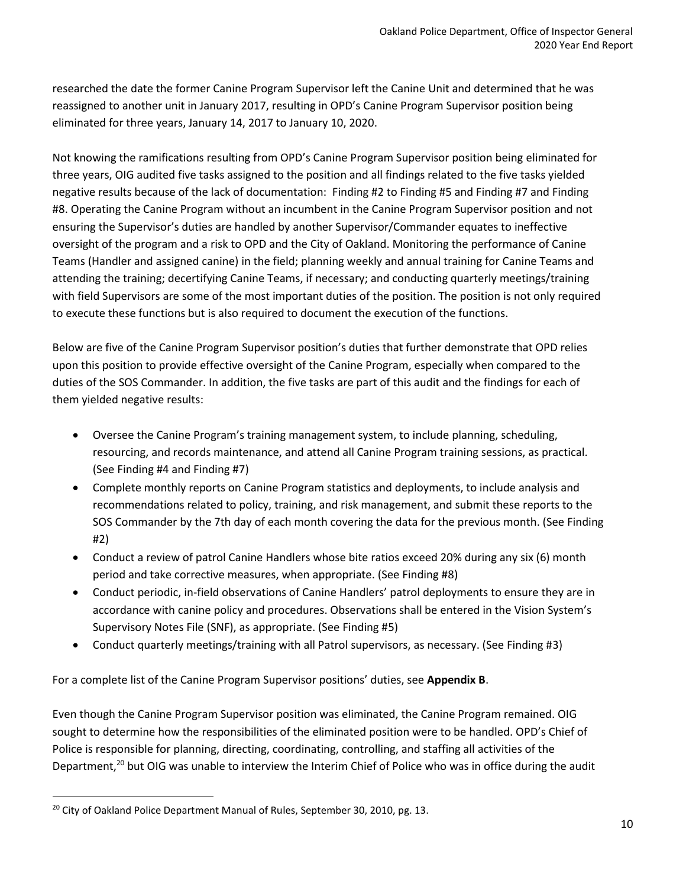researched the date the former Canine Program Supervisor left the Canine Unit and determined that he was reassigned to another unit in January 2017, resulting in OPD's Canine Program Supervisor position being eliminated for three years, January 14, 2017 to January 10, 2020.

Not knowing the ramifications resulting from OPD's Canine Program Supervisor position being eliminated for three years, OIG audited five tasks assigned to the position and all findings related to the five tasks yielded negative results because of the lack of documentation: Finding #2 to Finding #5 and Finding #7 and Finding #8. Operating the Canine Program without an incumbent in the Canine Program Supervisor position and not ensuring the Supervisor's duties are handled by another Supervisor/Commander equates to ineffective oversight of the program and a risk to OPD and the City of Oakland. Monitoring the performance of Canine Teams (Handler and assigned canine) in the field; planning weekly and annual training for Canine Teams and attending the training; decertifying Canine Teams, if necessary; and conducting quarterly meetings/training with field Supervisors are some of the most important duties of the position. The position is not only required to execute these functions but is also required to document the execution of the functions.

Below are five of the Canine Program Supervisor position's duties that further demonstrate that OPD relies upon this position to provide effective oversight of the Canine Program, especially when compared to the duties of the SOS Commander. In addition, the five tasks are part of this audit and the findings for each of them yielded negative results:

- Oversee the Canine Program's training management system, to include planning, scheduling, resourcing, and records maintenance, and attend all Canine Program training sessions, as practical. (See Finding #4 and Finding #7)
- Complete monthly reports on Canine Program statistics and deployments, to include analysis and recommendations related to policy, training, and risk management, and submit these reports to the SOS Commander by the 7th day of each month covering the data for the previous month. (See Finding #2)
- Conduct a review of patrol Canine Handlers whose bite ratios exceed 20% during any six (6) month period and take corrective measures, when appropriate. (See Finding #8)
- Conduct periodic, in-field observations of Canine Handlers' patrol deployments to ensure they are in accordance with canine policy and procedures. Observations shall be entered in the Vision System's Supervisory Notes File (SNF), as appropriate. (See Finding #5)
- Conduct quarterly meetings/training with all Patrol supervisors, as necessary. (See Finding #3)

For a complete list of the Canine Program Supervisor positions' duties, see **Appendix B**.

Even though the Canine Program Supervisor position was eliminated, the Canine Program remained. OIG sought to determine how the responsibilities of the eliminated position were to be handled. OPD's Chief of Police is responsible for planning, directing, coordinating, controlling, and staffing all activities of the Department,[20] but OIG was unable to interview the Interim Chief of Police who was in office during the audit

[20] City of Oakland Police Department Manual of Rules, September 30, 2010, pg. 13.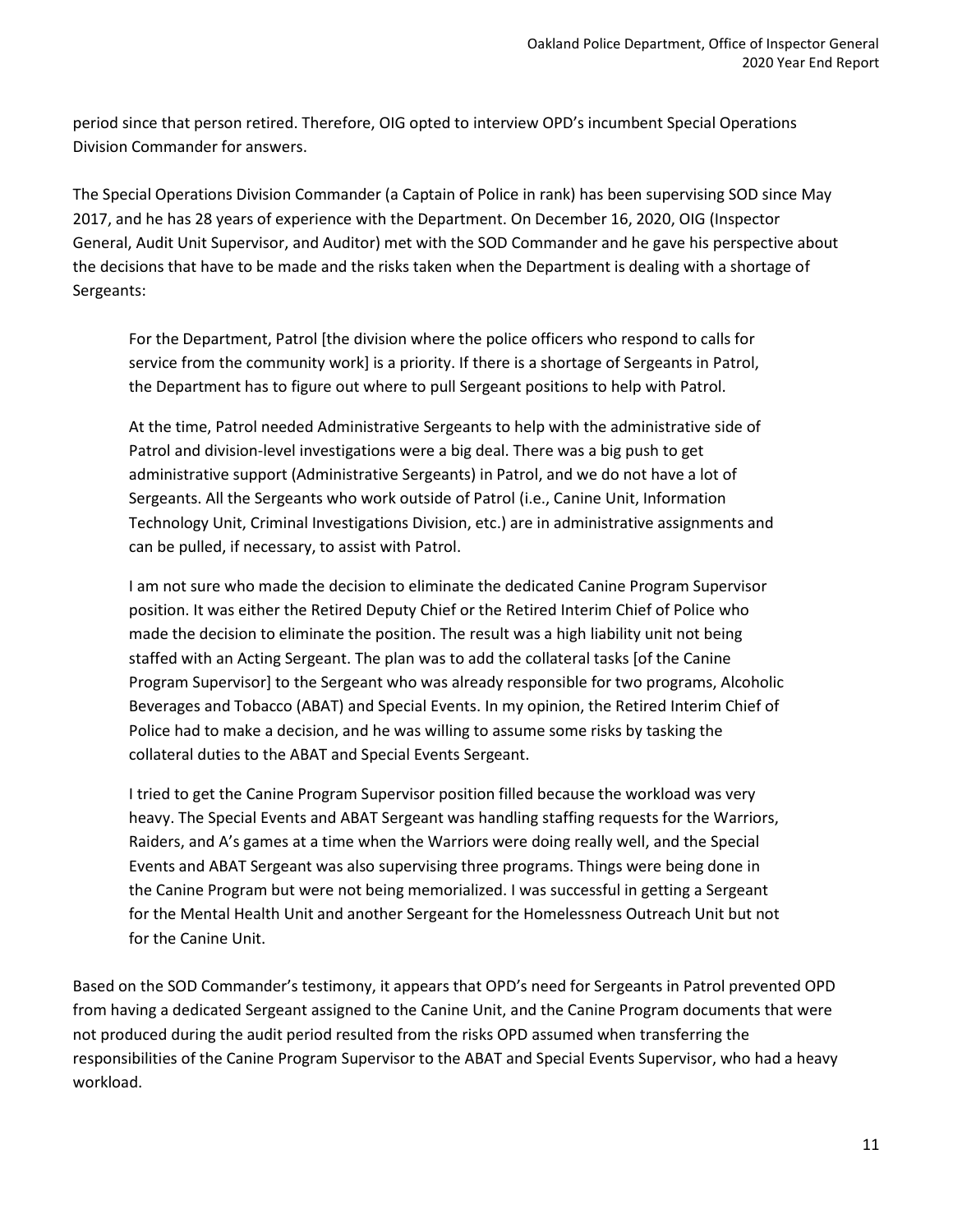period since that person retired. Therefore, OIG opted to interview OPD's incumbent Special Operations Division Commander for answers.

The Special Operations Division Commander (a Captain of Police in rank) has been supervising SOD since May 2017, and he has 28 years of experience with the Department. On December 16, 2020, OIG (Inspector General, Audit Unit Supervisor, and Auditor) met with the SOD Commander and he gave his perspective about the decisions that have to be made and the risks taken when the Department is dealing with a shortage of Sergeants:

> For the Department, Patrol [the division where the police officers who respond to calls for service from the community work] is a priority. If there is a shortage of Sergeants in Patrol, the Department has to figure out where to pull Sergeant positions to help with Patrol.
>
> At the time, Patrol needed Administrative Sergeants to help with the administrative side of Patrol and division-level investigations were a big deal. There was a big push to get administrative support (Administrative Sergeants) in Patrol, and we do not have a lot of Sergeants. All the Sergeants who work outside of Patrol (i.e., Canine Unit, Information Technology Unit, Criminal Investigations Division, etc.) are in administrative assignments and can be pulled, if necessary, to assist with Patrol.
>
> I am not sure who made the decision to eliminate the dedicated Canine Program Supervisor position. It was either the Retired Deputy Chief or the Retired Interim Chief of Police who made the decision to eliminate the position. The result was a high liability unit not being staffed with an Acting Sergeant. The plan was to add the collateral tasks [of the Canine Program Supervisor] to the Sergeant who was already responsible for two programs, Alcoholic Beverages and Tobacco (ABAT) and Special Events. In my opinion, the Retired Interim Chief of Police had to make a decision, and he was willing to assume some risks by tasking the collateral duties to the ABAT and Special Events Sergeant.
>
> I tried to get the Canine Program Supervisor position filled because the workload was very heavy. The Special Events and ABAT Sergeant was handling staffing requests for the Warriors, Raiders, and A's games at a time when the Warriors were doing really well, and the Special Events and ABAT Sergeant was also supervising three programs. Things were being done in the Canine Program but were not being memorialized. I was successful in getting a Sergeant for the Mental Health Unit and another Sergeant for the Homelessness Outreach Unit but not for the Canine Unit.

Based on the SOD Commander's testimony, it appears that OPD's need for Sergeants in Patrol prevented OPD from having a dedicated Sergeant assigned to the Canine Unit, and the Canine Program documents that were not produced during the audit period resulted from the risks OPD assumed when transferring the responsibilities of the Canine Program Supervisor to the ABAT and Special Events Supervisor, who had a heavy workload.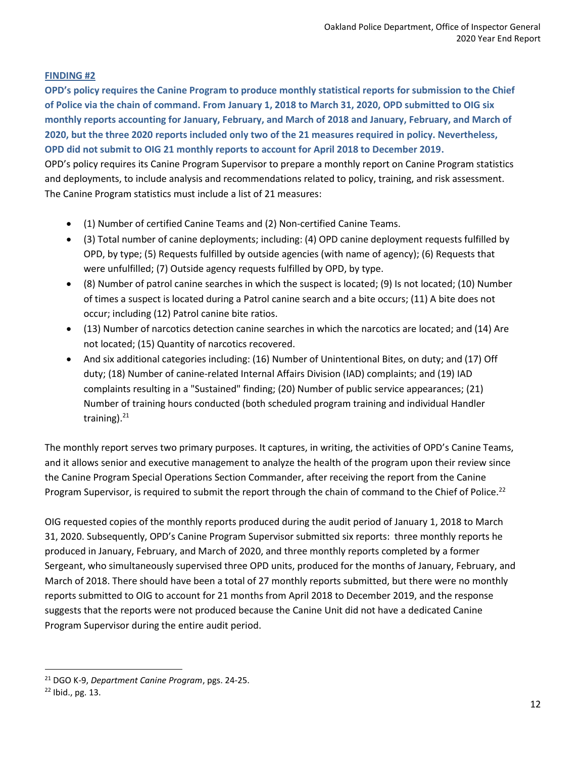**FINDING #2**

**OPD's policy requires the Canine Program to produce monthly statistical reports for submission to the Chief of Police via the chain of command. From January 1, 2018 to March 31, 2020, OPD submitted to OIG six monthly reports accounting for January, February, and March of 2018 and January, February, and March of 2020, but the three 2020 reports included only two of the 21 measures required in policy. Nevertheless, OPD did not submit to OIG 21 monthly reports to account for April 2018 to December 2019.**

OPD's policy requires its Canine Program Supervisor to prepare a monthly report on Canine Program statistics and deployments, to include analysis and recommendations related to policy, training, and risk assessment. The Canine Program statistics must include a list of 21 measures:

- (1) Number of certified Canine Teams and (2) Non-certified Canine Teams.
- (3) Total number of canine deployments; including: (4) OPD canine deployment requests fulfilled by OPD, by type; (5) Requests fulfilled by outside agencies (with name of agency); (6) Requests that were unfulfilled; (7) Outside agency requests fulfilled by OPD, by type.
- (8) Number of patrol canine searches in which the suspect is located; (9) Is not located; (10) Number of times a suspect is located during a Patrol canine search and a bite occurs; (11) A bite does not occur; including (12) Patrol canine bite ratios.
- (13) Number of narcotics detection canine searches in which the narcotics are located; and (14) Are not located; (15) Quantity of narcotics recovered.
- And six additional categories including: (16) Number of Unintentional Bites, on duty; and (17) Off duty; (18) Number of canine-related Internal Affairs Division (IAD) complaints; and (19) IAD complaints resulting in a "Sustained" finding; (20) Number of public service appearances; (21) Number of training hours conducted (both scheduled program training and individual Handler training).[21]

The monthly report serves two primary purposes. It captures, in writing, the activities of OPD's Canine Teams, and it allows senior and executive management to analyze the health of the program upon their review since the Canine Program Special Operations Section Commander, after receiving the report from the Canine Program Supervisor, is required to submit the report through the chain of command to the Chief of Police.[22]

OIG requested copies of the monthly reports produced during the audit period of January 1, 2018 to March 31, 2020. Subsequently, OPD's Canine Program Supervisor submitted six reports: three monthly reports he produced in January, February, and March of 2020, and three monthly reports completed by a former Sergeant, who simultaneously supervised three OPD units, produced for the months of January, February, and March of 2018. There should have been a total of 27 monthly reports submitted, but there were no monthly reports submitted to OIG to account for 21 months from April 2018 to December 2019, and the response suggests that the reports were not produced because the Canine Unit did not have a dedicated Canine Program Supervisor during the entire audit period.

---

[21] DGO K-9, *Department Canine Program*, pgs. 24-25.

[22] Ibid., pg. 13.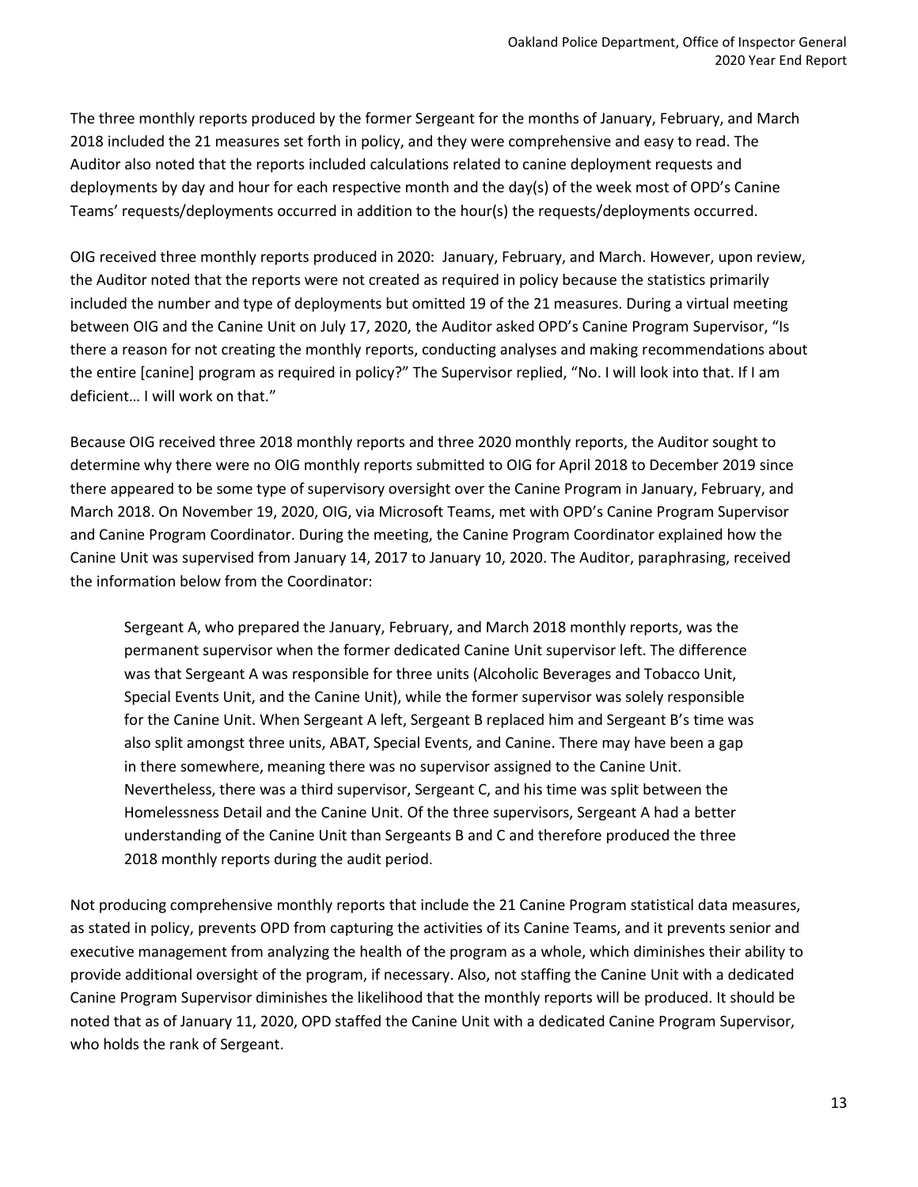The three monthly reports produced by the former Sergeant for the months of January, February, and March 2018 included the 21 measures set forth in policy, and they were comprehensive and easy to read. The Auditor also noted that the reports included calculations related to canine deployment requests and deployments by day and hour for each respective month and the day(s) of the week most of OPD's Canine Teams' requests/deployments occurred in addition to the hour(s) the requests/deployments occurred.

OIG received three monthly reports produced in 2020: January, February, and March. However, upon review, the Auditor noted that the reports were not created as required in policy because the statistics primarily included the number and type of deployments but omitted 19 of the 21 measures. During a virtual meeting between OIG and the Canine Unit on July 17, 2020, the Auditor asked OPD's Canine Program Supervisor, "Is there a reason for not creating the monthly reports, conducting analyses and making recommendations about the entire [canine] program as required in policy?" The Supervisor replied, "No. I will look into that. If I am deficient… I will work on that."

Because OIG received three 2018 monthly reports and three 2020 monthly reports, the Auditor sought to determine why there were no OIG monthly reports submitted to OIG for April 2018 to December 2019 since there appeared to be some type of supervisory oversight over the Canine Program in January, February, and March 2018. On November 19, 2020, OIG, via Microsoft Teams, met with OPD's Canine Program Supervisor and Canine Program Coordinator. During the meeting, the Canine Program Coordinator explained how the Canine Unit was supervised from January 14, 2017 to January 10, 2020. The Auditor, paraphrasing, received the information below from the Coordinator:

> Sergeant A, who prepared the January, February, and March 2018 monthly reports, was the permanent supervisor when the former dedicated Canine Unit supervisor left. The difference was that Sergeant A was responsible for three units (Alcoholic Beverages and Tobacco Unit, Special Events Unit, and the Canine Unit), while the former supervisor was solely responsible for the Canine Unit. When Sergeant A left, Sergeant B replaced him and Sergeant B's time was also split amongst three units, ABAT, Special Events, and Canine. There may have been a gap in there somewhere, meaning there was no supervisor assigned to the Canine Unit. Nevertheless, there was a third supervisor, Sergeant C, and his time was split between the Homelessness Detail and the Canine Unit. Of the three supervisors, Sergeant A had a better understanding of the Canine Unit than Sergeants B and C and therefore produced the three 2018 monthly reports during the audit period.

Not producing comprehensive monthly reports that include the 21 Canine Program statistical data measures, as stated in policy, prevents OPD from capturing the activities of its Canine Teams, and it prevents senior and executive management from analyzing the health of the program as a whole, which diminishes their ability to provide additional oversight of the program, if necessary. Also, not staffing the Canine Unit with a dedicated Canine Program Supervisor diminishes the likelihood that the monthly reports will be produced. It should be noted that as of January 11, 2020, OPD staffed the Canine Unit with a dedicated Canine Program Supervisor, who holds the rank of Sergeant.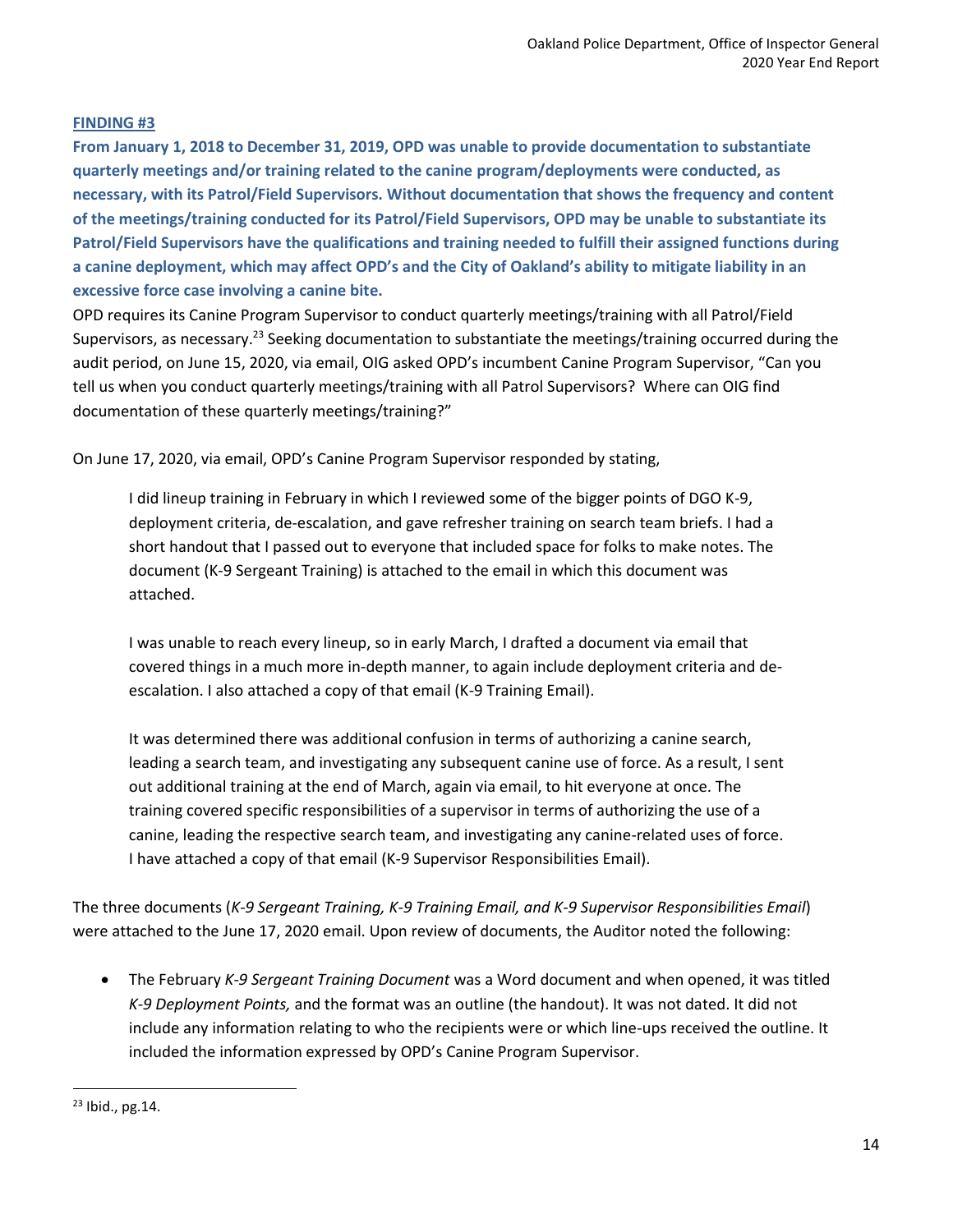**FINDING #3**

**From January 1, 2018 to December 31, 2019, OPD was unable to provide documentation to substantiate quarterly meetings and/or training related to the canine program/deployments were conducted, as necessary, with its Patrol/Field Supervisors. Without documentation that shows the frequency and content of the meetings/training conducted for its Patrol/Field Supervisors, OPD may be unable to substantiate its Patrol/Field Supervisors have the qualifications and training needed to fulfill their assigned functions during a canine deployment, which may affect OPD's and the City of Oakland's ability to mitigate liability in an excessive force case involving a canine bite.**

OPD requires its Canine Program Supervisor to conduct quarterly meetings/training with all Patrol/Field Supervisors, as necessary.[23] Seeking documentation to substantiate the meetings/training occurred during the audit period, on June 15, 2020, via email, OIG asked OPD's incumbent Canine Program Supervisor, "Can you tell us when you conduct quarterly meetings/training with all Patrol Supervisors? Where can OIG find documentation of these quarterly meetings/training?"

On June 17, 2020, via email, OPD's Canine Program Supervisor responded by stating,

> I did lineup training in February in which I reviewed some of the bigger points of DGO K-9, deployment criteria, de-escalation, and gave refresher training on search team briefs. I had a short handout that I passed out to everyone that included space for folks to make notes. The document (K-9 Sergeant Training) is attached to the email in which this document was attached.
>
> I was unable to reach every lineup, so in early March, I drafted a document via email that covered things in a much more in-depth manner, to again include deployment criteria and de-escalation. I also attached a copy of that email (K-9 Training Email).
>
> It was determined there was additional confusion in terms of authorizing a canine search, leading a search team, and investigating any subsequent canine use of force. As a result, I sent out additional training at the end of March, again via email, to hit everyone at once. The training covered specific responsibilities of a supervisor in terms of authorizing the use of a canine, leading the respective search team, and investigating any canine-related uses of force. I have attached a copy of that email (K-9 Supervisor Responsibilities Email).

The three documents (*K-9 Sergeant Training, K-9 Training Email, and K-9 Supervisor Responsibilities Email*) were attached to the June 17, 2020 email. Upon review of documents, the Auditor noted the following:

- The February *K-9 Sergeant Training Document* was a Word document and when opened, it was titled *K-9 Deployment Points,* and the format was an outline (the handout). It was not dated. It did not include any information relating to who the recipients were or which line-ups received the outline. It included the information expressed by OPD's Canine Program Supervisor.

[23] Ibid., pg.14.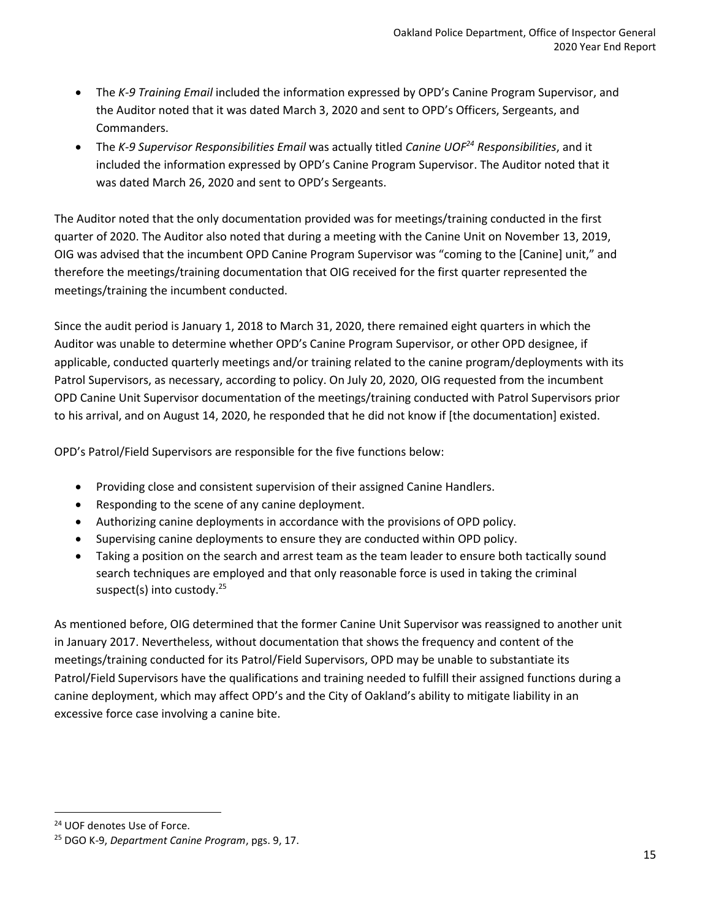- The *K-9 Training Email* included the information expressed by OPD's Canine Program Supervisor, and the Auditor noted that it was dated March 3, 2020 and sent to OPD's Officers, Sergeants, and Commanders.
- The *K-9 Supervisor Responsibilities Email* was actually titled *Canine UOF*[24] *Responsibilities*, and it included the information expressed by OPD's Canine Program Supervisor. The Auditor noted that it was dated March 26, 2020 and sent to OPD's Sergeants.

The Auditor noted that the only documentation provided was for meetings/training conducted in the first quarter of 2020. The Auditor also noted that during a meeting with the Canine Unit on November 13, 2019, OIG was advised that the incumbent OPD Canine Program Supervisor was "coming to the [Canine] unit," and therefore the meetings/training documentation that OIG received for the first quarter represented the meetings/training the incumbent conducted.

Since the audit period is January 1, 2018 to March 31, 2020, there remained eight quarters in which the Auditor was unable to determine whether OPD's Canine Program Supervisor, or other OPD designee, if applicable, conducted quarterly meetings and/or training related to the canine program/deployments with its Patrol Supervisors, as necessary, according to policy. On July 20, 2020, OIG requested from the incumbent OPD Canine Unit Supervisor documentation of the meetings/training conducted with Patrol Supervisors prior to his arrival, and on August 14, 2020, he responded that he did not know if [the documentation] existed.

OPD's Patrol/Field Supervisors are responsible for the five functions below:

- Providing close and consistent supervision of their assigned Canine Handlers.
- Responding to the scene of any canine deployment.
- Authorizing canine deployments in accordance with the provisions of OPD policy.
- Supervising canine deployments to ensure they are conducted within OPD policy.
- Taking a position on the search and arrest team as the team leader to ensure both tactically sound search techniques are employed and that only reasonable force is used in taking the criminal suspect(s) into custody.[25]

As mentioned before, OIG determined that the former Canine Unit Supervisor was reassigned to another unit in January 2017. Nevertheless, without documentation that shows the frequency and content of the meetings/training conducted for its Patrol/Field Supervisors, OPD may be unable to substantiate its Patrol/Field Supervisors have the qualifications and training needed to fulfill their assigned functions during a canine deployment, which may affect OPD's and the City of Oakland's ability to mitigate liability in an excessive force case involving a canine bite.

---

[24] UOF denotes Use of Force.

[25] DGO K-9, *Department Canine Program*, pgs. 9, 17.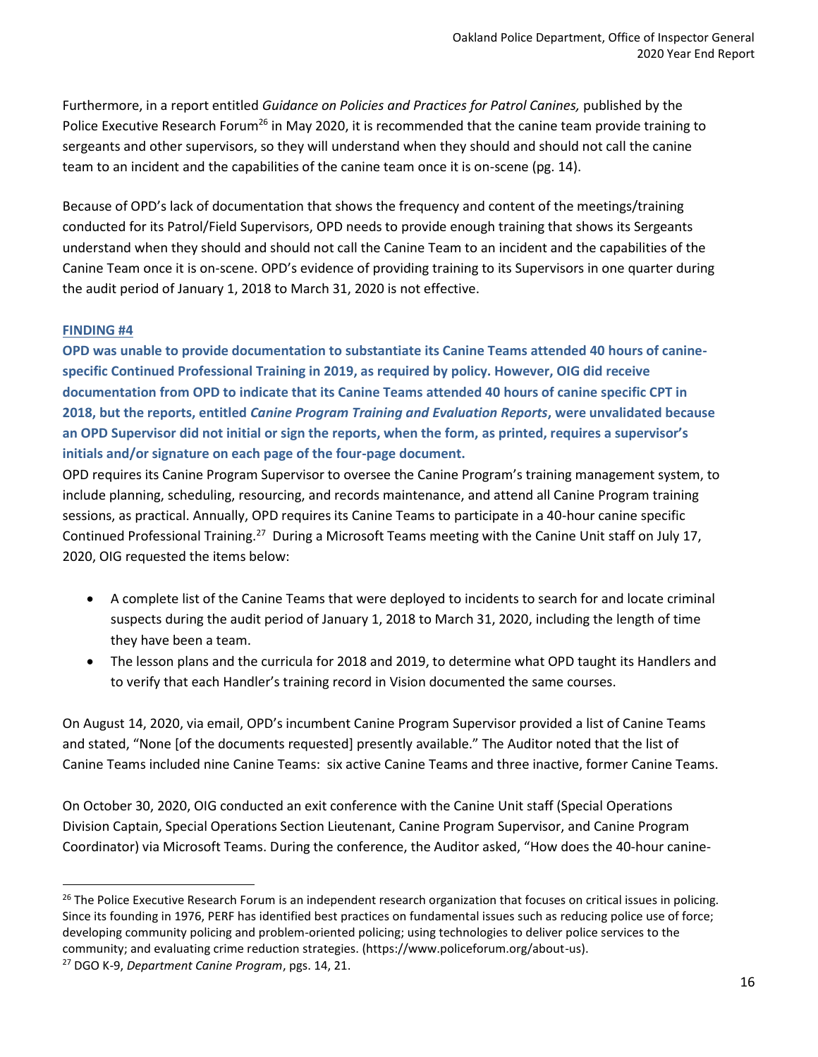Furthermore, in a report entitled *Guidance on Policies and Practices for Patrol Canines,* published by the Police Executive Research Forum[26] in May 2020, it is recommended that the canine team provide training to sergeants and other supervisors, so they will understand when they should and should not call the canine team to an incident and the capabilities of the canine team once it is on-scene (pg. 14).

Because of OPD's lack of documentation that shows the frequency and content of the meetings/training conducted for its Patrol/Field Supervisors, OPD needs to provide enough training that shows its Sergeants understand when they should and should not call the Canine Team to an incident and the capabilities of the Canine Team once it is on-scene. OPD's evidence of providing training to its Supervisors in one quarter during the audit period of January 1, 2018 to March 31, 2020 is not effective.

**FINDING #4**

**OPD was unable to provide documentation to substantiate its Canine Teams attended 40 hours of canine-specific Continued Professional Training in 2019, as required by policy. However, OIG did receive documentation from OPD to indicate that its Canine Teams attended 40 hours of canine specific CPT in 2018, but the reports, entitled *Canine Program Training and Evaluation Reports*, were unvalidated because an OPD Supervisor did not initial or sign the reports, when the form, as printed, requires a supervisor's initials and/or signature on each page of the four-page document.**

OPD requires its Canine Program Supervisor to oversee the Canine Program's training management system, to include planning, scheduling, resourcing, and records maintenance, and attend all Canine Program training sessions, as practical. Annually, OPD requires its Canine Teams to participate in a 40-hour canine specific Continued Professional Training.[27] During a Microsoft Teams meeting with the Canine Unit staff on July 17, 2020, OIG requested the items below:

- A complete list of the Canine Teams that were deployed to incidents to search for and locate criminal suspects during the audit period of January 1, 2018 to March 31, 2020, including the length of time they have been a team.
- The lesson plans and the curricula for 2018 and 2019, to determine what OPD taught its Handlers and to verify that each Handler's training record in Vision documented the same courses.

On August 14, 2020, via email, OPD's incumbent Canine Program Supervisor provided a list of Canine Teams and stated, "None [of the documents requested] presently available." The Auditor noted that the list of Canine Teams included nine Canine Teams: six active Canine Teams and three inactive, former Canine Teams.

On October 30, 2020, OIG conducted an exit conference with the Canine Unit staff (Special Operations Division Captain, Special Operations Section Lieutenant, Canine Program Supervisor, and Canine Program Coordinator) via Microsoft Teams. During the conference, the Auditor asked, "How does the 40-hour canine-

---

[26] The Police Executive Research Forum is an independent research organization that focuses on critical issues in policing. Since its founding in 1976, PERF has identified best practices on fundamental issues such as reducing police use of force; developing community policing and problem-oriented policing; using technologies to deliver police services to the community; and evaluating crime reduction strategies. (https://www.policeforum.org/about-us).

[27] DGO K-9, *Department Canine Program*, pgs. 14, 21.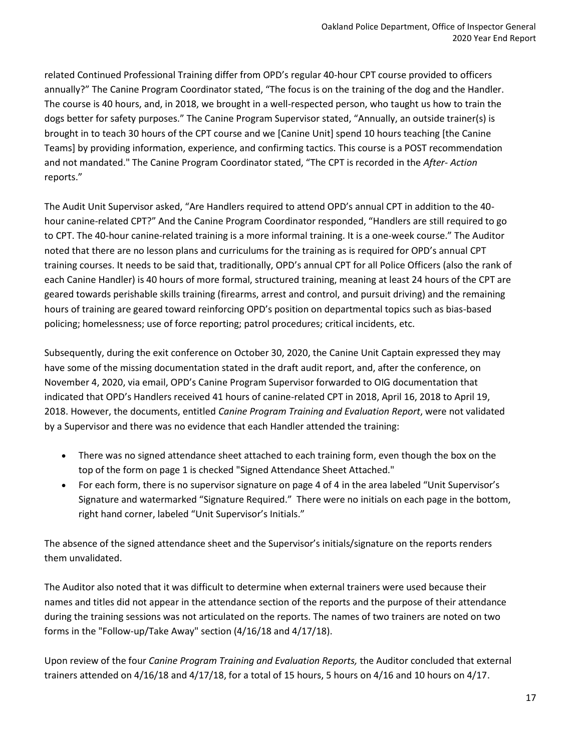related Continued Professional Training differ from OPD's regular 40-hour CPT course provided to officers annually?" The Canine Program Coordinator stated, "The focus is on the training of the dog and the Handler. The course is 40 hours, and, in 2018, we brought in a well-respected person, who taught us how to train the dogs better for safety purposes." The Canine Program Supervisor stated, "Annually, an outside trainer(s) is brought in to teach 30 hours of the CPT course and we [Canine Unit] spend 10 hours teaching [the Canine Teams] by providing information, experience, and confirming tactics. This course is a POST recommendation and not mandated." The Canine Program Coordinator stated, "The CPT is recorded in the *After- Action* reports."

The Audit Unit Supervisor asked, "Are Handlers required to attend OPD's annual CPT in addition to the 40-hour canine-related CPT?" And the Canine Program Coordinator responded, "Handlers are still required to go to CPT. The 40-hour canine-related training is a more informal training. It is a one-week course." The Auditor noted that there are no lesson plans and curriculums for the training as is required for OPD's annual CPT training courses. It needs to be said that, traditionally, OPD's annual CPT for all Police Officers (also the rank of each Canine Handler) is 40 hours of more formal, structured training, meaning at least 24 hours of the CPT are geared towards perishable skills training (firearms, arrest and control, and pursuit driving) and the remaining hours of training are geared toward reinforcing OPD's position on departmental topics such as bias-based policing; homelessness; use of force reporting; patrol procedures; critical incidents, etc.

Subsequently, during the exit conference on October 30, 2020, the Canine Unit Captain expressed they may have some of the missing documentation stated in the draft audit report, and, after the conference, on November 4, 2020, via email, OPD's Canine Program Supervisor forwarded to OIG documentation that indicated that OPD's Handlers received 41 hours of canine-related CPT in 2018, April 16, 2018 to April 19, 2018. However, the documents, entitled *Canine Program Training and Evaluation Report*, were not validated by a Supervisor and there was no evidence that each Handler attended the training:

- There was no signed attendance sheet attached to each training form, even though the box on the top of the form on page 1 is checked "Signed Attendance Sheet Attached."
- For each form, there is no supervisor signature on page 4 of 4 in the area labeled "Unit Supervisor's Signature and watermarked "Signature Required." There were no initials on each page in the bottom, right hand corner, labeled "Unit Supervisor's Initials."

The absence of the signed attendance sheet and the Supervisor's initials/signature on the reports renders them unvalidated.

The Auditor also noted that it was difficult to determine when external trainers were used because their names and titles did not appear in the attendance section of the reports and the purpose of their attendance during the training sessions was not articulated on the reports. The names of two trainers are noted on two forms in the "Follow-up/Take Away" section (4/16/18 and 4/17/18).

Upon review of the four *Canine Program Training and Evaluation Reports,* the Auditor concluded that external trainers attended on 4/16/18 and 4/17/18, for a total of 15 hours, 5 hours on 4/16 and 10 hours on 4/17.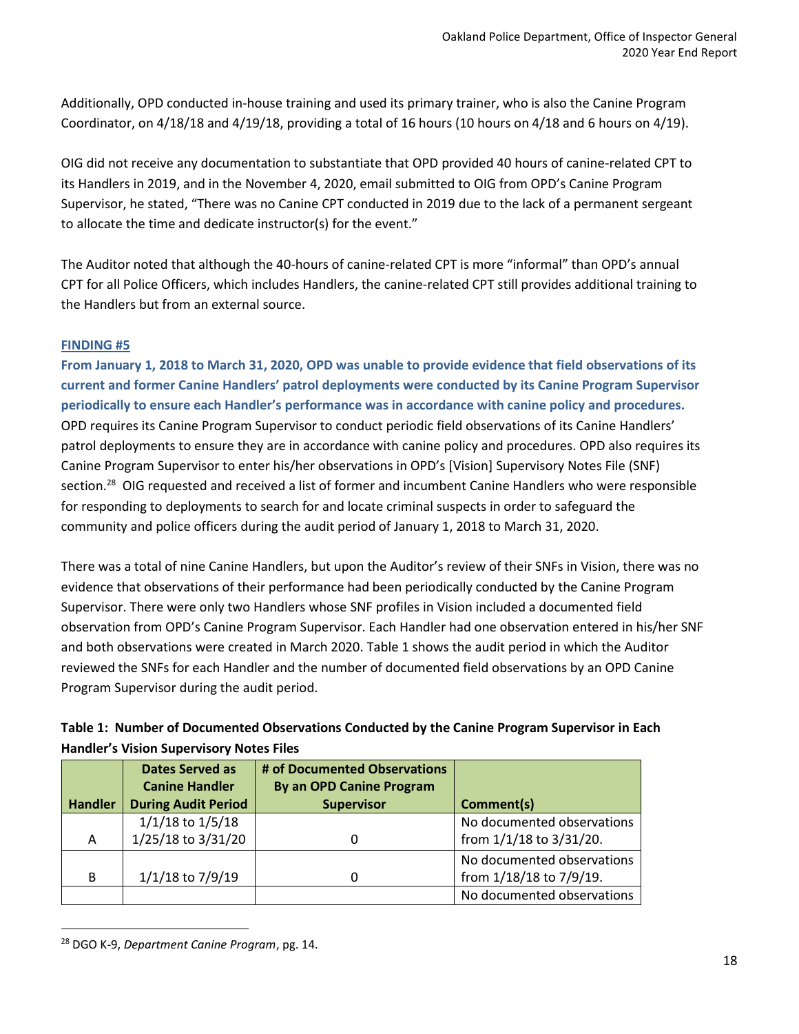Additionally, OPD conducted in-house training and used its primary trainer, who is also the Canine Program Coordinator, on 4/18/18 and 4/19/18, providing a total of 16 hours (10 hours on 4/18 and 6 hours on 4/19).

OIG did not receive any documentation to substantiate that OPD provided 40 hours of canine-related CPT to its Handlers in 2019, and in the November 4, 2020, email submitted to OIG from OPD's Canine Program Supervisor, he stated, "There was no Canine CPT conducted in 2019 due to the lack of a permanent sergeant to allocate the time and dedicate instructor(s) for the event."

The Auditor noted that although the 40-hours of canine-related CPT is more "informal" than OPD's annual CPT for all Police Officers, which includes Handlers, the canine-related CPT still provides additional training to the Handlers but from an external source.

**FINDING #5**

**From January 1, 2018 to March 31, 2020, OPD was unable to provide evidence that field observations of its current and former Canine Handlers' patrol deployments were conducted by its Canine Program Supervisor periodically to ensure each Handler's performance was in accordance with canine policy and procedures.** OPD requires its Canine Program Supervisor to conduct periodic field observations of its Canine Handlers' patrol deployments to ensure they are in accordance with canine policy and procedures. OPD also requires its Canine Program Supervisor to enter his/her observations in OPD's [Vision] Supervisory Notes File (SNF) section.[28] OIG requested and received a list of former and incumbent Canine Handlers who were responsible for responding to deployments to search for and locate criminal suspects in order to safeguard the community and police officers during the audit period of January 1, 2018 to March 31, 2020.

There was a total of nine Canine Handlers, but upon the Auditor's review of their SNFs in Vision, there was no evidence that observations of their performance had been periodically conducted by the Canine Program Supervisor. There were only two Handlers whose SNF profiles in Vision included a documented field observation from OPD's Canine Program Supervisor. Each Handler had one observation entered in his/her SNF and both observations were created in March 2020. Table 1 shows the audit period in which the Auditor reviewed the SNFs for each Handler and the number of documented field observations by an OPD Canine Program Supervisor during the audit period.

**Table 1: Number of Documented Observations Conducted by the Canine Program Supervisor in Each Handler's Vision Supervisory Notes Files**

| Handler | Dates Served as Canine Handler During Audit Period | # of Documented Observations By an OPD Canine Program Supervisor | Comment(s) |
|---|---|---|---|
| A | 1/1/18 to 1/5/18<br>1/25/18 to 3/31/20 | 0 | No documented observations from 1/1/18 to 3/31/20. |
| B | 1/1/18 to 7/9/19 | 0 | No documented observations from 1/18/18 to 7/9/19. |
| | | | No documented observations |

[28] DGO K-9, *Department Canine Program*, pg. 14.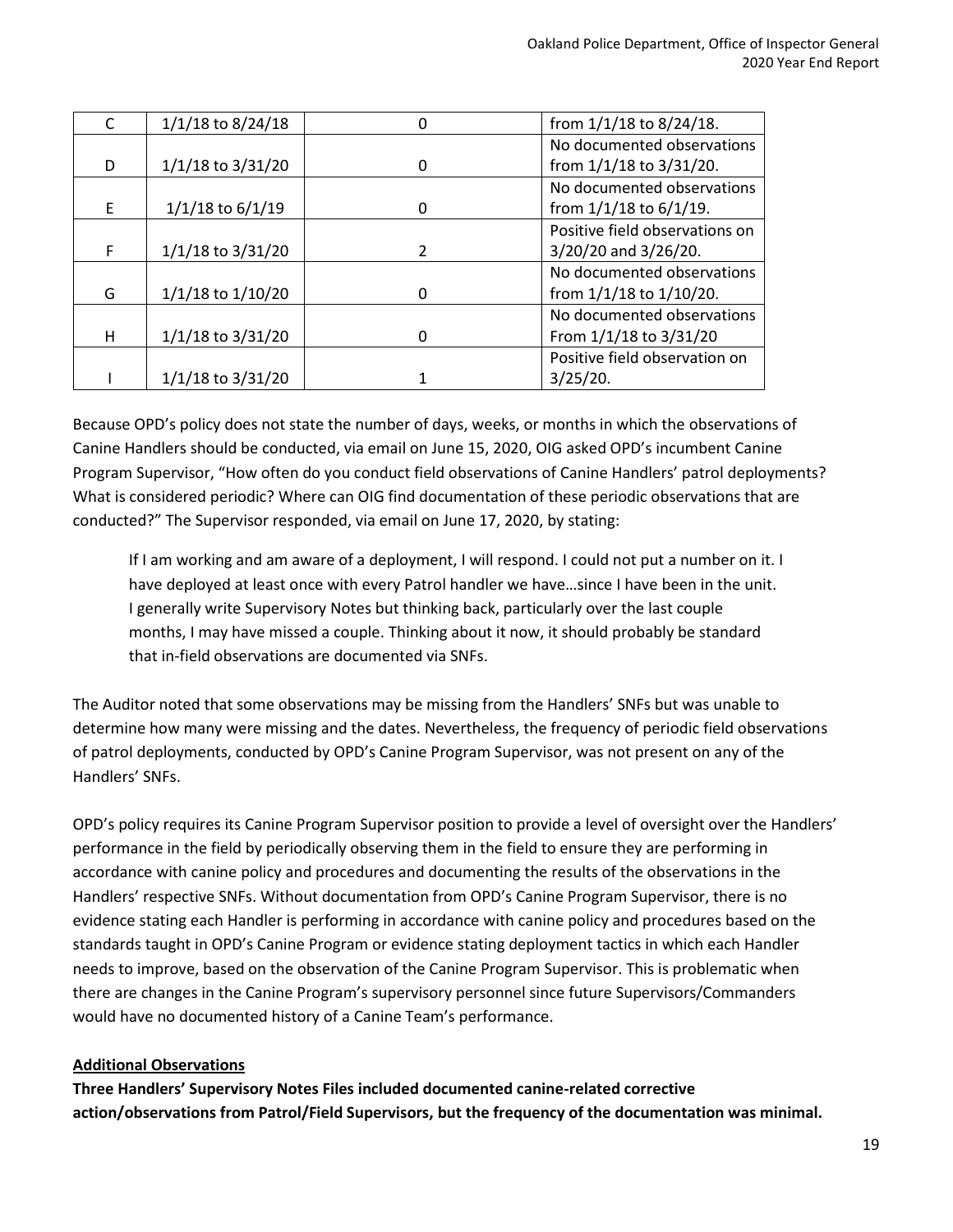| C | 1/1/18 to 8/24/18 | 0 | from 1/1/18 to 8/24/18. |
|---|---|---|---|
| D | 1/1/18 to 3/31/20 | 0 | No documented observations from 1/1/18 to 3/31/20. |
| E | 1/1/18 to 6/1/19 | 0 | No documented observations from 1/1/18 to 6/1/19. |
| F | 1/1/18 to 3/31/20 | 2 | Positive field observations on 3/20/20 and 3/26/20. |
| G | 1/1/18 to 1/10/20 | 0 | No documented observations from 1/1/18 to 1/10/20. |
| H | 1/1/18 to 3/31/20 | 0 | No documented observations From 1/1/18 to 3/31/20 |
| I | 1/1/18 to 3/31/20 | 1 | Positive field observation on 3/25/20. |

Because OPD's policy does not state the number of days, weeks, or months in which the observations of Canine Handlers should be conducted, via email on June 15, 2020, OIG asked OPD's incumbent Canine Program Supervisor, "How often do you conduct field observations of Canine Handlers' patrol deployments? What is considered periodic? Where can OIG find documentation of these periodic observations that are conducted?" The Supervisor responded, via email on June 17, 2020, by stating:

> If I am working and am aware of a deployment, I will respond. I could not put a number on it. I have deployed at least once with every Patrol handler we have…since I have been in the unit. I generally write Supervisory Notes but thinking back, particularly over the last couple months, I may have missed a couple. Thinking about it now, it should probably be standard that in-field observations are documented via SNFs.

The Auditor noted that some observations may be missing from the Handlers' SNFs but was unable to determine how many were missing and the dates. Nevertheless, the frequency of periodic field observations of patrol deployments, conducted by OPD's Canine Program Supervisor, was not present on any of the Handlers' SNFs.

OPD's policy requires its Canine Program Supervisor position to provide a level of oversight over the Handlers' performance in the field by periodically observing them in the field to ensure they are performing in accordance with canine policy and procedures and documenting the results of the observations in the Handlers' respective SNFs. Without documentation from OPD's Canine Program Supervisor, there is no evidence stating each Handler is performing in accordance with canine policy and procedures based on the standards taught in OPD's Canine Program or evidence stating deployment tactics in which each Handler needs to improve, based on the observation of the Canine Program Supervisor. This is problematic when there are changes in the Canine Program's supervisory personnel since future Supervisors/Commanders would have no documented history of a Canine Team's performance.

**Additional Observations**

**Three Handlers' Supervisory Notes Files included documented canine-related corrective action/observations from Patrol/Field Supervisors, but the frequency of the documentation was minimal.**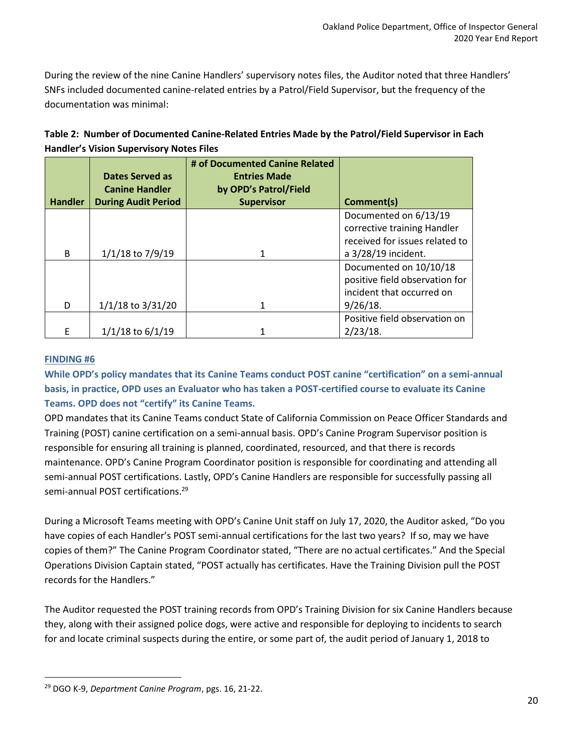During the review of the nine Canine Handlers' supervisory notes files, the Auditor noted that three Handlers' SNFs included documented canine-related entries by a Patrol/Field Supervisor, but the frequency of the documentation was minimal:

**Table 2: Number of Documented Canine-Related Entries Made by the Patrol/Field Supervisor in Each Handler's Vision Supervisory Notes Files**

| Handler | Dates Served as Canine Handler During Audit Period | # of Documented Canine Related Entries Made by OPD's Patrol/Field Supervisor | Comment(s) |
|---|---|---|---|
| B | 1/1/18 to 7/9/19 | 1 | Documented on 6/13/19 corrective training Handler received for issues related to a 3/28/19 incident. |
| D | 1/1/18 to 3/31/20 | 1 | Documented on 10/10/18 positive field observation for incident that occurred on 9/26/18. |
| E | 1/1/18 to 6/1/19 | 1 | Positive field observation on 2/23/18. |

**FINDING #6**

**While OPD's policy mandates that its Canine Teams conduct POST canine "certification" on a semi-annual basis, in practice, OPD uses an Evaluator who has taken a POST-certified course to evaluate its Canine Teams. OPD does not "certify" its Canine Teams.**

OPD mandates that its Canine Teams conduct State of California Commission on Peace Officer Standards and Training (POST) canine certification on a semi-annual basis. OPD's Canine Program Supervisor position is responsible for ensuring all training is planned, coordinated, resourced, and that there is records maintenance. OPD's Canine Program Coordinator position is responsible for coordinating and attending all semi-annual POST certifications. Lastly, OPD's Canine Handlers are responsible for successfully passing all semi-annual POST certifications.[29]

During a Microsoft Teams meeting with OPD's Canine Unit staff on July 17, 2020, the Auditor asked, "Do you have copies of each Handler's POST semi-annual certifications for the last two years? If so, may we have copies of them?" The Canine Program Coordinator stated, "There are no actual certificates." And the Special Operations Division Captain stated, "POST actually has certificates. Have the Training Division pull the POST records for the Handlers."

The Auditor requested the POST training records from OPD's Training Division for six Canine Handlers because they, along with their assigned police dogs, were active and responsible for deploying to incidents to search for and locate criminal suspects during the entire, or some part of, the audit period of January 1, 2018 to

[29] DGO K-9, *Department Canine Program*, pgs. 16, 21-22.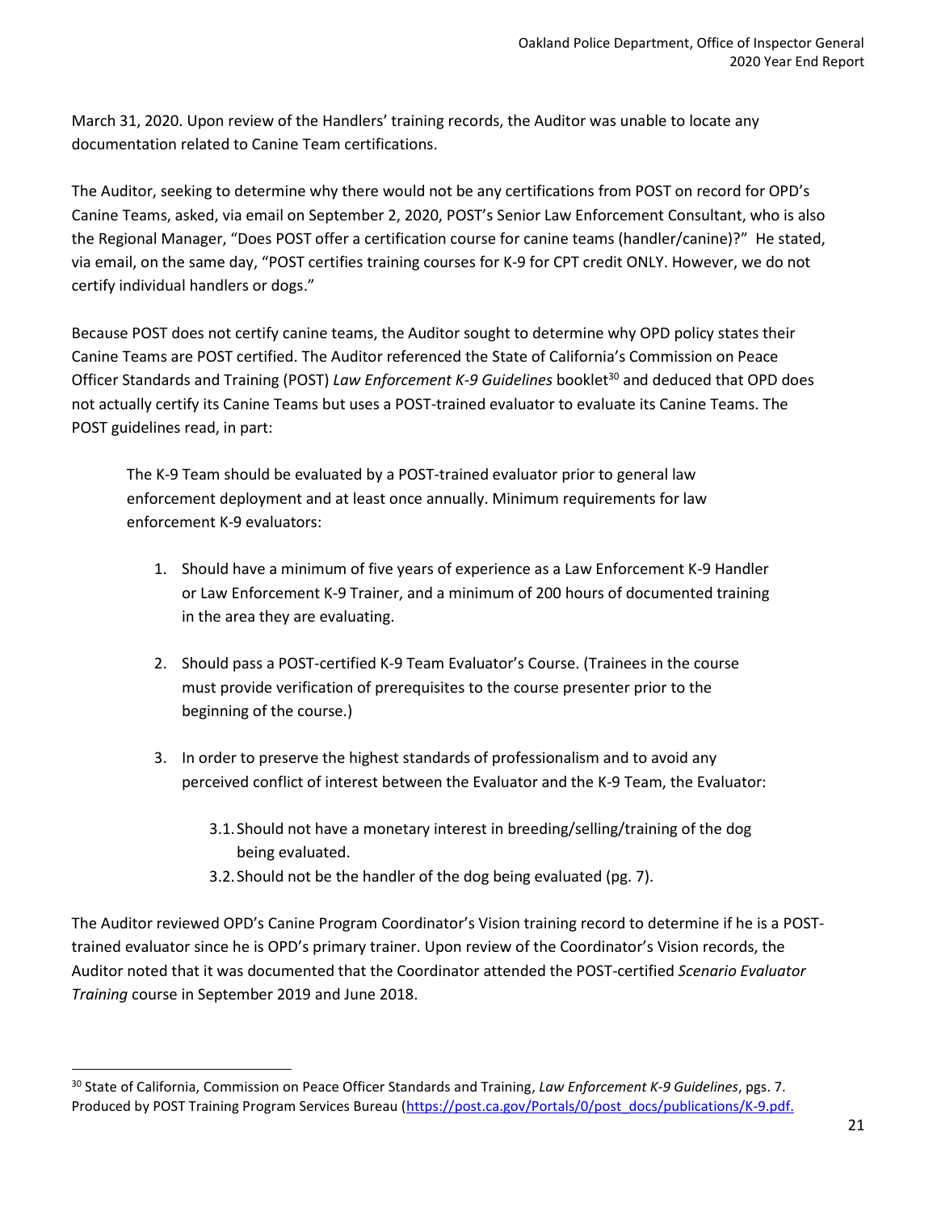March 31, 2020. Upon review of the Handlers' training records, the Auditor was unable to locate any documentation related to Canine Team certifications.

The Auditor, seeking to determine why there would not be any certifications from POST on record for OPD's Canine Teams, asked, via email on September 2, 2020, POST's Senior Law Enforcement Consultant, who is also the Regional Manager, "Does POST offer a certification course for canine teams (handler/canine)?" He stated, via email, on the same day, "POST certifies training courses for K-9 for CPT credit ONLY. However, we do not certify individual handlers or dogs."

Because POST does not certify canine teams, the Auditor sought to determine why OPD policy states their Canine Teams are POST certified. The Auditor referenced the State of California's Commission on Peace Officer Standards and Training (POST) *Law Enforcement K-9 Guidelines* booklet[30] and deduced that OPD does not actually certify its Canine Teams but uses a POST-trained evaluator to evaluate its Canine Teams. The POST guidelines read, in part:

> The K-9 Team should be evaluated by a POST-trained evaluator prior to general law enforcement deployment and at least once annually. Minimum requirements for law enforcement K-9 evaluators:
>
> 1. Should have a minimum of five years of experience as a Law Enforcement K-9 Handler or Law Enforcement K-9 Trainer, and a minimum of 200 hours of documented training in the area they are evaluating.
>
> 2. Should pass a POST-certified K-9 Team Evaluator's Course. (Trainees in the course must provide verification of prerequisites to the course presenter prior to the beginning of the course.)
>
> 3. In order to preserve the highest standards of professionalism and to avoid any perceived conflict of interest between the Evaluator and the K-9 Team, the Evaluator:
>
>     3.1. Should not have a monetary interest in breeding/selling/training of the dog being evaluated.
>
>     3.2. Should not be the handler of the dog being evaluated (pg. 7).

The Auditor reviewed OPD's Canine Program Coordinator's Vision training record to determine if he is a POST-trained evaluator since he is OPD's primary trainer. Upon review of the Coordinator's Vision records, the Auditor noted that it was documented that the Coordinator attended the POST-certified *Scenario Evaluator Training* course in September 2019 and June 2018.

---

[30] State of California, Commission on Peace Officer Standards and Training, *Law Enforcement K-9 Guidelines*, pgs. 7. Produced by POST Training Program Services Bureau (https://post.ca.gov/Portals/0/post_docs/publications/K-9.pdf.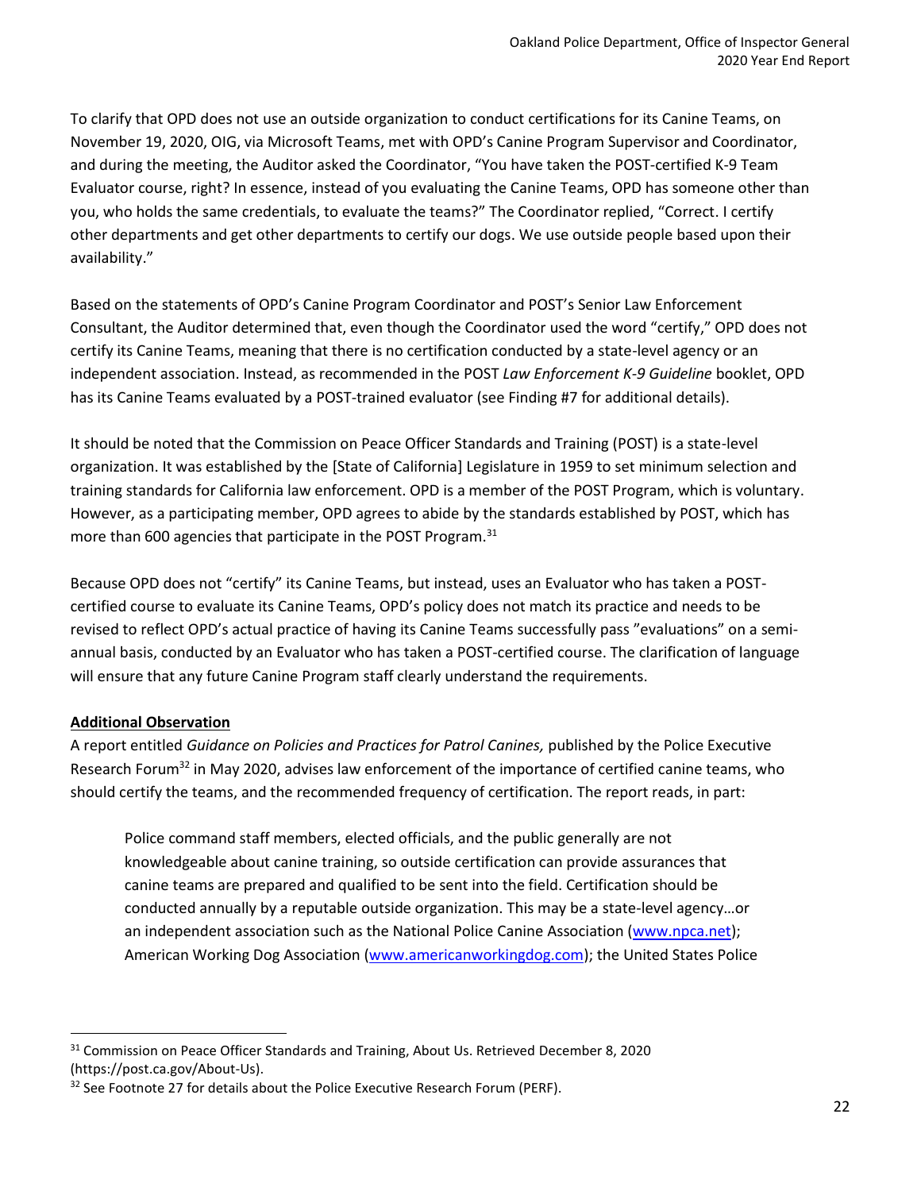To clarify that OPD does not use an outside organization to conduct certifications for its Canine Teams, on November 19, 2020, OIG, via Microsoft Teams, met with OPD's Canine Program Supervisor and Coordinator, and during the meeting, the Auditor asked the Coordinator, "You have taken the POST-certified K-9 Team Evaluator course, right? In essence, instead of you evaluating the Canine Teams, OPD has someone other than you, who holds the same credentials, to evaluate the teams?" The Coordinator replied, "Correct. I certify other departments and get other departments to certify our dogs. We use outside people based upon their availability."

Based on the statements of OPD's Canine Program Coordinator and POST's Senior Law Enforcement Consultant, the Auditor determined that, even though the Coordinator used the word "certify," OPD does not certify its Canine Teams, meaning that there is no certification conducted by a state-level agency or an independent association. Instead, as recommended in the POST *Law Enforcement K-9 Guideline* booklet, OPD has its Canine Teams evaluated by a POST-trained evaluator (see Finding #7 for additional details).

It should be noted that the Commission on Peace Officer Standards and Training (POST) is a state-level organization. It was established by the [State of California] Legislature in 1959 to set minimum selection and training standards for California law enforcement. OPD is a member of the POST Program, which is voluntary. However, as a participating member, OPD agrees to abide by the standards established by POST, which has more than 600 agencies that participate in the POST Program.[31]

Because OPD does not "certify" its Canine Teams, but instead, uses an Evaluator who has taken a POST-certified course to evaluate its Canine Teams, OPD's policy does not match its practice and needs to be revised to reflect OPD's actual practice of having its Canine Teams successfully pass "evaluations" on a semi-annual basis, conducted by an Evaluator who has taken a POST-certified course. The clarification of language will ensure that any future Canine Program staff clearly understand the requirements.

**Additional Observation**

A report entitled *Guidance on Policies and Practices for Patrol Canines,* published by the Police Executive Research Forum[32] in May 2020, advises law enforcement of the importance of certified canine teams, who should certify the teams, and the recommended frequency of certification. The report reads, in part:

> Police command staff members, elected officials, and the public generally are not knowledgeable about canine training, so outside certification can provide assurances that canine teams are prepared and qualified to be sent into the field. Certification should be conducted annually by a reputable outside organization. This may be a state-level agency…or an independent association such as the National Police Canine Association (www.npca.net); American Working Dog Association (www.americanworkingdog.com); the United States Police

[31] Commission on Peace Officer Standards and Training, About Us. Retrieved December 8, 2020 (https://post.ca.gov/About-Us).

[32] See Footnote 27 for details about the Police Executive Research Forum (PERF).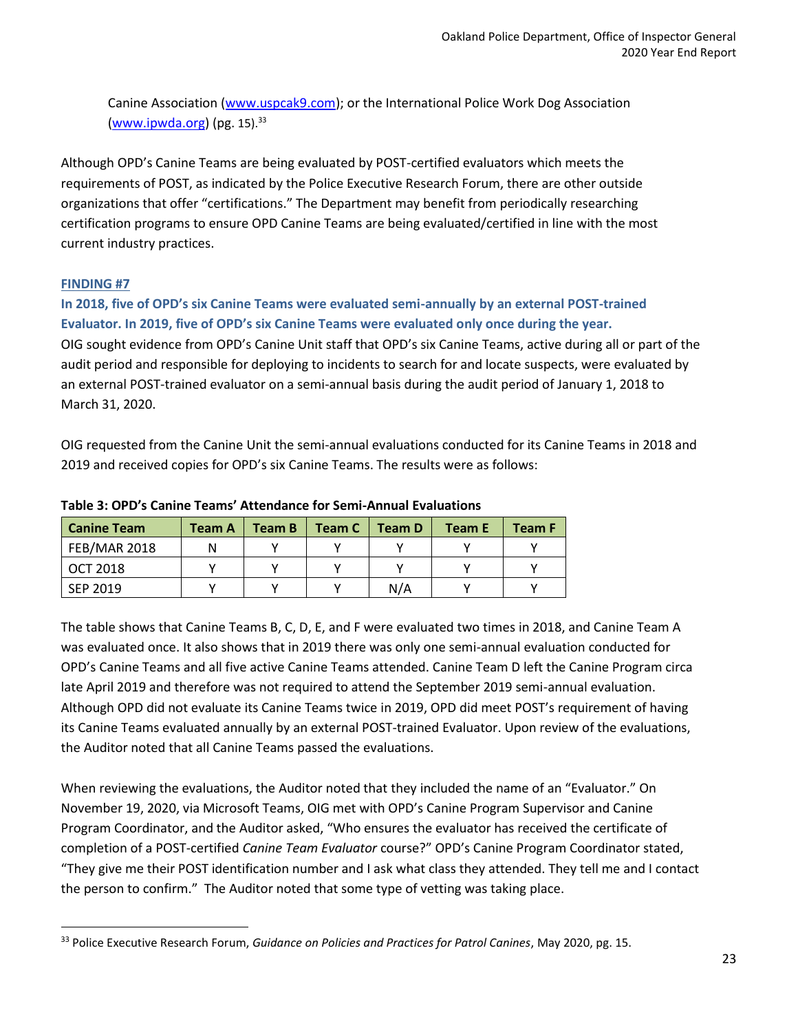Canine Association ([www.uspcak9.com](www.uspcak9.com)); or the International Police Work Dog Association ([www.ipwda.org](www.ipwda.org)) (pg. 15).[33]

Although OPD's Canine Teams are being evaluated by POST-certified evaluators which meets the requirements of POST, as indicated by the Police Executive Research Forum, there are other outside organizations that offer "certifications." The Department may benefit from periodically researching certification programs to ensure OPD Canine Teams are being evaluated/certified in line with the most current industry practices.

### FINDING #7

**In 2018, five of OPD's six Canine Teams were evaluated semi-annually by an external POST-trained Evaluator. In 2019, five of OPD's six Canine Teams were evaluated only once during the year.**

OIG sought evidence from OPD's Canine Unit staff that OPD's six Canine Teams, active during all or part of the audit period and responsible for deploying to incidents to search for and locate suspects, were evaluated by an external POST-trained evaluator on a semi-annual basis during the audit period of January 1, 2018 to March 31, 2020.

OIG requested from the Canine Unit the semi-annual evaluations conducted for its Canine Teams in 2018 and 2019 and received copies for OPD's six Canine Teams. The results were as follows:

**Table 3: OPD's Canine Teams' Attendance for Semi-Annual Evaluations**

| Canine Team | Team A | Team B | Team C | Team D | Team E | Team F |
|---|---|---|---|---|---|---|
| FEB/MAR 2018 | N | Y | Y | Y | Y | Y |
| OCT 2018 | Y | Y | Y | Y | Y | Y |
| SEP 2019 | Y | Y | Y | N/A | Y | Y |

The table shows that Canine Teams B, C, D, E, and F were evaluated two times in 2018, and Canine Team A was evaluated once. It also shows that in 2019 there was only one semi-annual evaluation conducted for OPD's Canine Teams and all five active Canine Teams attended. Canine Team D left the Canine Program circa late April 2019 and therefore was not required to attend the September 2019 semi-annual evaluation. Although OPD did not evaluate its Canine Teams twice in 2019, OPD did meet POST's requirement of having its Canine Teams evaluated annually by an external POST-trained Evaluator. Upon review of the evaluations, the Auditor noted that all Canine Teams passed the evaluations.

When reviewing the evaluations, the Auditor noted that they included the name of an "Evaluator." On November 19, 2020, via Microsoft Teams, OIG met with OPD's Canine Program Supervisor and Canine Program Coordinator, and the Auditor asked, "Who ensures the evaluator has received the certificate of completion of a POST-certified *Canine Team Evaluator* course?" OPD's Canine Program Coordinator stated, "They give me their POST identification number and I ask what class they attended. They tell me and I contact the person to confirm." The Auditor noted that some type of vetting was taking place.

---

[33] Police Executive Research Forum, *Guidance on Policies and Practices for Patrol Canines*, May 2020, pg. 15.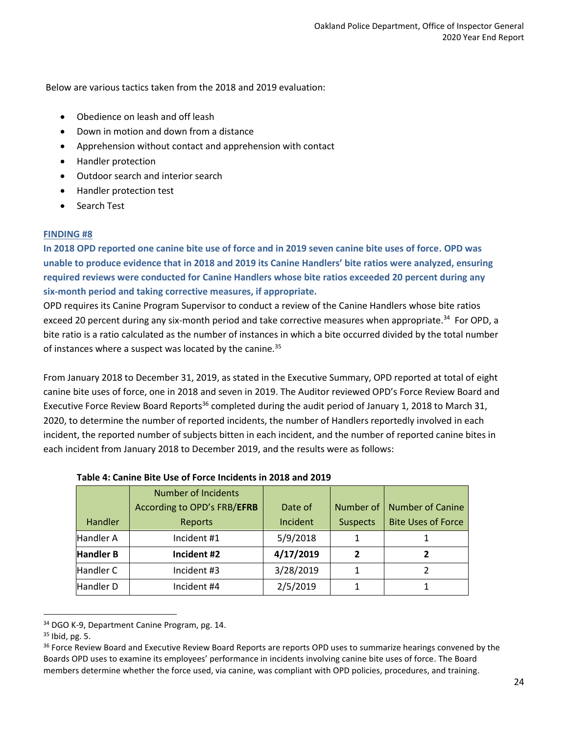Below are various tactics taken from the 2018 and 2019 evaluation:

- Obedience on leash and off leash
- Down in motion and down from a distance
- Apprehension without contact and apprehension with contact
- Handler protection
- Outdoor search and interior search
- Handler protection test
- Search Test

**FINDING #8**

**In 2018 OPD reported one canine bite use of force and in 2019 seven canine bite uses of force. OPD was unable to produce evidence that in 2018 and 2019 its Canine Handlers' bite ratios were analyzed, ensuring required reviews were conducted for Canine Handlers whose bite ratios exceeded 20 percent during any six-month period and taking corrective measures, if appropriate.**

OPD requires its Canine Program Supervisor to conduct a review of the Canine Handlers whose bite ratios exceed 20 percent during any six-month period and take corrective measures when appropriate.[34] For OPD, a bite ratio is a ratio calculated as the number of instances in which a bite occurred divided by the total number of instances where a suspect was located by the canine.[35]

From January 2018 to December 31, 2019, as stated in the Executive Summary, OPD reported at total of eight canine bite uses of force, one in 2018 and seven in 2019. The Auditor reviewed OPD's Force Review Board and Executive Force Review Board Reports[36] completed during the audit period of January 1, 2018 to March 31, 2020, to determine the number of reported incidents, the number of Handlers reportedly involved in each incident, the reported number of subjects bitten in each incident, and the number of reported canine bites in each incident from January 2018 to December 2019, and the results were as follows:

**Table 4: Canine Bite Use of Force Incidents in 2018 and 2019**

| Handler | Number of Incidents According to OPD's FRB/**EFRB** Reports | Date of Incident | Number of Suspects | Number of Canine Bite Uses of Force |
|---|---|---|---|---|
| Handler A | Incident #1 | 5/9/2018 | 1 | 1 |
| **Handler B** | **Incident #2** | **4/17/2019** | **2** | **2** |
| Handler C | Incident #3 | 3/28/2019 | 1 | 2 |
| Handler D | Incident #4 | 2/5/2019 | 1 | 1 |

[34] DGO K-9, Department Canine Program, pg. 14.

[35] Ibid, pg. 5.

[36] Force Review Board and Executive Review Board Reports are reports OPD uses to summarize hearings convened by the Boards OPD uses to examine its employees' performance in incidents involving canine bite uses of force. The Board members determine whether the force used, via canine, was compliant with OPD policies, procedures, and training.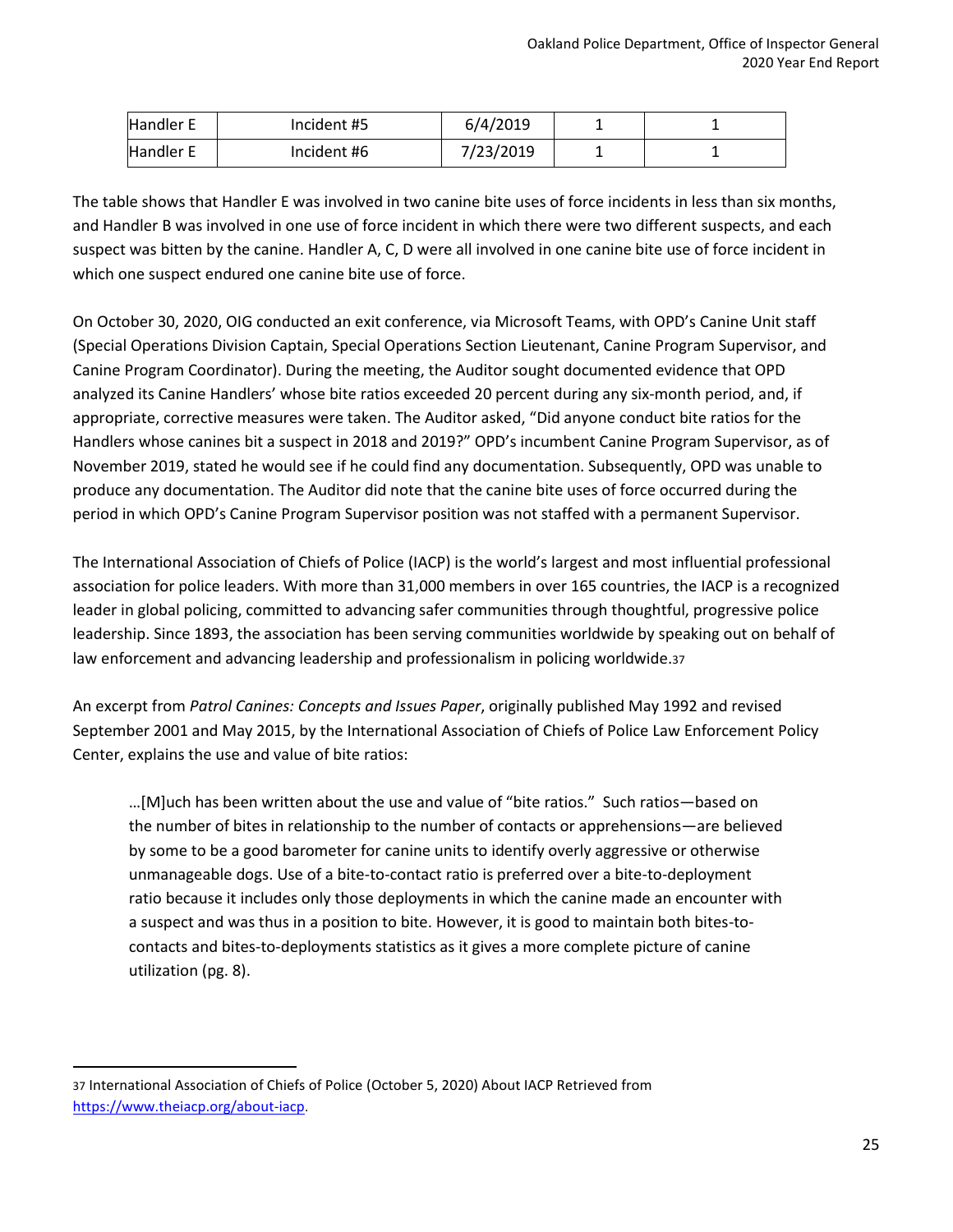| Handler E | Incident #5 | 6/4/2019 | 1 | 1 |
|---|---|---|---|---|
| Handler E | Incident #6 | 7/23/2019 | 1 | 1 |

The table shows that Handler E was involved in two canine bite uses of force incidents in less than six months, and Handler B was involved in one use of force incident in which there were two different suspects, and each suspect was bitten by the canine. Handler A, C, D were all involved in one canine bite use of force incident in which one suspect endured one canine bite use of force.

On October 30, 2020, OIG conducted an exit conference, via Microsoft Teams, with OPD's Canine Unit staff (Special Operations Division Captain, Special Operations Section Lieutenant, Canine Program Supervisor, and Canine Program Coordinator). During the meeting, the Auditor sought documented evidence that OPD analyzed its Canine Handlers' whose bite ratios exceeded 20 percent during any six-month period, and, if appropriate, corrective measures were taken. The Auditor asked, "Did anyone conduct bite ratios for the Handlers whose canines bit a suspect in 2018 and 2019?" OPD's incumbent Canine Program Supervisor, as of November 2019, stated he would see if he could find any documentation. Subsequently, OPD was unable to produce any documentation. The Auditor did note that the canine bite uses of force occurred during the period in which OPD's Canine Program Supervisor position was not staffed with a permanent Supervisor.

The International Association of Chiefs of Police (IACP) is the world's largest and most influential professional association for police leaders. With more than 31,000 members in over 165 countries, the IACP is a recognized leader in global policing, committed to advancing safer communities through thoughtful, progressive police leadership. Since 1893, the association has been serving communities worldwide by speaking out on behalf of law enforcement and advancing leadership and professionalism in policing worldwide.[37]

An excerpt from *Patrol Canines: Concepts and Issues Paper*, originally published May 1992 and revised September 2001 and May 2015, by the International Association of Chiefs of Police Law Enforcement Policy Center, explains the use and value of bite ratios:

> …[M]uch has been written about the use and value of "bite ratios." Such ratios—based on the number of bites in relationship to the number of contacts or apprehensions—are believed by some to be a good barometer for canine units to identify overly aggressive or otherwise unmanageable dogs. Use of a bite-to-contact ratio is preferred over a bite-to-deployment ratio because it includes only those deployments in which the canine made an encounter with a suspect and was thus in a position to bite. However, it is good to maintain both bites-to-contacts and bites-to-deployments statistics as it gives a more complete picture of canine utilization (pg. 8).

---

37 International Association of Chiefs of Police (October 5, 2020) About IACP Retrieved from https://www.theiacp.org/about-iacp.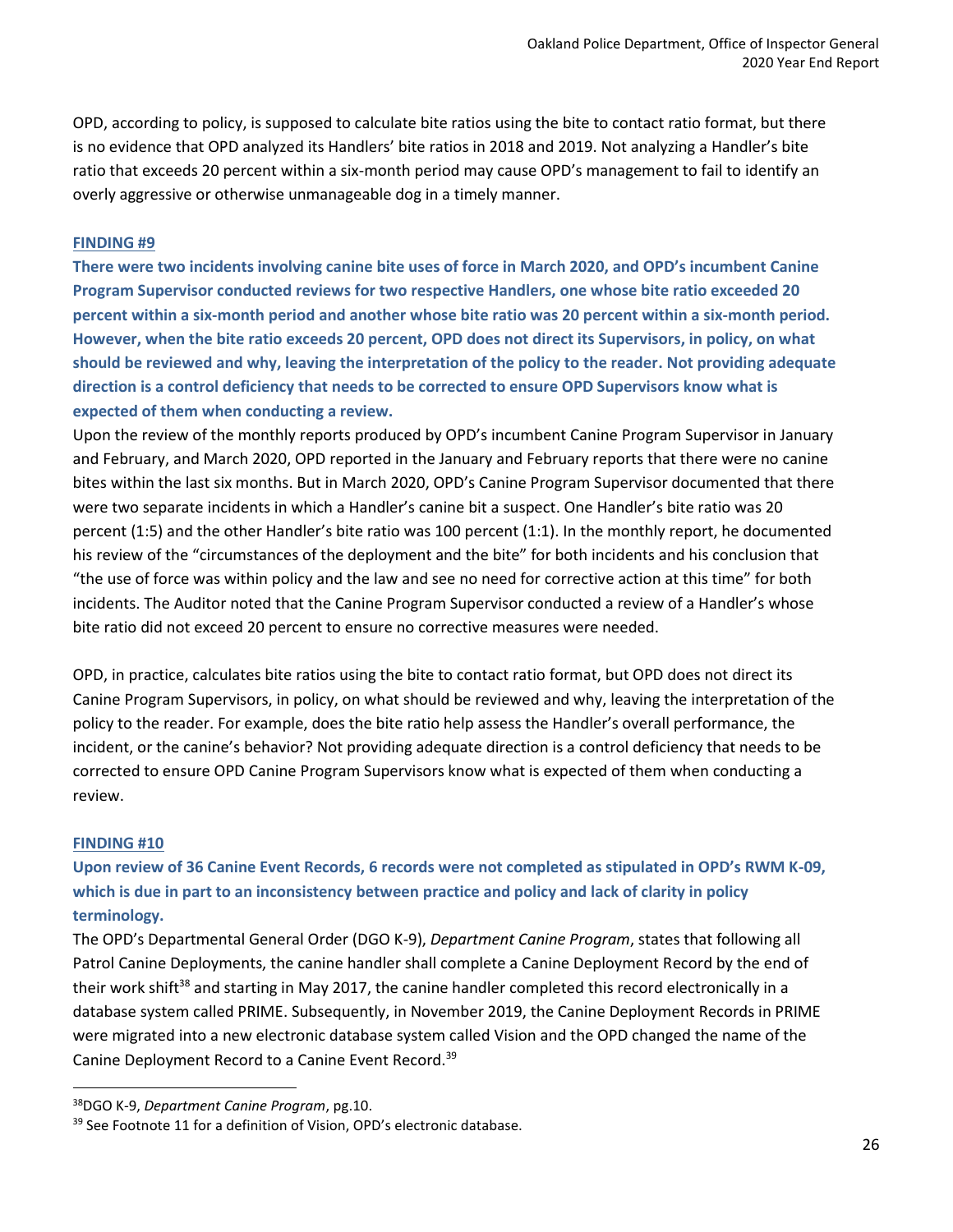OPD, according to policy, is supposed to calculate bite ratios using the bite to contact ratio format, but there is no evidence that OPD analyzed its Handlers' bite ratios in 2018 and 2019. Not analyzing a Handler's bite ratio that exceeds 20 percent within a six-month period may cause OPD's management to fail to identify an overly aggressive or otherwise unmanageable dog in a timely manner.

#### FINDING #9

**There were two incidents involving canine bite uses of force in March 2020, and OPD's incumbent Canine Program Supervisor conducted reviews for two respective Handlers, one whose bite ratio exceeded 20 percent within a six-month period and another whose bite ratio was 20 percent within a six-month period. However, when the bite ratio exceeds 20 percent, OPD does not direct its Supervisors, in policy, on what should be reviewed and why, leaving the interpretation of the policy to the reader. Not providing adequate direction is a control deficiency that needs to be corrected to ensure OPD Supervisors know what is expected of them when conducting a review.**

Upon the review of the monthly reports produced by OPD's incumbent Canine Program Supervisor in January and February, and March 2020, OPD reported in the January and February reports that there were no canine bites within the last six months. But in March 2020, OPD's Canine Program Supervisor documented that there were two separate incidents in which a Handler's canine bit a suspect. One Handler's bite ratio was 20 percent (1:5) and the other Handler's bite ratio was 100 percent (1:1). In the monthly report, he documented his review of the "circumstances of the deployment and the bite" for both incidents and his conclusion that "the use of force was within policy and the law and see no need for corrective action at this time" for both incidents. The Auditor noted that the Canine Program Supervisor conducted a review of a Handler's whose bite ratio did not exceed 20 percent to ensure no corrective measures were needed.

OPD, in practice, calculates bite ratios using the bite to contact ratio format, but OPD does not direct its Canine Program Supervisors, in policy, on what should be reviewed and why, leaving the interpretation of the policy to the reader. For example, does the bite ratio help assess the Handler's overall performance, the incident, or the canine's behavior? Not providing adequate direction is a control deficiency that needs to be corrected to ensure OPD Canine Program Supervisors know what is expected of them when conducting a review.

#### FINDING #10

**Upon review of 36 Canine Event Records, 6 records were not completed as stipulated in OPD's RWM K-09, which is due in part to an inconsistency between practice and policy and lack of clarity in policy terminology.**

The OPD's Departmental General Order (DGO K-9), *Department Canine Program*, states that following all Patrol Canine Deployments, the canine handler shall complete a Canine Deployment Record by the end of their work shift[38] and starting in May 2017, the canine handler completed this record electronically in a database system called PRIME. Subsequently, in November 2019, the Canine Deployment Records in PRIME were migrated into a new electronic database system called Vision and the OPD changed the name of the Canine Deployment Record to a Canine Event Record.[39]

---

[38] DGO K-9, *Department Canine Program*, pg.10.

[39] See Footnote 11 for a definition of Vision, OPD's electronic database.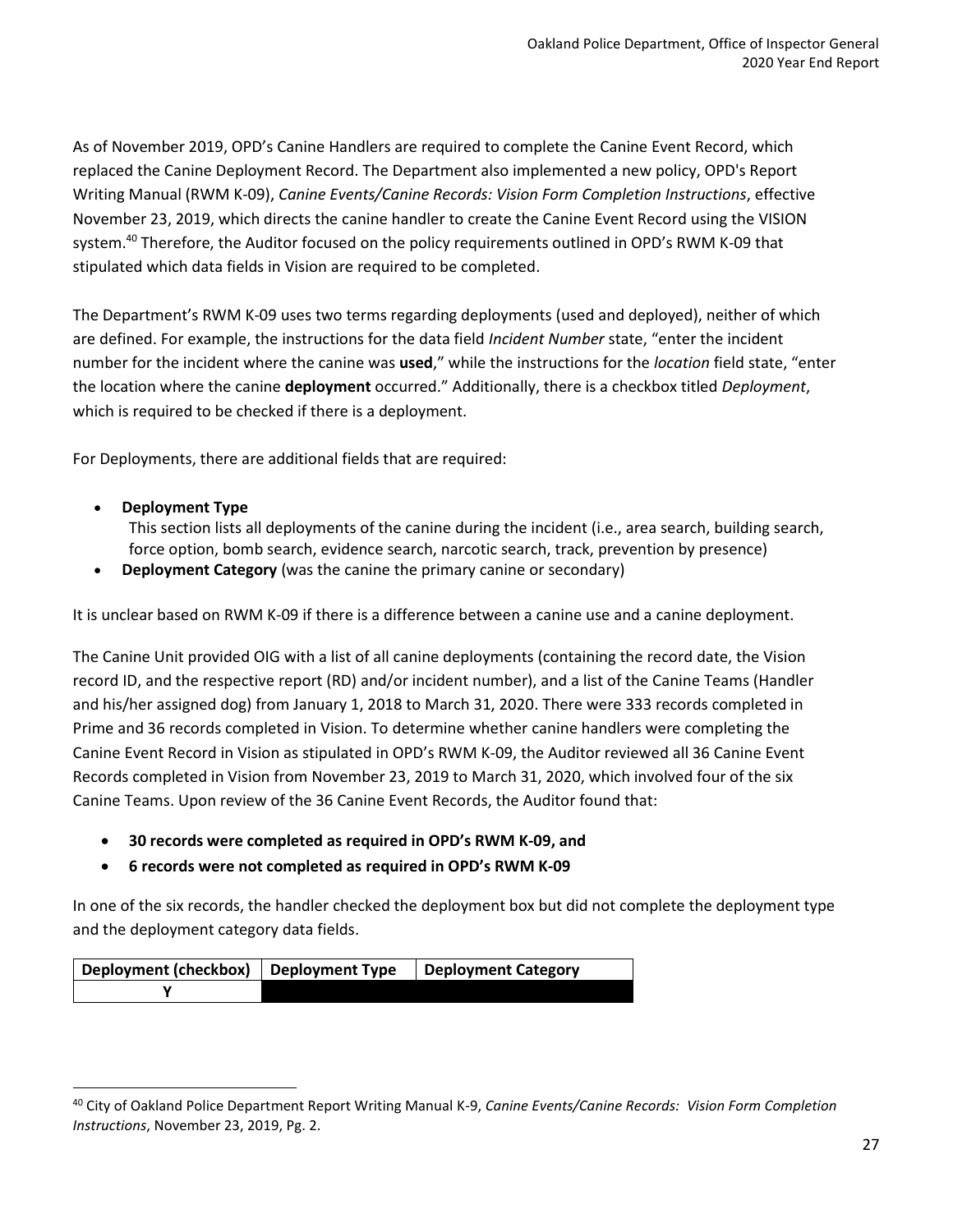As of November 2019, OPD's Canine Handlers are required to complete the Canine Event Record, which replaced the Canine Deployment Record. The Department also implemented a new policy, OPD's Report Writing Manual (RWM K-09), *Canine Events/Canine Records: Vision Form Completion Instructions*, effective November 23, 2019, which directs the canine handler to create the Canine Event Record using the VISION system.[40] Therefore, the Auditor focused on the policy requirements outlined in OPD's RWM K-09 that stipulated which data fields in Vision are required to be completed.

The Department's RWM K-09 uses two terms regarding deployments (used and deployed), neither of which are defined. For example, the instructions for the data field *Incident Number* state, "enter the incident number for the incident where the canine was **used**," while the instructions for the *location* field state, "enter the location where the canine **deployment** occurred." Additionally, there is a checkbox titled *Deployment*, which is required to be checked if there is a deployment.

For Deployments, there are additional fields that are required:

- **Deployment Type**
  This section lists all deployments of the canine during the incident (i.e., area search, building search, force option, bomb search, evidence search, narcotic search, track, prevention by presence)
- **Deployment Category** (was the canine the primary canine or secondary)

It is unclear based on RWM K-09 if there is a difference between a canine use and a canine deployment.

The Canine Unit provided OIG with a list of all canine deployments (containing the record date, the Vision record ID, and the respective report (RD) and/or incident number), and a list of the Canine Teams (Handler and his/her assigned dog) from January 1, 2018 to March 31, 2020. There were 333 records completed in Prime and 36 records completed in Vision. To determine whether canine handlers were completing the Canine Event Record in Vision as stipulated in OPD's RWM K-09, the Auditor reviewed all 36 Canine Event Records completed in Vision from November 23, 2019 to March 31, 2020, which involved four of the six Canine Teams. Upon review of the 36 Canine Event Records, the Auditor found that:

- **30 records were completed as required in OPD's RWM K-09, and**
- **6 records were not completed as required in OPD's RWM K-09**

In one of the six records, the handler checked the deployment box but did not complete the deployment type and the deployment category data fields.

| Deployment (checkbox) | Deployment Type | Deployment Category |
|---|---|---|
| Y | | |

[40] City of Oakland Police Department Report Writing Manual K-9, *Canine Events/Canine Records: Vision Form Completion Instructions*, November 23, 2019, Pg. 2.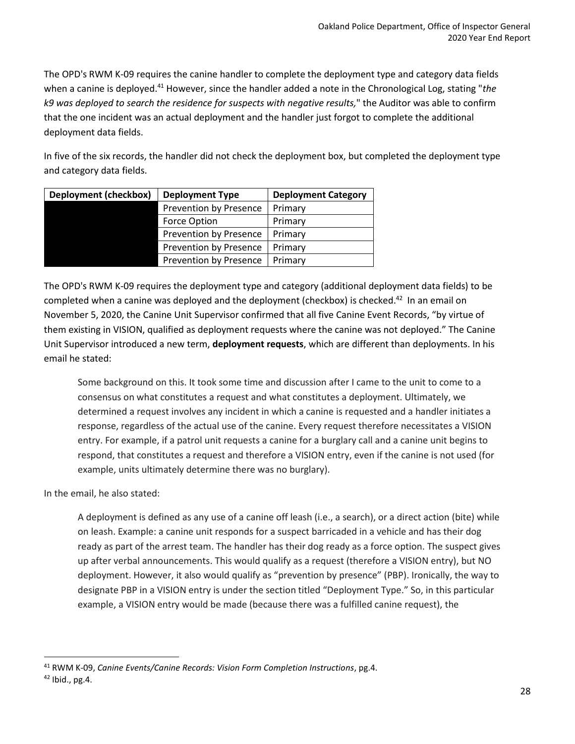The OPD's RWM K-09 requires the canine handler to complete the deployment type and category data fields when a canine is deployed.[41] However, since the handler added a note in the Chronological Log, stating "*the k9 was deployed to search the residence for suspects with negative results,*" the Auditor was able to confirm that the one incident was an actual deployment and the handler just forgot to complete the additional deployment data fields.

In five of the six records, the handler did not check the deployment box, but completed the deployment type and category data fields.

| Deployment (checkbox) | Deployment Type | Deployment Category |
|---|---|---|
| | Prevention by Presence | Primary |
| | Force Option | Primary |
| | Prevention by Presence | Primary |
| | Prevention by Presence | Primary |
| | Prevention by Presence | Primary |

The OPD's RWM K-09 requires the deployment type and category (additional deployment data fields) to be completed when a canine was deployed and the deployment (checkbox) is checked.[42] In an email on November 5, 2020, the Canine Unit Supervisor confirmed that all five Canine Event Records, "by virtue of them existing in VISION, qualified as deployment requests where the canine was not deployed." The Canine Unit Supervisor introduced a new term, **deployment requests**, which are different than deployments. In his email he stated:

> Some background on this. It took some time and discussion after I came to the unit to come to a consensus on what constitutes a request and what constitutes a deployment. Ultimately, we determined a request involves any incident in which a canine is requested and a handler initiates a response, regardless of the actual use of the canine. Every request therefore necessitates a VISION entry. For example, if a patrol unit requests a canine for a burglary call and a canine unit begins to respond, that constitutes a request and therefore a VISION entry, even if the canine is not used (for example, units ultimately determine there was no burglary).

In the email, he also stated:

> A deployment is defined as any use of a canine off leash (i.e., a search), or a direct action (bite) while on leash. Example: a canine unit responds for a suspect barricaded in a vehicle and has their dog ready as part of the arrest team. The handler has their dog ready as a force option. The suspect gives up after verbal announcements. This would qualify as a request (therefore a VISION entry), but NO deployment. However, it also would qualify as "prevention by presence" (PBP). Ironically, the way to designate PBP in a VISION entry is under the section titled "Deployment Type." So, in this particular example, a VISION entry would be made (because there was a fulfilled canine request), the

[41] RWM K-09, *Canine Events/Canine Records: Vision Form Completion Instructions*, pg.4.

[42] Ibid., pg.4.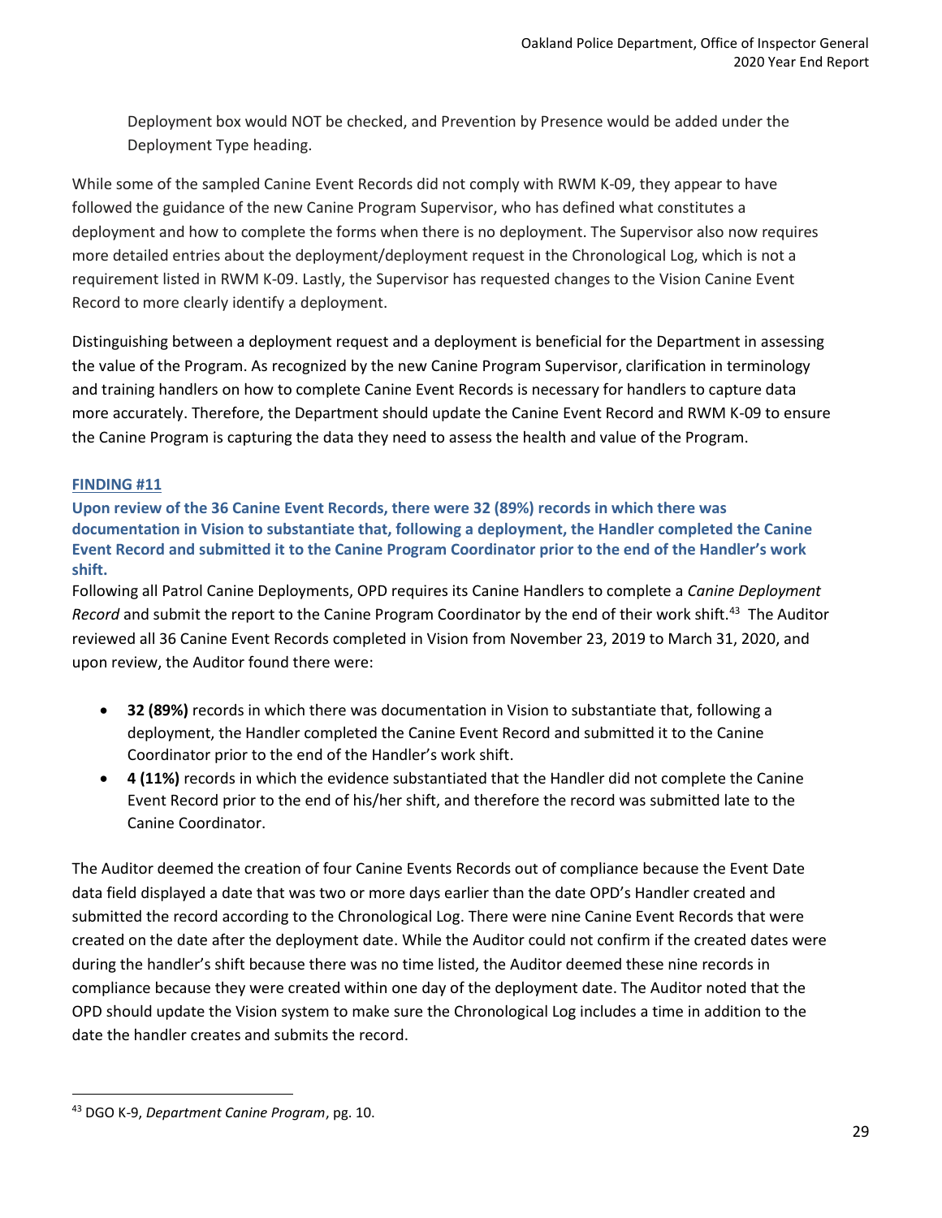Deployment box would NOT be checked, and Prevention by Presence would be added under the Deployment Type heading.

While some of the sampled Canine Event Records did not comply with RWM K-09, they appear to have followed the guidance of the new Canine Program Supervisor, who has defined what constitutes a deployment and how to complete the forms when there is no deployment. The Supervisor also now requires more detailed entries about the deployment/deployment request in the Chronological Log, which is not a requirement listed in RWM K-09. Lastly, the Supervisor has requested changes to the Vision Canine Event Record to more clearly identify a deployment.

Distinguishing between a deployment request and a deployment is beneficial for the Department in assessing the value of the Program. As recognized by the new Canine Program Supervisor, clarification in terminology and training handlers on how to complete Canine Event Records is necessary for handlers to capture data more accurately. Therefore, the Department should update the Canine Event Record and RWM K-09 to ensure the Canine Program is capturing the data they need to assess the health and value of the Program.

#### FINDING #11

**Upon review of the 36 Canine Event Records, there were 32 (89%) records in which there was documentation in Vision to substantiate that, following a deployment, the Handler completed the Canine Event Record and submitted it to the Canine Program Coordinator prior to the end of the Handler's work shift.**

Following all Patrol Canine Deployments, OPD requires its Canine Handlers to complete a *Canine Deployment Record* and submit the report to the Canine Program Coordinator by the end of their work shift.[43] The Auditor reviewed all 36 Canine Event Records completed in Vision from November 23, 2019 to March 31, 2020, and upon review, the Auditor found there were:

- **32 (89%)** records in which there was documentation in Vision to substantiate that, following a deployment, the Handler completed the Canine Event Record and submitted it to the Canine Coordinator prior to the end of the Handler's work shift.
- **4 (11%)** records in which the evidence substantiated that the Handler did not complete the Canine Event Record prior to the end of his/her shift, and therefore the record was submitted late to the Canine Coordinator.

The Auditor deemed the creation of four Canine Events Records out of compliance because the Event Date data field displayed a date that was two or more days earlier than the date OPD's Handler created and submitted the record according to the Chronological Log. There were nine Canine Event Records that were created on the date after the deployment date. While the Auditor could not confirm if the created dates were during the handler's shift because there was no time listed, the Auditor deemed these nine records in compliance because they were created within one day of the deployment date. The Auditor noted that the OPD should update the Vision system to make sure the Chronological Log includes a time in addition to the date the handler creates and submits the record.

---

[43] DGO K-9, *Department Canine Program*, pg. 10.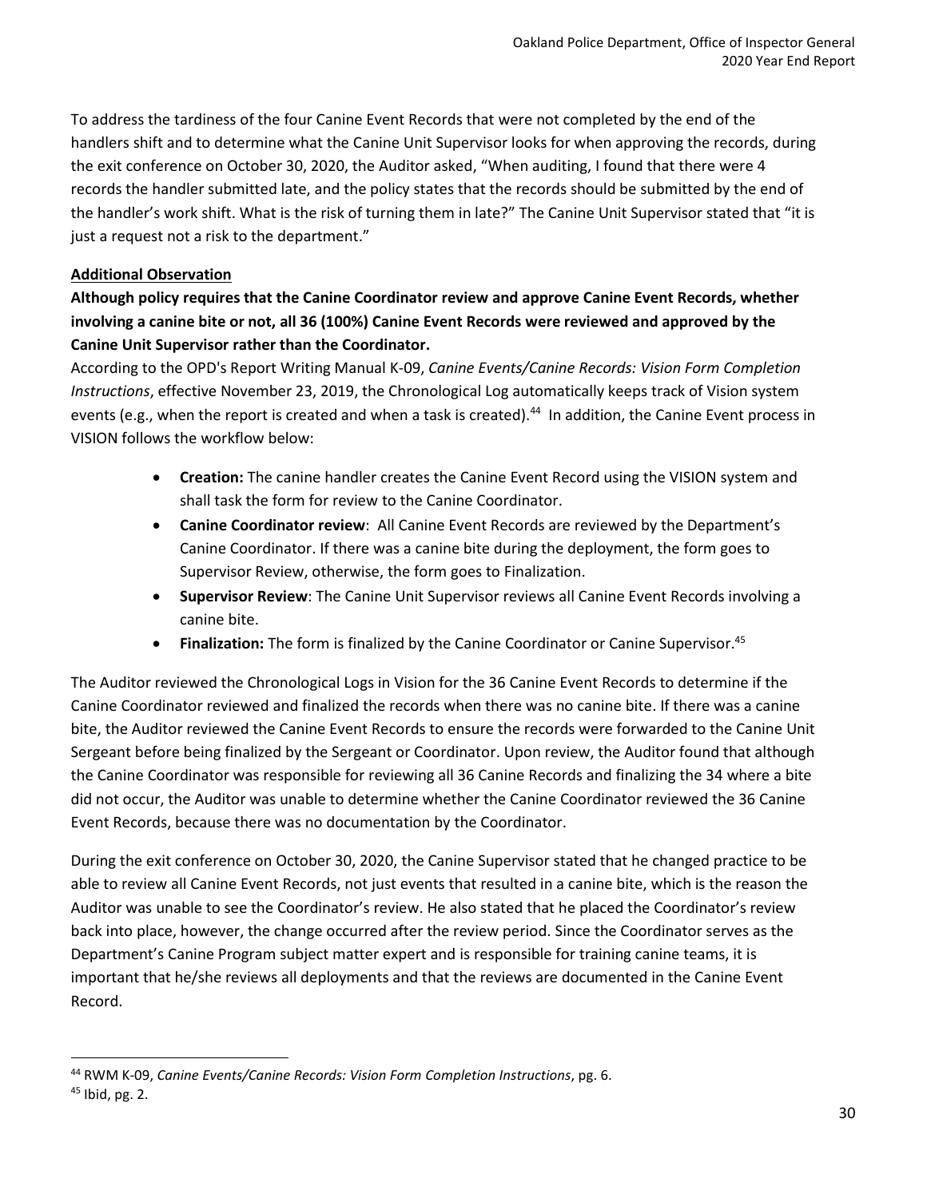To address the tardiness of the four Canine Event Records that were not completed by the end of the handlers shift and to determine what the Canine Unit Supervisor looks for when approving the records, during the exit conference on October 30, 2020, the Auditor asked, "When auditing, I found that there were 4 records the handler submitted late, and the policy states that the records should be submitted by the end of the handler's work shift. What is the risk of turning them in late?" The Canine Unit Supervisor stated that "it is just a request not a risk to the department."

**Additional Observation**

**Although policy requires that the Canine Coordinator review and approve Canine Event Records, whether involving a canine bite or not, all 36 (100%) Canine Event Records were reviewed and approved by the Canine Unit Supervisor rather than the Coordinator.**

According to the OPD's Report Writing Manual K-09, *Canine Events/Canine Records: Vision Form Completion Instructions*, effective November 23, 2019, the Chronological Log automatically keeps track of Vision system events (e.g., when the report is created and when a task is created).[44] In addition, the Canine Event process in VISION follows the workflow below:

- **Creation:** The canine handler creates the Canine Event Record using the VISION system and shall task the form for review to the Canine Coordinator.
- **Canine Coordinator review**: All Canine Event Records are reviewed by the Department's Canine Coordinator. If there was a canine bite during the deployment, the form goes to Supervisor Review, otherwise, the form goes to Finalization.
- **Supervisor Review**: The Canine Unit Supervisor reviews all Canine Event Records involving a canine bite.
- **Finalization:** The form is finalized by the Canine Coordinator or Canine Supervisor.[45]

The Auditor reviewed the Chronological Logs in Vision for the 36 Canine Event Records to determine if the Canine Coordinator reviewed and finalized the records when there was no canine bite. If there was a canine bite, the Auditor reviewed the Canine Event Records to ensure the records were forwarded to the Canine Unit Sergeant before being finalized by the Sergeant or Coordinator. Upon review, the Auditor found that although the Canine Coordinator was responsible for reviewing all 36 Canine Records and finalizing the 34 where a bite did not occur, the Auditor was unable to determine whether the Canine Coordinator reviewed the 36 Canine Event Records, because there was no documentation by the Coordinator.

During the exit conference on October 30, 2020, the Canine Supervisor stated that he changed practice to be able to review all Canine Event Records, not just events that resulted in a canine bite, which is the reason the Auditor was unable to see the Coordinator's review. He also stated that he placed the Coordinator's review back into place, however, the change occurred after the review period. Since the Coordinator serves as the Department's Canine Program subject matter expert and is responsible for training canine teams, it is important that he/she reviews all deployments and that the reviews are documented in the Canine Event Record.

[44] RWM K-09, *Canine Events/Canine Records: Vision Form Completion Instructions*, pg. 6.

[45] Ibid, pg. 2.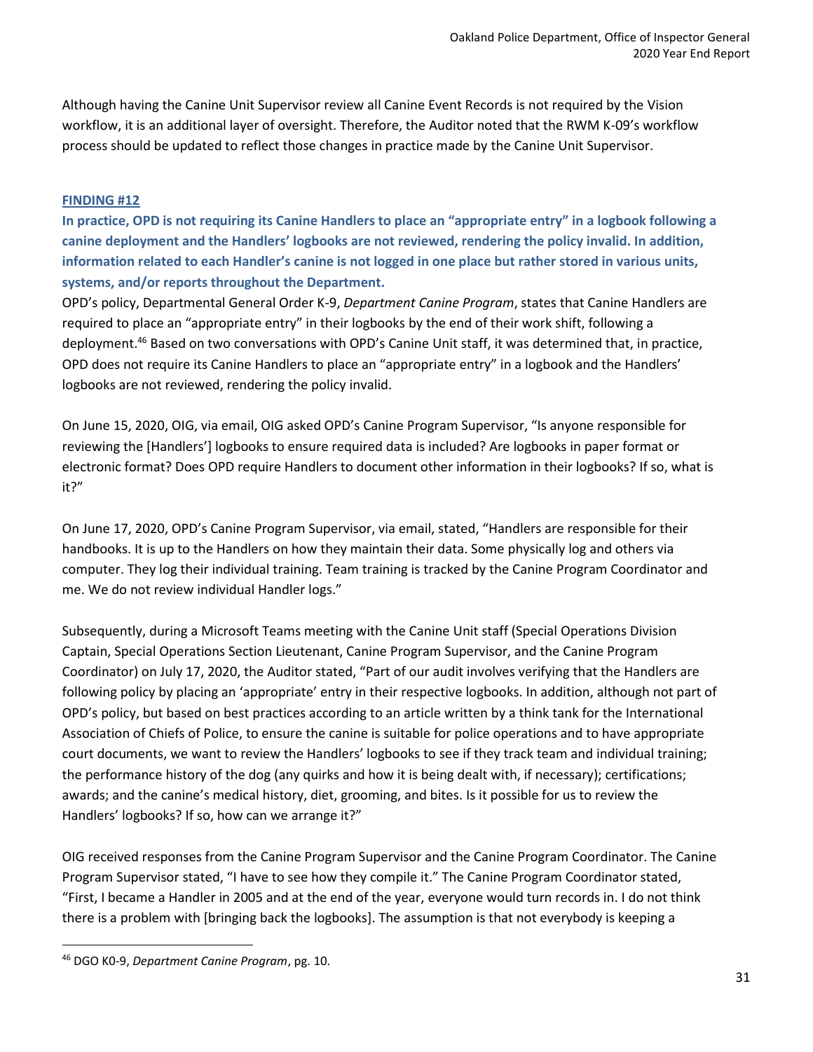Although having the Canine Unit Supervisor review all Canine Event Records is not required by the Vision workflow, it is an additional layer of oversight. Therefore, the Auditor noted that the RWM K-09's workflow process should be updated to reflect those changes in practice made by the Canine Unit Supervisor.

### FINDING #12

**In practice, OPD is not requiring its Canine Handlers to place an "appropriate entry" in a logbook following a canine deployment and the Handlers' logbooks are not reviewed, rendering the policy invalid. In addition, information related to each Handler's canine is not logged in one place but rather stored in various units, systems, and/or reports throughout the Department.**

OPD's policy, Departmental General Order K-9, *Department Canine Program*, states that Canine Handlers are required to place an "appropriate entry" in their logbooks by the end of their work shift, following a deployment.[46] Based on two conversations with OPD's Canine Unit staff, it was determined that, in practice, OPD does not require its Canine Handlers to place an "appropriate entry" in a logbook and the Handlers' logbooks are not reviewed, rendering the policy invalid.

On June 15, 2020, OIG, via email, OIG asked OPD's Canine Program Supervisor, "Is anyone responsible for reviewing the [Handlers'] logbooks to ensure required data is included? Are logbooks in paper format or electronic format? Does OPD require Handlers to document other information in their logbooks? If so, what is it?"

On June 17, 2020, OPD's Canine Program Supervisor, via email, stated, "Handlers are responsible for their handbooks. It is up to the Handlers on how they maintain their data. Some physically log and others via computer. They log their individual training. Team training is tracked by the Canine Program Coordinator and me. We do not review individual Handler logs."

Subsequently, during a Microsoft Teams meeting with the Canine Unit staff (Special Operations Division Captain, Special Operations Section Lieutenant, Canine Program Supervisor, and the Canine Program Coordinator) on July 17, 2020, the Auditor stated, "Part of our audit involves verifying that the Handlers are following policy by placing an 'appropriate' entry in their respective logbooks. In addition, although not part of OPD's policy, but based on best practices according to an article written by a think tank for the International Association of Chiefs of Police, to ensure the canine is suitable for police operations and to have appropriate court documents, we want to review the Handlers' logbooks to see if they track team and individual training; the performance history of the dog (any quirks and how it is being dealt with, if necessary); certifications; awards; and the canine's medical history, diet, grooming, and bites. Is it possible for us to review the Handlers' logbooks? If so, how can we arrange it?"

OIG received responses from the Canine Program Supervisor and the Canine Program Coordinator. The Canine Program Supervisor stated, "I have to see how they compile it." The Canine Program Coordinator stated, "First, I became a Handler in 2005 and at the end of the year, everyone would turn records in. I do not think there is a problem with [bringing back the logbooks]. The assumption is that not everybody is keeping a

[46] DGO K0-9, *Department Canine Program*, pg. 10.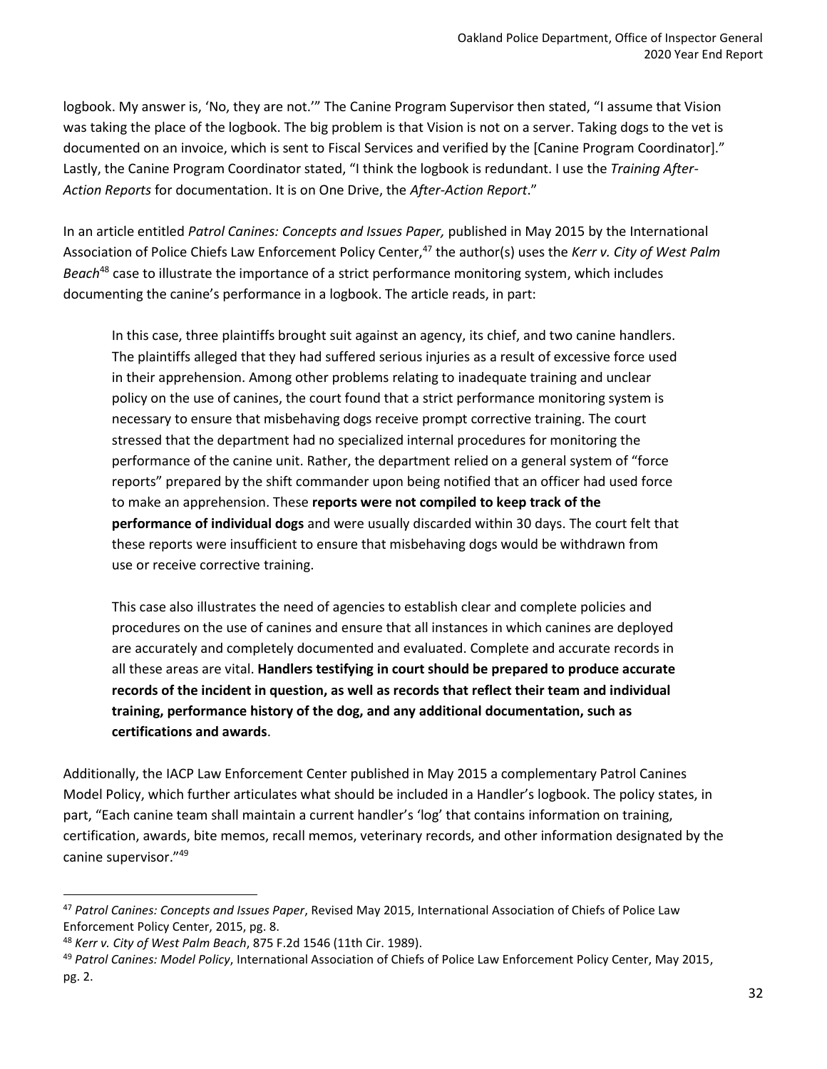logbook. My answer is, 'No, they are not.'" The Canine Program Supervisor then stated, "I assume that Vision was taking the place of the logbook. The big problem is that Vision is not on a server. Taking dogs to the vet is documented on an invoice, which is sent to Fiscal Services and verified by the [Canine Program Coordinator]." Lastly, the Canine Program Coordinator stated, "I think the logbook is redundant. I use the *Training After-Action Reports* for documentation. It is on One Drive, the *After-Action Report*."

In an article entitled *Patrol Canines: Concepts and Issues Paper,* published in May 2015 by the International Association of Police Chiefs Law Enforcement Policy Center,[47] the author(s) uses the *Kerr v. City of West Palm Beach*[48] case to illustrate the importance of a strict performance monitoring system, which includes documenting the canine's performance in a logbook. The article reads, in part:

> In this case, three plaintiffs brought suit against an agency, its chief, and two canine handlers. The plaintiffs alleged that they had suffered serious injuries as a result of excessive force used in their apprehension. Among other problems relating to inadequate training and unclear policy on the use of canines, the court found that a strict performance monitoring system is necessary to ensure that misbehaving dogs receive prompt corrective training. The court stressed that the department had no specialized internal procedures for monitoring the performance of the canine unit. Rather, the department relied on a general system of "force reports" prepared by the shift commander upon being notified that an officer had used force to make an apprehension. These **reports were not compiled to keep track of the performance of individual dogs** and were usually discarded within 30 days. The court felt that these reports were insufficient to ensure that misbehaving dogs would be withdrawn from use or receive corrective training.
>
> This case also illustrates the need of agencies to establish clear and complete policies and procedures on the use of canines and ensure that all instances in which canines are deployed are accurately and completely documented and evaluated. Complete and accurate records in all these areas are vital. **Handlers testifying in court should be prepared to produce accurate records of the incident in question, as well as records that reflect their team and individual training, performance history of the dog, and any additional documentation, such as certifications and awards**.

Additionally, the IACP Law Enforcement Center published in May 2015 a complementary Patrol Canines Model Policy, which further articulates what should be included in a Handler's logbook. The policy states, in part, "Each canine team shall maintain a current handler's 'log' that contains information on training, certification, awards, bite memos, recall memos, veterinary records, and other information designated by the canine supervisor."[49]

---

[47] *Patrol Canines: Concepts and Issues Paper*, Revised May 2015, International Association of Chiefs of Police Law Enforcement Policy Center, 2015, pg. 8.

[48] *Kerr v. City of West Palm Beach*, 875 F.2d 1546 (11th Cir. 1989).

[49] *Patrol Canines: Model Policy*, International Association of Chiefs of Police Law Enforcement Policy Center, May 2015, pg. 2.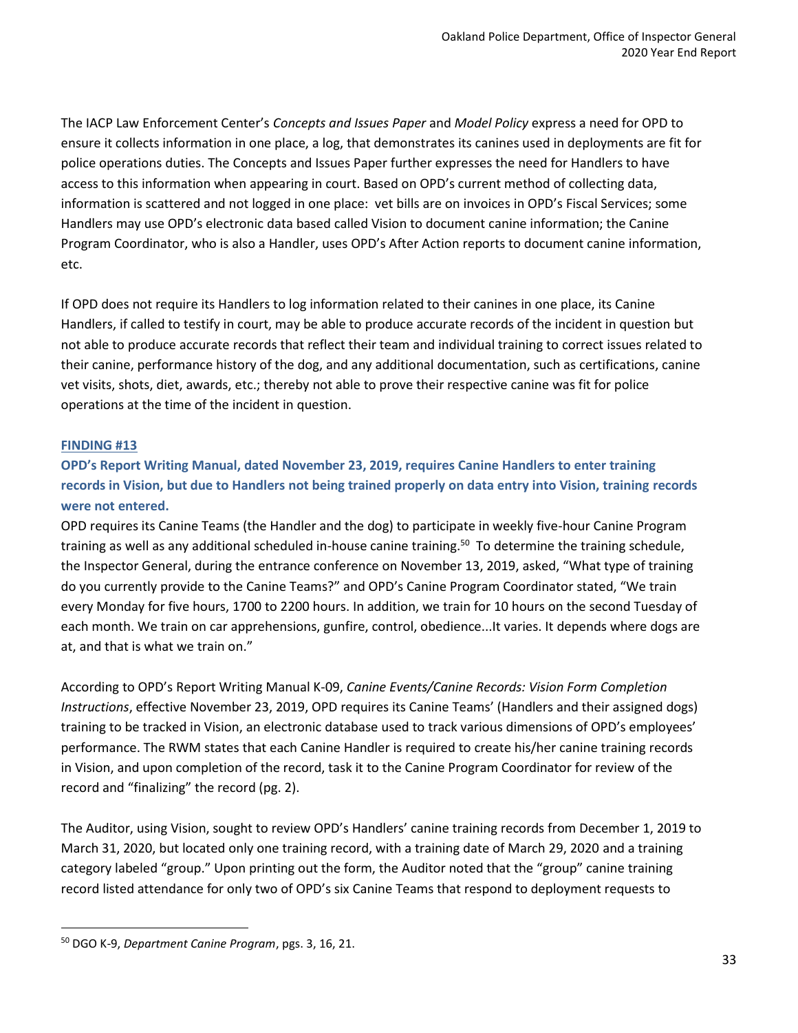The IACP Law Enforcement Center's *Concepts and Issues Paper* and *Model Policy* express a need for OPD to ensure it collects information in one place, a log, that demonstrates its canines used in deployments are fit for police operations duties. The Concepts and Issues Paper further expresses the need for Handlers to have access to this information when appearing in court. Based on OPD's current method of collecting data, information is scattered and not logged in one place: vet bills are on invoices in OPD's Fiscal Services; some Handlers may use OPD's electronic data based called Vision to document canine information; the Canine Program Coordinator, who is also a Handler, uses OPD's After Action reports to document canine information, etc.

If OPD does not require its Handlers to log information related to their canines in one place, its Canine Handlers, if called to testify in court, may be able to produce accurate records of the incident in question but not able to produce accurate records that reflect their team and individual training to correct issues related to their canine, performance history of the dog, and any additional documentation, such as certifications, canine vet visits, shots, diet, awards, etc.; thereby not able to prove their respective canine was fit for police operations at the time of the incident in question.

### FINDING #13

**OPD's Report Writing Manual, dated November 23, 2019, requires Canine Handlers to enter training records in Vision, but due to Handlers not being trained properly on data entry into Vision, training records were not entered.**

OPD requires its Canine Teams (the Handler and the dog) to participate in weekly five-hour Canine Program training as well as any additional scheduled in-house canine training.[50] To determine the training schedule, the Inspector General, during the entrance conference on November 13, 2019, asked, "What type of training do you currently provide to the Canine Teams?" and OPD's Canine Program Coordinator stated, "We train every Monday for five hours, 1700 to 2200 hours. In addition, we train for 10 hours on the second Tuesday of each month. We train on car apprehensions, gunfire, control, obedience...It varies. It depends where dogs are at, and that is what we train on."

According to OPD's Report Writing Manual K-09, *Canine Events/Canine Records: Vision Form Completion Instructions*, effective November 23, 2019, OPD requires its Canine Teams' (Handlers and their assigned dogs) training to be tracked in Vision, an electronic database used to track various dimensions of OPD's employees' performance. The RWM states that each Canine Handler is required to create his/her canine training records in Vision, and upon completion of the record, task it to the Canine Program Coordinator for review of the record and "finalizing" the record (pg. 2).

The Auditor, using Vision, sought to review OPD's Handlers' canine training records from December 1, 2019 to March 31, 2020, but located only one training record, with a training date of March 29, 2020 and a training category labeled "group." Upon printing out the form, the Auditor noted that the "group" canine training record listed attendance for only two of OPD's six Canine Teams that respond to deployment requests to

---

[50] DGO K-9, *Department Canine Program*, pgs. 3, 16, 21.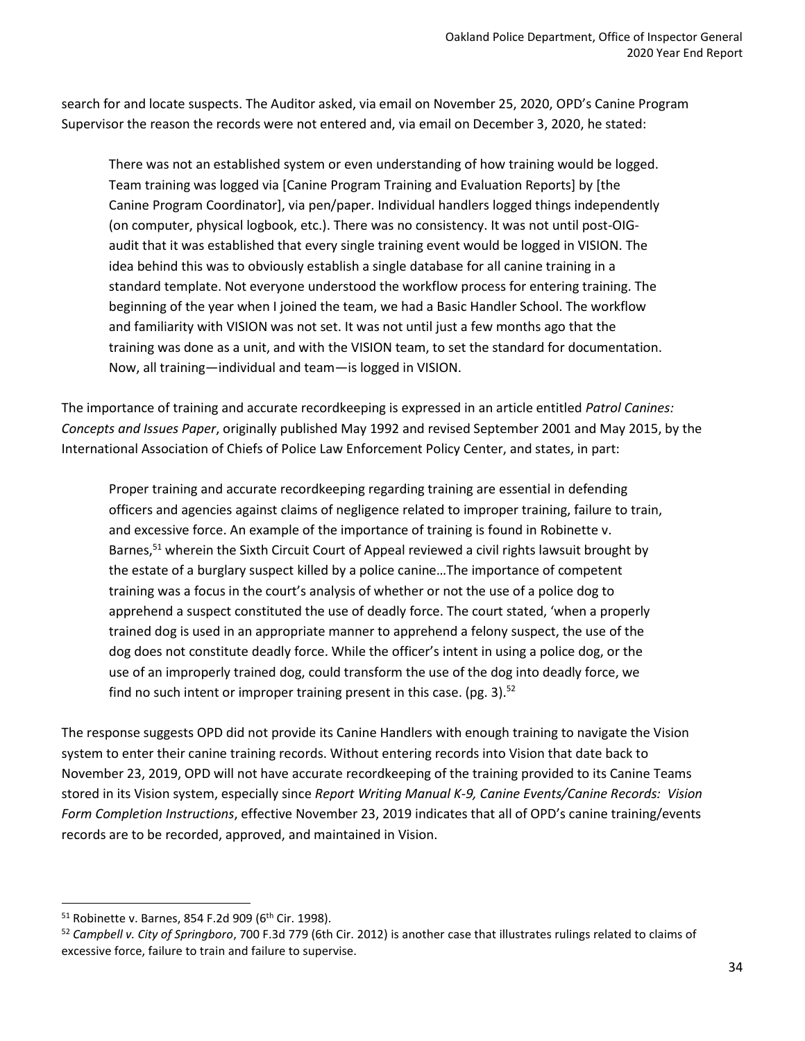search for and locate suspects. The Auditor asked, via email on November 25, 2020, OPD's Canine Program Supervisor the reason the records were not entered and, via email on December 3, 2020, he stated:

> There was not an established system or even understanding of how training would be logged. Team training was logged via [Canine Program Training and Evaluation Reports] by [the Canine Program Coordinator], via pen/paper. Individual handlers logged things independently (on computer, physical logbook, etc.). There was no consistency. It was not until post-OIG-audit that it was established that every single training event would be logged in VISION. The idea behind this was to obviously establish a single database for all canine training in a standard template. Not everyone understood the workflow process for entering training. The beginning of the year when I joined the team, we had a Basic Handler School. The workflow and familiarity with VISION was not set. It was not until just a few months ago that the training was done as a unit, and with the VISION team, to set the standard for documentation. Now, all training—individual and team—is logged in VISION.

The importance of training and accurate recordkeeping is expressed in an article entitled *Patrol Canines: Concepts and Issues Paper*, originally published May 1992 and revised September 2001 and May 2015, by the International Association of Chiefs of Police Law Enforcement Policy Center, and states, in part:

> Proper training and accurate recordkeeping regarding training are essential in defending officers and agencies against claims of negligence related to improper training, failure to train, and excessive force. An example of the importance of training is found in Robinette v. Barnes,[51] wherein the Sixth Circuit Court of Appeal reviewed a civil rights lawsuit brought by the estate of a burglary suspect killed by a police canine…The importance of competent training was a focus in the court's analysis of whether or not the use of a police dog to apprehend a suspect constituted the use of deadly force. The court stated, 'when a properly trained dog is used in an appropriate manner to apprehend a felony suspect, the use of the dog does not constitute deadly force. While the officer's intent in using a police dog, or the use of an improperly trained dog, could transform the use of the dog into deadly force, we find no such intent or improper training present in this case. (pg. 3).[52]

The response suggests OPD did not provide its Canine Handlers with enough training to navigate the Vision system to enter their canine training records. Without entering records into Vision that date back to November 23, 2019, OPD will not have accurate recordkeeping of the training provided to its Canine Teams stored in its Vision system, especially since *Report Writing Manual K-9, Canine Events/Canine Records: Vision Form Completion Instructions*, effective November 23, 2019 indicates that all of OPD's canine training/events records are to be recorded, approved, and maintained in Vision.

---

[51] Robinette v. Barnes, 854 F.2d 909 (6th Cir. 1998).

[52] *Campbell v. City of Springboro*, 700 F.3d 779 (6th Cir. 2012) is another case that illustrates rulings related to claims of excessive force, failure to train and failure to supervise.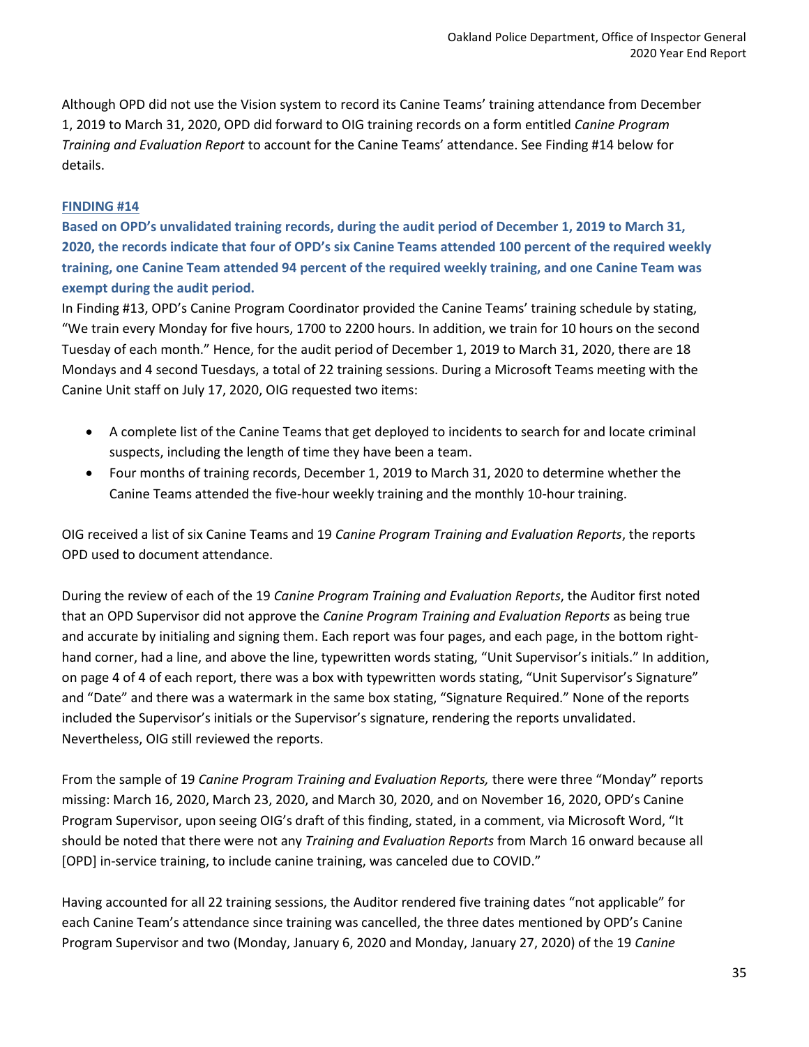Although OPD did not use the Vision system to record its Canine Teams' training attendance from December 1, 2019 to March 31, 2020, OPD did forward to OIG training records on a form entitled *Canine Program Training and Evaluation Report* to account for the Canine Teams' attendance. See Finding #14 below for details.

### FINDING #14

**Based on OPD's unvalidated training records, during the audit period of December 1, 2019 to March 31, 2020, the records indicate that four of OPD's six Canine Teams attended 100 percent of the required weekly training, one Canine Team attended 94 percent of the required weekly training, and one Canine Team was exempt during the audit period.**

In Finding #13, OPD's Canine Program Coordinator provided the Canine Teams' training schedule by stating, "We train every Monday for five hours, 1700 to 2200 hours. In addition, we train for 10 hours on the second Tuesday of each month." Hence, for the audit period of December 1, 2019 to March 31, 2020, there are 18 Mondays and 4 second Tuesdays, a total of 22 training sessions. During a Microsoft Teams meeting with the Canine Unit staff on July 17, 2020, OIG requested two items:

- A complete list of the Canine Teams that get deployed to incidents to search for and locate criminal suspects, including the length of time they have been a team.
- Four months of training records, December 1, 2019 to March 31, 2020 to determine whether the Canine Teams attended the five-hour weekly training and the monthly 10-hour training.

OIG received a list of six Canine Teams and 19 *Canine Program Training and Evaluation Reports*, the reports OPD used to document attendance.

During the review of each of the 19 *Canine Program Training and Evaluation Reports*, the Auditor first noted that an OPD Supervisor did not approve the *Canine Program Training and Evaluation Reports* as being true and accurate by initialing and signing them. Each report was four pages, and each page, in the bottom right-hand corner, had a line, and above the line, typewritten words stating, "Unit Supervisor's initials." In addition, on page 4 of 4 of each report, there was a box with typewritten words stating, "Unit Supervisor's Signature" and "Date" and there was a watermark in the same box stating, "Signature Required." None of the reports included the Supervisor's initials or the Supervisor's signature, rendering the reports unvalidated. Nevertheless, OIG still reviewed the reports.

From the sample of 19 *Canine Program Training and Evaluation Reports,* there were three "Monday" reports missing: March 16, 2020, March 23, 2020, and March 30, 2020, and on November 16, 2020, OPD's Canine Program Supervisor, upon seeing OIG's draft of this finding, stated, in a comment, via Microsoft Word, "It should be noted that there were not any *Training and Evaluation Reports* from March 16 onward because all [OPD] in-service training, to include canine training, was canceled due to COVID."

Having accounted for all 22 training sessions, the Auditor rendered five training dates "not applicable" for each Canine Team's attendance since training was cancelled, the three dates mentioned by OPD's Canine Program Supervisor and two (Monday, January 6, 2020 and Monday, January 27, 2020) of the 19 *Canine*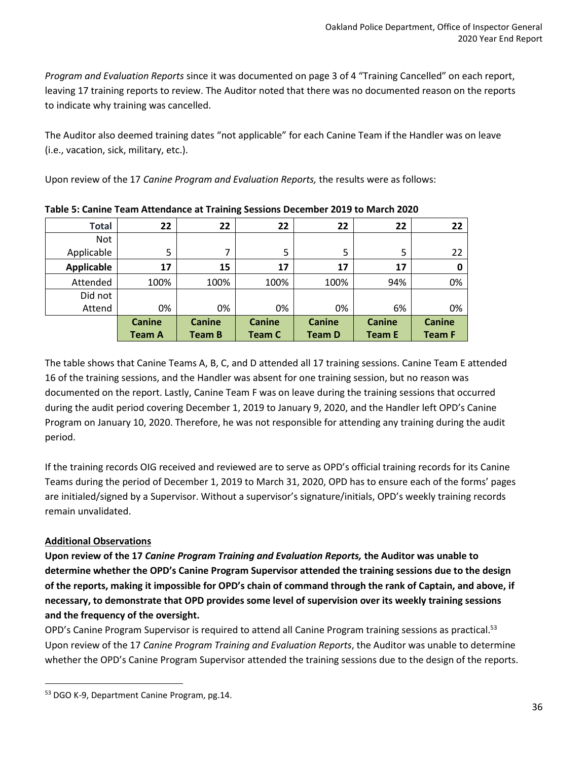*Program and Evaluation Reports* since it was documented on page 3 of 4 "Training Cancelled" on each report, leaving 17 training reports to review. The Auditor noted that there was no documented reason on the reports to indicate why training was cancelled.

The Auditor also deemed training dates "not applicable" for each Canine Team if the Handler was on leave (i.e., vacation, sick, military, etc.).

Upon review of the 17 *Canine Program and Evaluation Reports,* the results were as follows:

**Table 5: Canine Team Attendance at Training Sessions December 2019 to March 2020**

| | Canine Team A | Canine Team B | Canine Team C | Canine Team D | Canine Team E | Canine Team F |
|---|---|---|---|---|---|---|
| **Total** | **22** | **22** | **22** | **22** | **22** | **22** |
| Not Applicable | 5 | 7 | 5 | 5 | 5 | 22 |
| **Applicable** | **17** | **15** | **17** | **17** | **17** | **0** |
| Attended | 100% | 100% | 100% | 100% | 94% | 0% |
| Did not Attend | 0% | 0% | 0% | 0% | 6% | 0% |

The table shows that Canine Teams A, B, C, and D attended all 17 training sessions. Canine Team E attended 16 of the training sessions, and the Handler was absent for one training session, but no reason was documented on the report. Lastly, Canine Team F was on leave during the training sessions that occurred during the audit period covering December 1, 2019 to January 9, 2020, and the Handler left OPD's Canine Program on January 10, 2020. Therefore, he was not responsible for attending any training during the audit period.

If the training records OIG received and reviewed are to serve as OPD's official training records for its Canine Teams during the period of December 1, 2019 to March 31, 2020, OPD has to ensure each of the forms' pages are initialed/signed by a Supervisor. Without a supervisor's signature/initials, OPD's weekly training records remain unvalidated.

**Additional Observations**

**Upon review of the 17 *Canine Program Training and Evaluation Reports,* the Auditor was unable to determine whether the OPD's Canine Program Supervisor attended the training sessions due to the design of the reports, making it impossible for OPD's chain of command through the rank of Captain, and above, if necessary, to demonstrate that OPD provides some level of supervision over its weekly training sessions and the frequency of the oversight.**

OPD's Canine Program Supervisor is required to attend all Canine Program training sessions as practical.[53] Upon review of the 17 *Canine Program Training and Evaluation Reports*, the Auditor was unable to determine whether the OPD's Canine Program Supervisor attended the training sessions due to the design of the reports.

[53] DGO K-9, Department Canine Program, pg.14.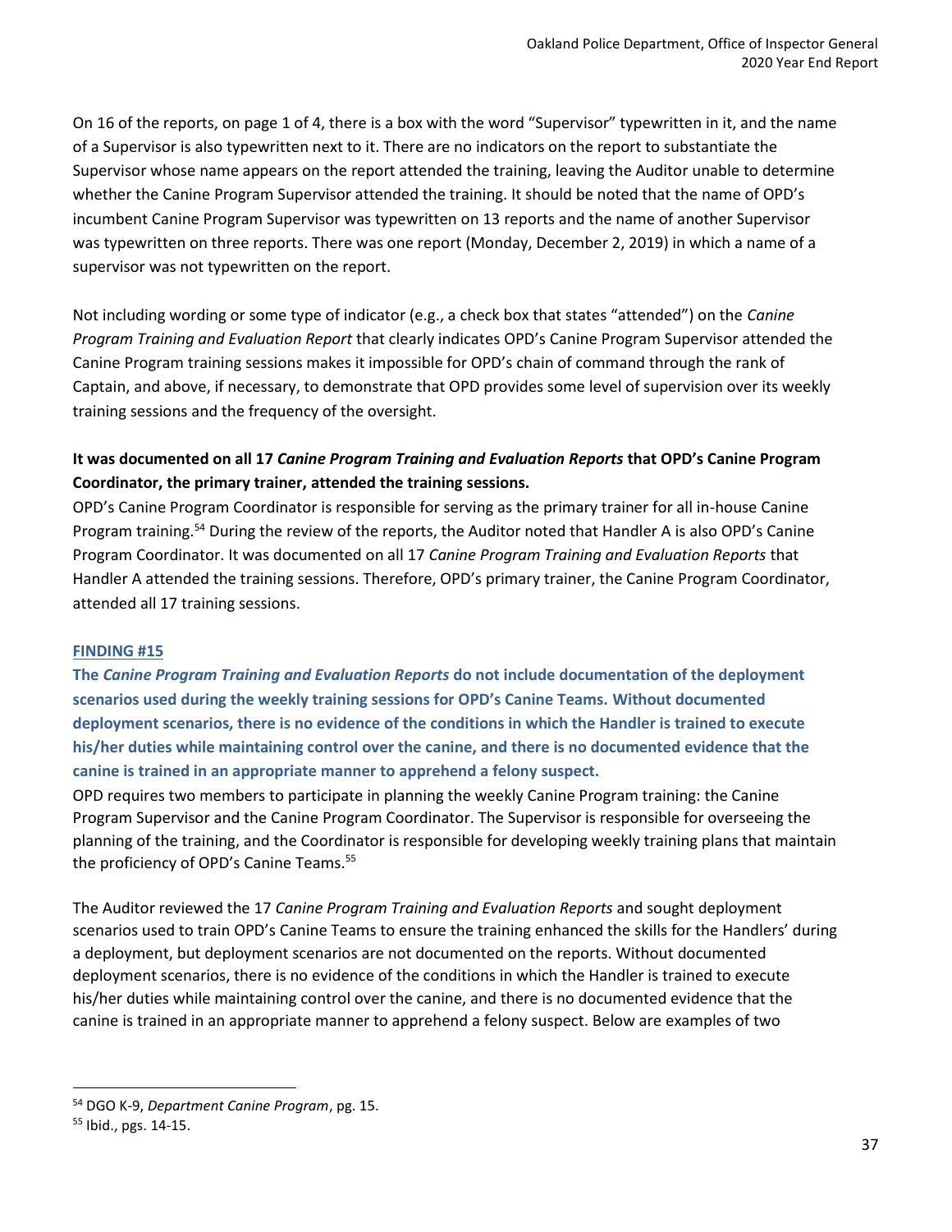On 16 of the reports, on page 1 of 4, there is a box with the word "Supervisor" typewritten in it, and the name of a Supervisor is also typewritten next to it. There are no indicators on the report to substantiate the Supervisor whose name appears on the report attended the training, leaving the Auditor unable to determine whether the Canine Program Supervisor attended the training. It should be noted that the name of OPD's incumbent Canine Program Supervisor was typewritten on 13 reports and the name of another Supervisor was typewritten on three reports. There was one report (Monday, December 2, 2019) in which a name of a supervisor was not typewritten on the report.

Not including wording or some type of indicator (e.g., a check box that states "attended") on the *Canine Program Training and Evaluation Report* that clearly indicates OPD's Canine Program Supervisor attended the Canine Program training sessions makes it impossible for OPD's chain of command through the rank of Captain, and above, if necessary, to demonstrate that OPD provides some level of supervision over its weekly training sessions and the frequency of the oversight.

**It was documented on all 17 *Canine Program Training and Evaluation Reports* that OPD's Canine Program Coordinator, the primary trainer, attended the training sessions.**

OPD's Canine Program Coordinator is responsible for serving as the primary trainer for all in-house Canine Program training.[54] During the review of the reports, the Auditor noted that Handler A is also OPD's Canine Program Coordinator. It was documented on all 17 *Canine Program Training and Evaluation Reports* that Handler A attended the training sessions. Therefore, OPD's primary trainer, the Canine Program Coordinator, attended all 17 training sessions.

**FINDING #15**

**The *Canine Program Training and Evaluation Reports* do not include documentation of the deployment scenarios used during the weekly training sessions for OPD's Canine Teams. Without documented deployment scenarios, there is no evidence of the conditions in which the Handler is trained to execute his/her duties while maintaining control over the canine, and there is no documented evidence that the canine is trained in an appropriate manner to apprehend a felony suspect.**

OPD requires two members to participate in planning the weekly Canine Program training: the Canine Program Supervisor and the Canine Program Coordinator. The Supervisor is responsible for overseeing the planning of the training, and the Coordinator is responsible for developing weekly training plans that maintain the proficiency of OPD's Canine Teams.[55]

The Auditor reviewed the 17 *Canine Program Training and Evaluation Reports* and sought deployment scenarios used to train OPD's Canine Teams to ensure the training enhanced the skills for the Handlers' during a deployment, but deployment scenarios are not documented on the reports. Without documented deployment scenarios, there is no evidence of the conditions in which the Handler is trained to execute his/her duties while maintaining control over the canine, and there is no documented evidence that the canine is trained in an appropriate manner to apprehend a felony suspect. Below are examples of two

[54] DGO K-9, *Department Canine Program*, pg. 15.

[55] Ibid., pgs. 14-15.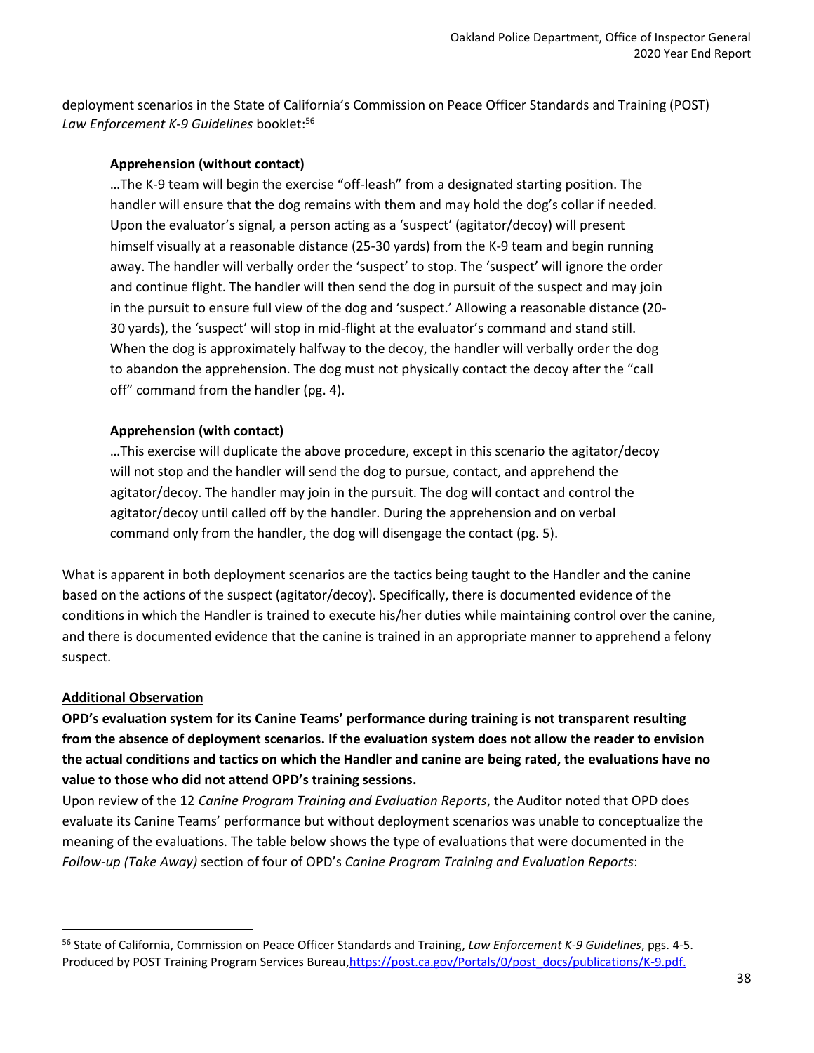deployment scenarios in the State of California's Commission on Peace Officer Standards and Training (POST) *Law Enforcement K-9 Guidelines* booklet:[56]

> **Apprehension (without contact)**
>
> …The K-9 team will begin the exercise "off-leash" from a designated starting position. The handler will ensure that the dog remains with them and may hold the dog's collar if needed. Upon the evaluator's signal, a person acting as a 'suspect' (agitator/decoy) will present himself visually at a reasonable distance (25-30 yards) from the K-9 team and begin running away. The handler will verbally order the 'suspect' to stop. The 'suspect' will ignore the order and continue flight. The handler will then send the dog in pursuit of the suspect and may join in the pursuit to ensure full view of the dog and 'suspect.' Allowing a reasonable distance (20-30 yards), the 'suspect' will stop in mid-flight at the evaluator's command and stand still. When the dog is approximately halfway to the decoy, the handler will verbally order the dog to abandon the apprehension. The dog must not physically contact the decoy after the "call off" command from the handler (pg. 4).
>
> **Apprehension (with contact)**
>
> …This exercise will duplicate the above procedure, except in this scenario the agitator/decoy will not stop and the handler will send the dog to pursue, contact, and apprehend the agitator/decoy. The handler may join in the pursuit. The dog will contact and control the agitator/decoy until called off by the handler. During the apprehension and on verbal command only from the handler, the dog will disengage the contact (pg. 5).

What is apparent in both deployment scenarios are the tactics being taught to the Handler and the canine based on the actions of the suspect (agitator/decoy). Specifically, there is documented evidence of the conditions in which the Handler is trained to execute his/her duties while maintaining control over the canine, and there is documented evidence that the canine is trained in an appropriate manner to apprehend a felony suspect.

**<u>Additional Observation</u>**

**OPD's evaluation system for its Canine Teams' performance during training is not transparent resulting from the absence of deployment scenarios. If the evaluation system does not allow the reader to envision the actual conditions and tactics on which the Handler and canine are being rated, the evaluations have no value to those who did not attend OPD's training sessions.**

Upon review of the 12 *Canine Program Training and Evaluation Reports*, the Auditor noted that OPD does evaluate its Canine Teams' performance but without deployment scenarios was unable to conceptualize the meaning of the evaluations. The table below shows the type of evaluations that were documented in the *Follow-up (Take Away)* section of four of OPD's *Canine Program Training and Evaluation Reports*:

---

[56] State of California, Commission on Peace Officer Standards and Training, *Law Enforcement K-9 Guidelines*, pgs. 4-5. Produced by POST Training Program Services Bureau, https://post.ca.gov/Portals/0/post_docs/publications/K-9.pdf.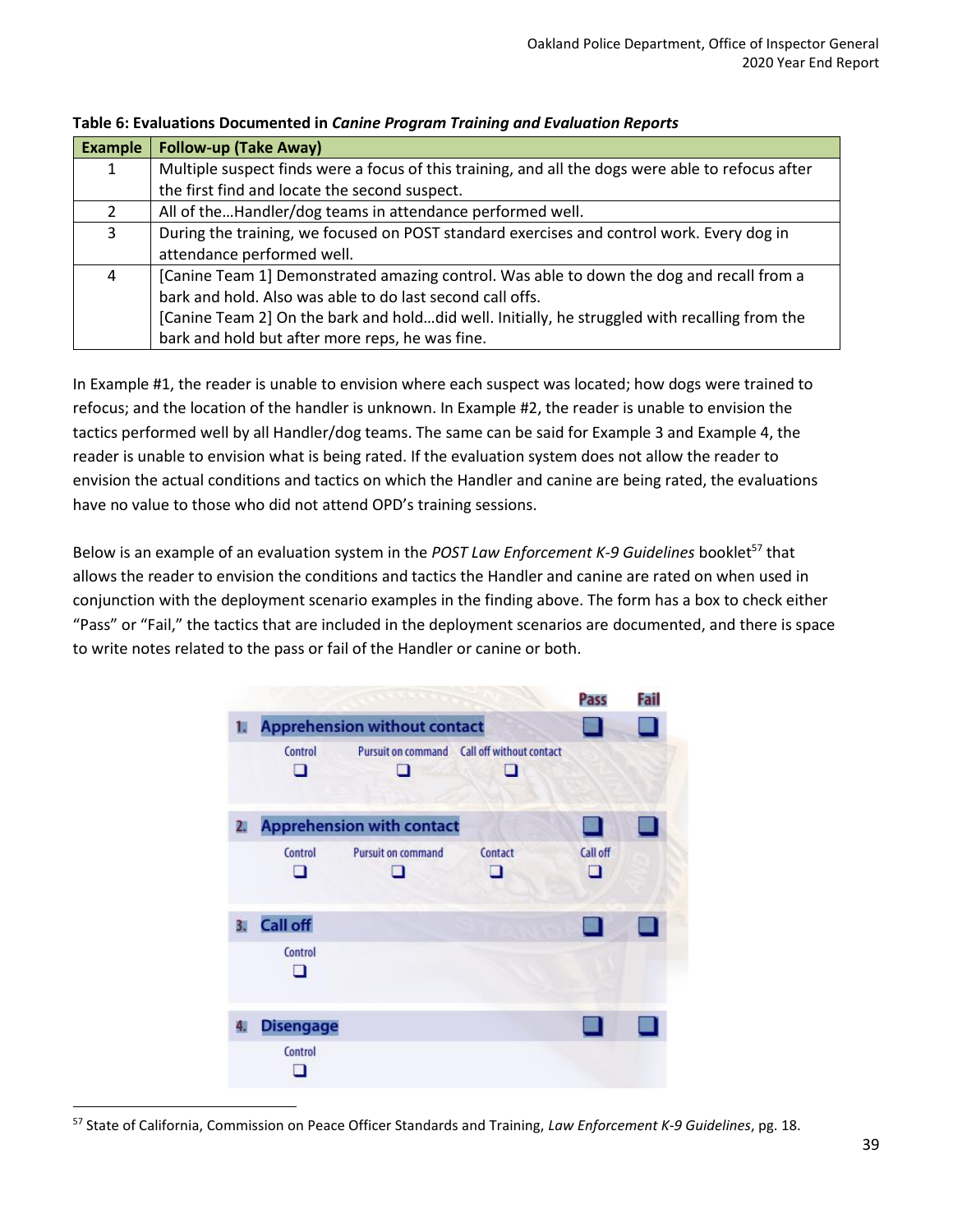**Table 6: Evaluations Documented in *Canine Program Training and Evaluation Reports***

| Example | Follow-up (Take Away) |
|---|---|
| 1 | Multiple suspect finds were a focus of this training, and all the dogs were able to refocus after the first find and locate the second suspect. |
| 2 | All of the…Handler/dog teams in attendance performed well. |
| 3 | During the training, we focused on POST standard exercises and control work. Every dog in attendance performed well. |
| 4 | [Canine Team 1] Demonstrated amazing control. Was able to down the dog and recall from a bark and hold. Also was able to do last second call offs.<br>[Canine Team 2] On the bark and hold…did well. Initially, he struggled with recalling from the bark and hold but after more reps, he was fine. |

In Example #1, the reader is unable to envision where each suspect was located; how dogs were trained to refocus; and the location of the handler is unknown. In Example #2, the reader is unable to envision the tactics performed well by all Handler/dog teams. The same can be said for Example 3 and Example 4, the reader is unable to envision what is being rated. If the evaluation system does not allow the reader to envision the actual conditions and tactics on which the Handler and canine are being rated, the evaluations have no value to those who did not attend OPD's training sessions.

Below is an example of an evaluation system in the *POST Law Enforcement K-9 Guidelines* booklet[57] that allows the reader to envision the conditions and tactics the Handler and canine are rated on when used in conjunction with the deployment scenario examples in the finding above. The form has a box to check either "Pass" or "Fail," the tactics that are included in the deployment scenarios are documented, and there is space to write notes related to the pass or fail of the Handler or canine or both.

| | | | | | Pass | Fail |
|---|---|---|---|---|---|---|
| 1. | Apprehension without contact | | | | ❑ | ❑ |
| | Control ❑ | Pursuit on command ❑ | Call off without contact ❑ | | | |
| 2. | Apprehension with contact | | | | ❑ | ❑ |
| | Control ❑ | Pursuit on command ❑ | Contact ❑ | Call off ❑ | | |
| 3. | Call off | | | | ❑ | ❑ |
| | Control ❑ | | | | | |
| 4. | Disengage | | | | ❑ | ❑ |
| | Control ❑ | | | | | |

[57] State of California, Commission on Peace Officer Standards and Training, *Law Enforcement K-9 Guidelines*, pg. 18.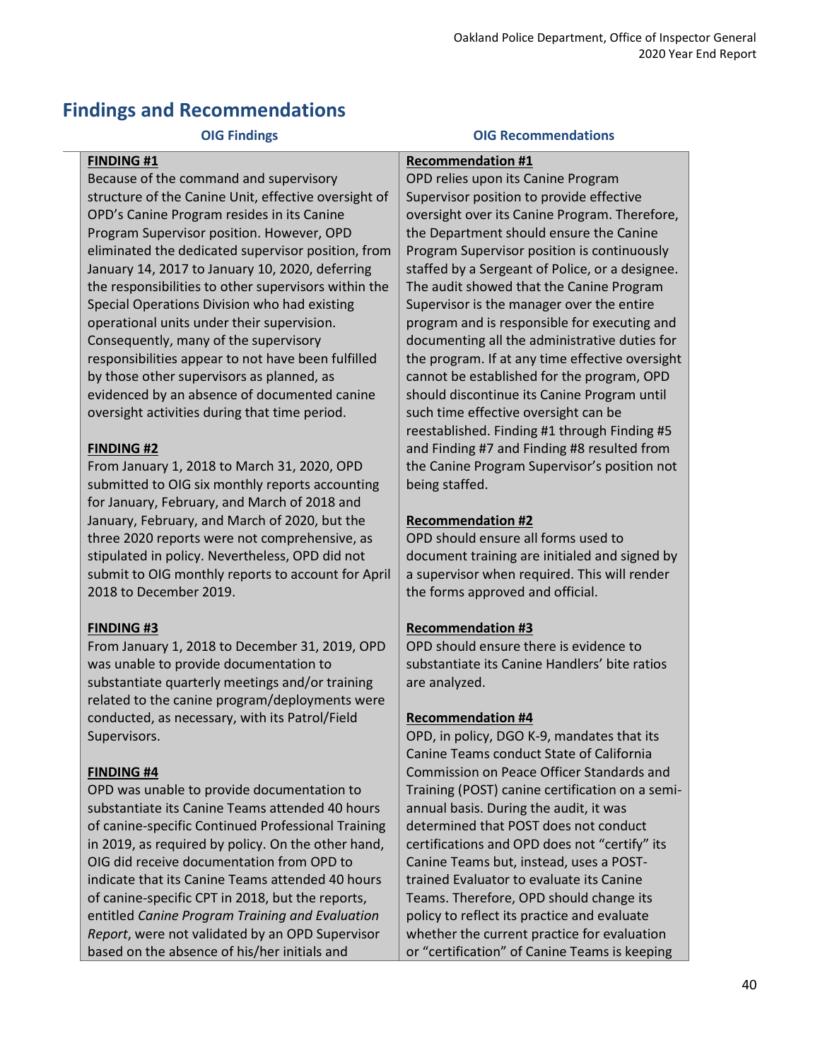## Findings and Recommendations

| OIG Findings | OIG Recommendations |
|---|---|
| **FINDING #1**<br>Because of the command and supervisory structure of the Canine Unit, effective oversight of OPD's Canine Program resides in its Canine Program Supervisor position. However, OPD eliminated the dedicated supervisor position, from January 14, 2017 to January 10, 2020, deferring the responsibilities to other supervisors within the Special Operations Division who had existing operational units under their supervision. Consequently, many of the supervisory responsibilities appear to not have been fulfilled by those other supervisors as planned, as evidenced by an absence of documented canine oversight activities during that time period.<br><br>**FINDING #2**<br>From January 1, 2018 to March 31, 2020, OPD submitted to OIG six monthly reports accounting for January, February, and March of 2018 and January, February, and March of 2020, but the three 2020 reports were not comprehensive, as stipulated in policy. Nevertheless, OPD did not submit to OIG monthly reports to account for April 2018 to December 2019.<br><br>**FINDING #3**<br>From January 1, 2018 to December 31, 2019, OPD was unable to provide documentation to substantiate quarterly meetings and/or training related to the canine program/deployments were conducted, as necessary, with its Patrol/Field Supervisors.<br><br>**FINDING #4**<br>OPD was unable to provide documentation to substantiate its Canine Teams attended 40 hours of canine-specific Continued Professional Training in 2019, as required by policy. On the other hand, OIG did receive documentation from OPD to indicate that its Canine Teams attended 40 hours of canine-specific CPT in 2018, but the reports, entitled *Canine Program Training and Evaluation Report*, were not validated by an OPD Supervisor based on the absence of his/her initials and | **Recommendation #1**<br>OPD relies upon its Canine Program Supervisor position to provide effective oversight over its Canine Program. Therefore, the Department should ensure the Canine Program Supervisor position is continuously staffed by a Sergeant of Police, or a designee. The audit showed that the Canine Program Supervisor is the manager over the entire program and is responsible for executing and documenting all the administrative duties for the program. If at any time effective oversight cannot be established for the program, OPD should discontinue its Canine Program until such time effective oversight can be reestablished. Finding #1 through Finding #5 and Finding #7 and Finding #8 resulted from the Canine Program Supervisor's position not being staffed.<br><br>**Recommendation #2**<br>OPD should ensure all forms used to document training are initialed and signed by a supervisor when required. This will render the forms approved and official.<br><br>**Recommendation #3**<br>OPD should ensure there is evidence to substantiate its Canine Handlers' bite ratios are analyzed.<br><br>**Recommendation #4**<br>OPD, in policy, DGO K-9, mandates that its Canine Teams conduct State of California Commission on Peace Officer Standards and Training (POST) canine certification on a semi-annual basis. During the audit, it was determined that POST does not conduct certifications and OPD does not "certify" its Canine Teams but, instead, uses a POST-trained Evaluator to evaluate its Canine Teams. Therefore, OPD should change its policy to reflect its practice and evaluate whether the current practice for evaluation or "certification" of Canine Teams is keeping |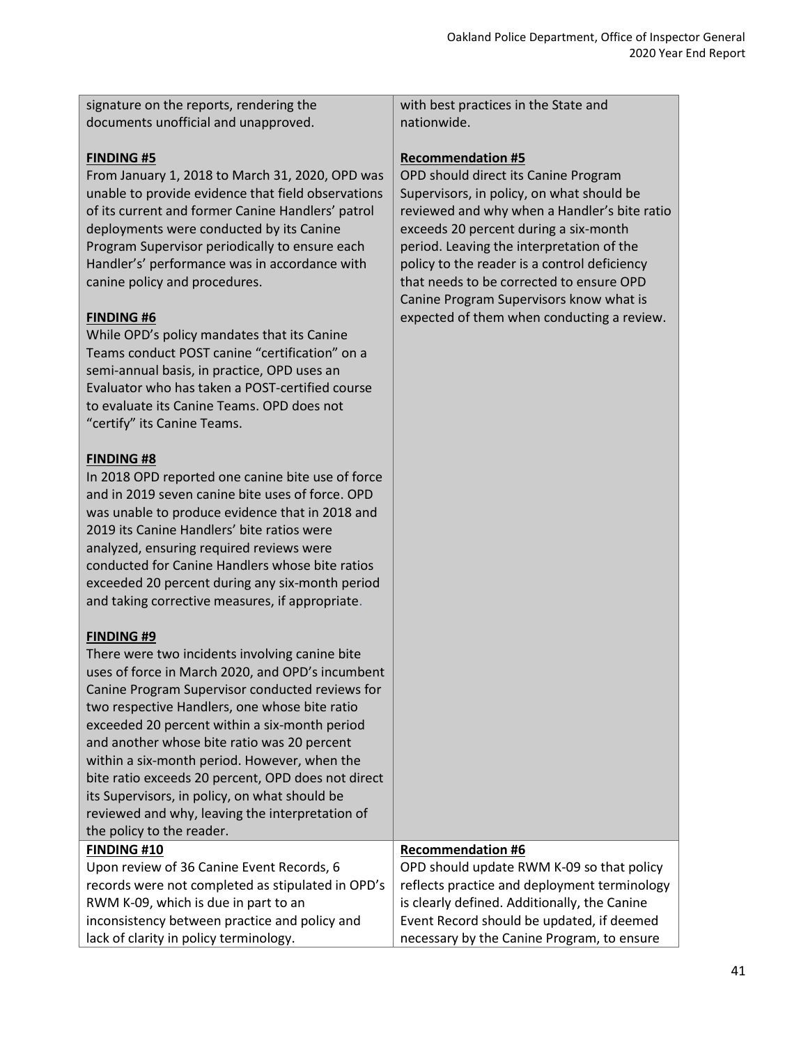| | |
|---|---|
| signature on the reports, rendering the documents unofficial and unapproved.<br><br>**FINDING #5**<br>From January 1, 2018 to March 31, 2020, OPD was unable to provide evidence that field observations of its current and former Canine Handlers' patrol deployments were conducted by its Canine Program Supervisor periodically to ensure each Handler's' performance was in accordance with canine policy and procedures.<br><br>**FINDING #6**<br>While OPD's policy mandates that its Canine Teams conduct POST canine "certification" on a semi-annual basis, in practice, OPD uses an Evaluator who has taken a POST-certified course to evaluate its Canine Teams. OPD does not "certify" its Canine Teams.<br><br>**FINDING #8**<br>In 2018 OPD reported one canine bite use of force and in 2019 seven canine bite uses of force. OPD was unable to produce evidence that in 2018 and 2019 its Canine Handlers' bite ratios were analyzed, ensuring required reviews were conducted for Canine Handlers whose bite ratios exceeded 20 percent during any six-month period and taking corrective measures, if appropriate.<br><br>**FINDING #9**<br>There were two incidents involving canine bite uses of force in March 2020, and OPD's incumbent Canine Program Supervisor conducted reviews for two respective Handlers, one whose bite ratio exceeded 20 percent within a six-month period and another whose bite ratio was 20 percent within a six-month period. However, when the bite ratio exceeds 20 percent, OPD does not direct its Supervisors, in policy, on what should be reviewed and why, leaving the interpretation of the policy to the reader. | with best practices in the State and nationwide.<br><br>**Recommendation #5**<br>OPD should direct its Canine Program Supervisors, in policy, on what should be reviewed and why when a Handler's bite ratio exceeds 20 percent during a six-month period. Leaving the interpretation of the policy to the reader is a control deficiency that needs to be corrected to ensure OPD Canine Program Supervisors know what is expected of them when conducting a review. |
| **FINDING #10**<br>Upon review of 36 Canine Event Records, 6 records were not completed as stipulated in OPD's RWM K-09, which is due in part to an inconsistency between practice and policy and lack of clarity in policy terminology. | **Recommendation #6**<br>OPD should update RWM K-09 so that policy reflects practice and deployment terminology is clearly defined. Additionally, the Canine Event Record should be updated, if deemed necessary by the Canine Program, to ensure |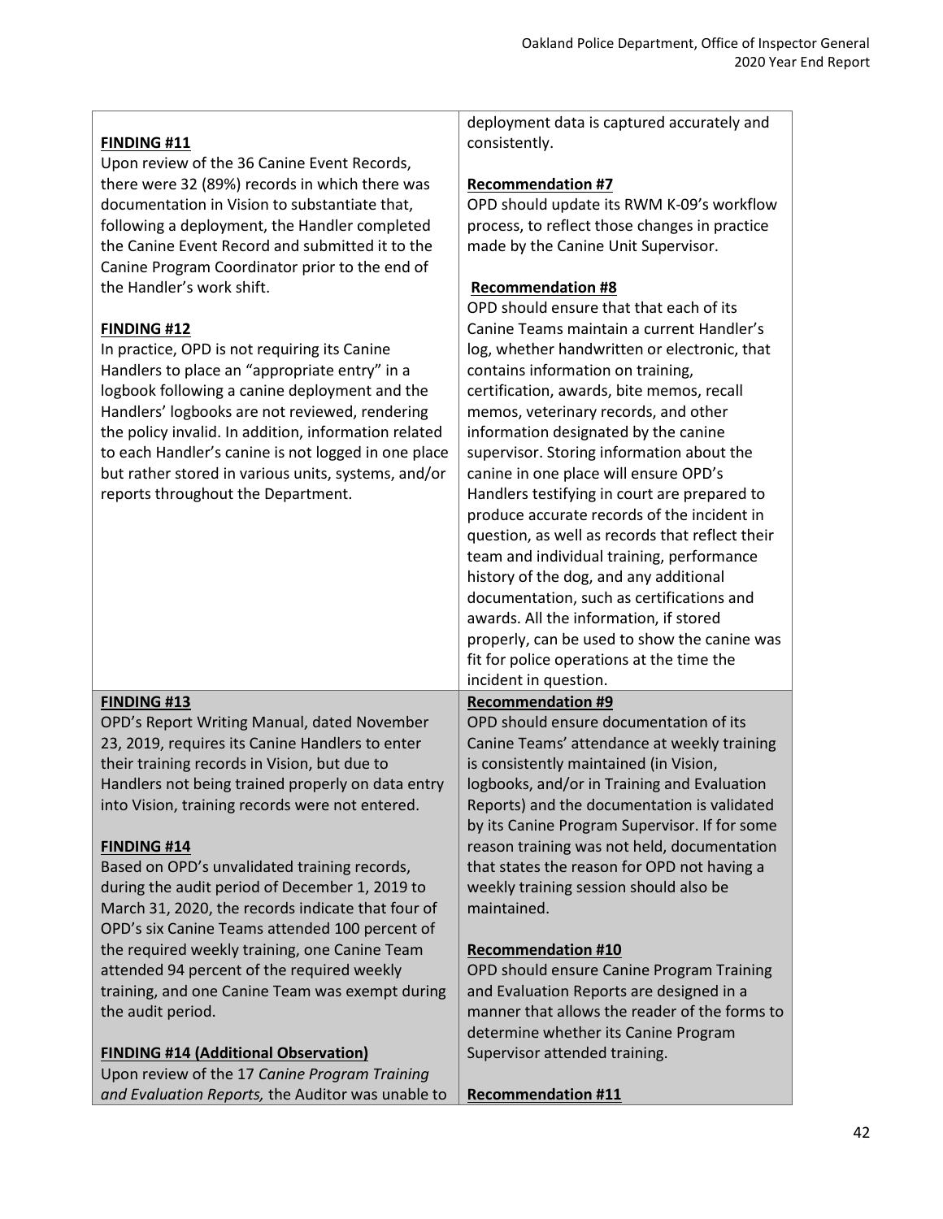| | |
|---|---|
| **FINDING #11**<br>Upon review of the 36 Canine Event Records, there were 32 (89%) records in which there was documentation in Vision to substantiate that, following a deployment, the Handler completed the Canine Event Record and submitted it to the Canine Program Coordinator prior to the end of the Handler's work shift.<br><br>**FINDING #12**<br>In practice, OPD is not requiring its Canine Handlers to place an "appropriate entry" in a logbook following a canine deployment and the Handlers' logbooks are not reviewed, rendering the policy invalid. In addition, information related to each Handler's canine is not logged in one place but rather stored in various units, systems, and/or reports throughout the Department. | deployment data is captured accurately and consistently.<br><br>**Recommendation #7**<br>OPD should update its RWM K-09's workflow process, to reflect those changes in practice made by the Canine Unit Supervisor.<br><br>**Recommendation #8**<br>OPD should ensure that that each of its Canine Teams maintain a current Handler's log, whether handwritten or electronic, that contains information on training, certification, awards, bite memos, recall memos, veterinary records, and other information designated by the canine supervisor. Storing information about the canine in one place will ensure OPD's Handlers testifying in court are prepared to produce accurate records of the incident in question, as well as records that reflect their team and individual training, performance history of the dog, and any additional documentation, such as certifications and awards. All the information, if stored properly, can be used to show the canine was fit for police operations at the time the incident in question. |
| **FINDING #13**<br>OPD's Report Writing Manual, dated November 23, 2019, requires its Canine Handlers to enter their training records in Vision, but due to Handlers not being trained properly on data entry into Vision, training records were not entered.<br><br>**FINDING #14**<br>Based on OPD's unvalidated training records, during the audit period of December 1, 2019 to March 31, 2020, the records indicate that four of OPD's six Canine Teams attended 100 percent of the required weekly training, one Canine Team attended 94 percent of the required weekly training, and one Canine Team was exempt during the audit period.<br><br>**FINDING #14 (Additional Observation)**<br>Upon review of the 17 *Canine Program Training and Evaluation Reports,* the Auditor was unable to | **Recommendation #9**<br>OPD should ensure documentation of its Canine Teams' attendance at weekly training is consistently maintained (in Vision, logbooks, and/or in Training and Evaluation Reports) and the documentation is validated by its Canine Program Supervisor. If for some reason training was not held, documentation that states the reason for OPD not having a weekly training session should also be maintained.<br><br>**Recommendation #10**<br>OPD should ensure Canine Program Training and Evaluation Reports are designed in a manner that allows the reader of the forms to determine whether its Canine Program Supervisor attended training.<br><br>**Recommendation #11** |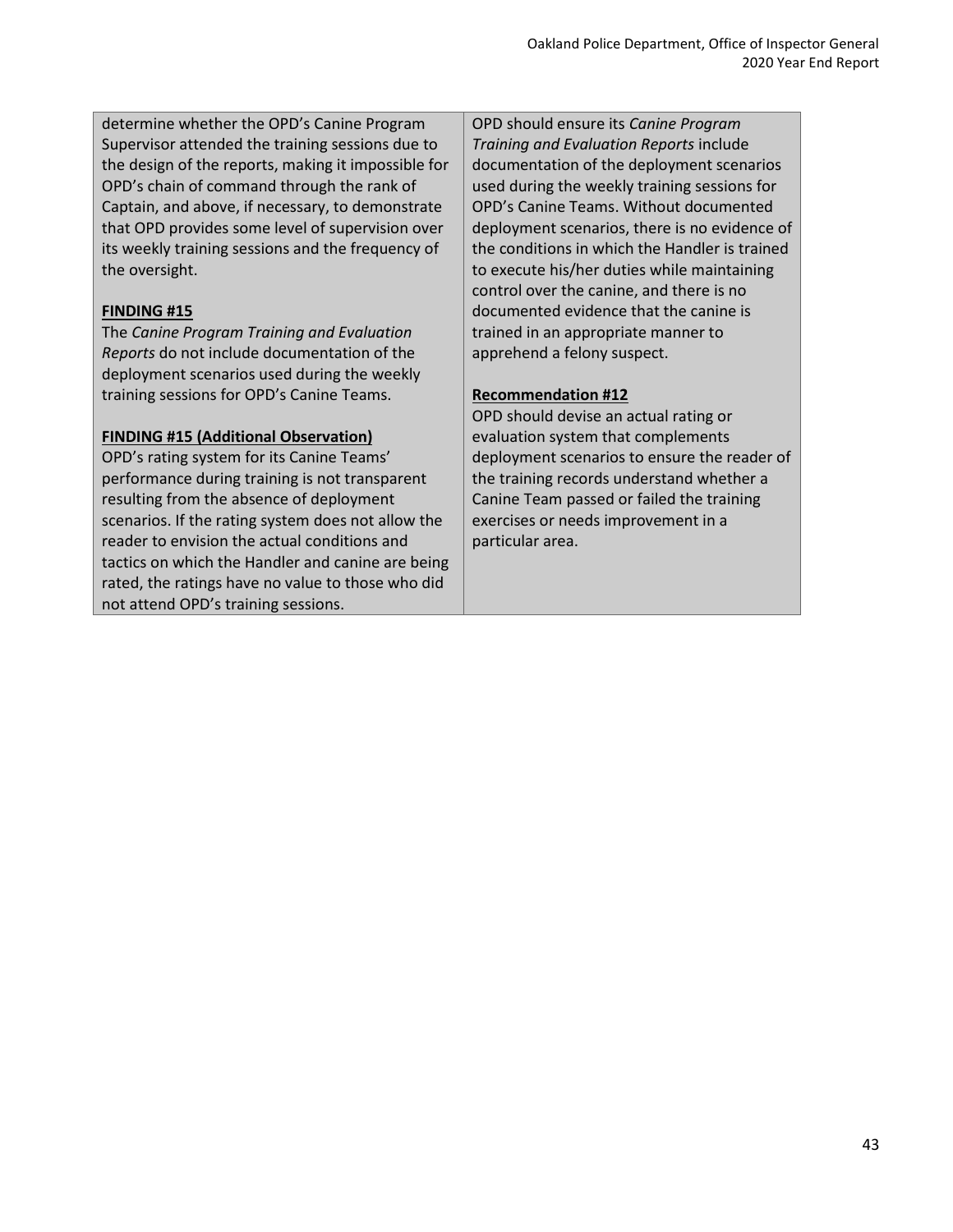| | |
|---|---|
| determine whether the OPD's Canine Program Supervisor attended the training sessions due to the design of the reports, making it impossible for OPD's chain of command through the rank of Captain, and above, if necessary, to demonstrate that OPD provides some level of supervision over its weekly training sessions and the frequency of the oversight.<br><br>**FINDING #15**<br>The *Canine Program Training and Evaluation Reports* do not include documentation of the deployment scenarios used during the weekly training sessions for OPD's Canine Teams.<br><br>**FINDING #15 (Additional Observation)**<br>OPD's rating system for its Canine Teams' performance during training is not transparent resulting from the absence of deployment scenarios. If the rating system does not allow the reader to envision the actual conditions and tactics on which the Handler and canine are being rated, the ratings have no value to those who did not attend OPD's training sessions. | OPD should ensure its *Canine Program Training and Evaluation Reports* include documentation of the deployment scenarios used during the weekly training sessions for OPD's Canine Teams. Without documented deployment scenarios, there is no evidence of the conditions in which the Handler is trained to execute his/her duties while maintaining control over the canine, and there is no documented evidence that the canine is trained in an appropriate manner to apprehend a felony suspect.<br><br>**Recommendation #12**<br>OPD should devise an actual rating or evaluation system that complements deployment scenarios to ensure the reader of the training records understand whether a Canine Team passed or failed the training exercises or needs improvement in a particular area. |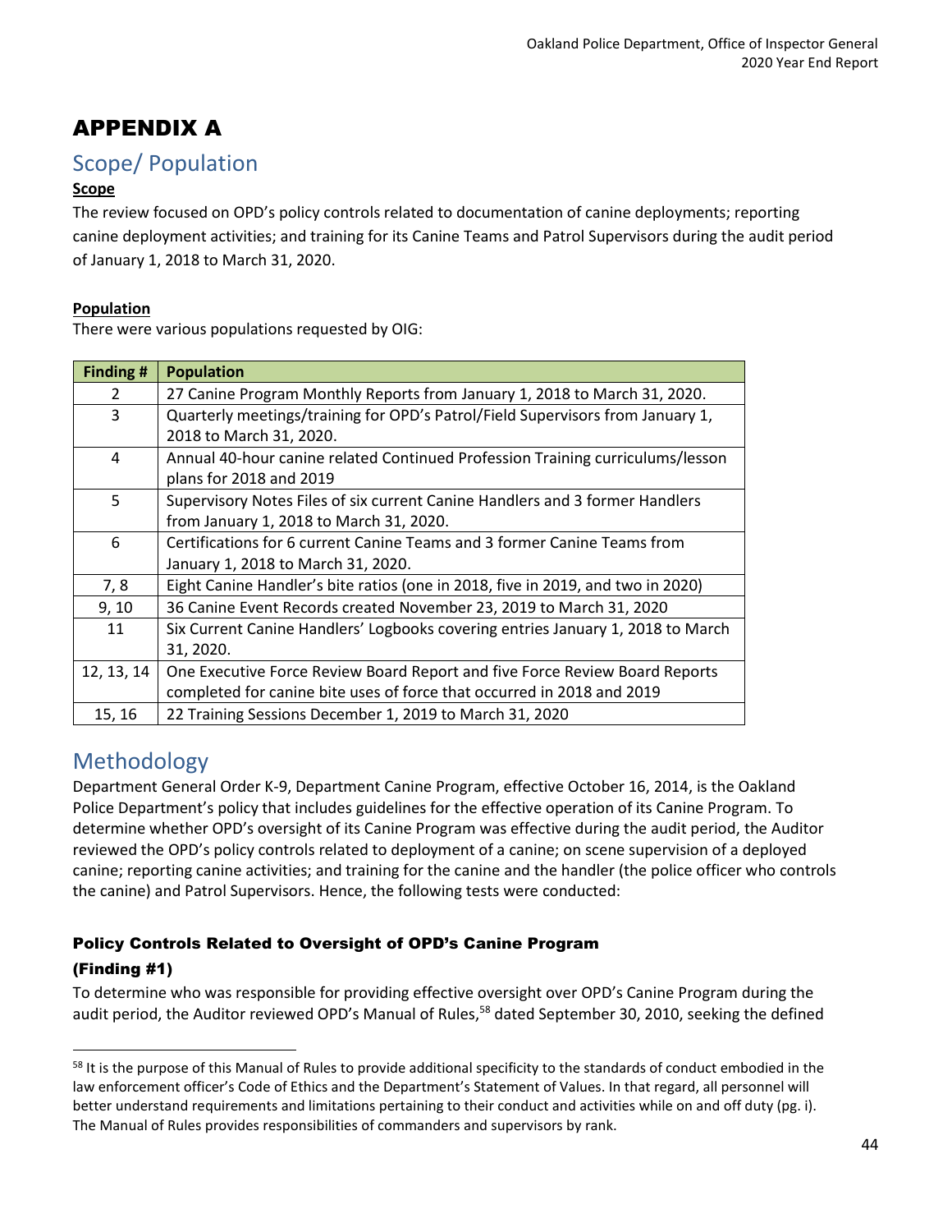# APPENDIX A

## Scope/ Population

**Scope**

The review focused on OPD's policy controls related to documentation of canine deployments; reporting canine deployment activities; and training for its Canine Teams and Patrol Supervisors during the audit period of January 1, 2018 to March 31, 2020.

**Population**

There were various populations requested by OIG:

| Finding # | Population |
|---|---|
| 2 | 27 Canine Program Monthly Reports from January 1, 2018 to March 31, 2020. |
| 3 | Quarterly meetings/training for OPD's Patrol/Field Supervisors from January 1, 2018 to March 31, 2020. |
| 4 | Annual 40-hour canine related Continued Profession Training curriculums/lesson plans for 2018 and 2019 |
| 5 | Supervisory Notes Files of six current Canine Handlers and 3 former Handlers from January 1, 2018 to March 31, 2020. |
| 6 | Certifications for 6 current Canine Teams and 3 former Canine Teams from January 1, 2018 to March 31, 2020. |
| 7, 8 | Eight Canine Handler's bite ratios (one in 2018, five in 2019, and two in 2020) |
| 9, 10 | 36 Canine Event Records created November 23, 2019 to March 31, 2020 |
| 11 | Six Current Canine Handlers' Logbooks covering entries January 1, 2018 to March 31, 2020. |
| 12, 13, 14 | One Executive Force Review Board Report and five Force Review Board Reports completed for canine bite uses of force that occurred in 2018 and 2019 |
| 15, 16 | 22 Training Sessions December 1, 2019 to March 31, 2020 |

## Methodology

Department General Order K-9, Department Canine Program, effective October 16, 2014, is the Oakland Police Department's policy that includes guidelines for the effective operation of its Canine Program. To determine whether OPD's oversight of its Canine Program was effective during the audit period, the Auditor reviewed the OPD's policy controls related to deployment of a canine; on scene supervision of a deployed canine; reporting canine activities; and training for the canine and the handler (the police officer who controls the canine) and Patrol Supervisors. Hence, the following tests were conducted:

### Policy Controls Related to Oversight of OPD's Canine Program (Finding #1)

To determine who was responsible for providing effective oversight over OPD's Canine Program during the audit period, the Auditor reviewed OPD's Manual of Rules,[58] dated September 30, 2010, seeking the defined

[58] It is the purpose of this Manual of Rules to provide additional specificity to the standards of conduct embodied in the law enforcement officer's Code of Ethics and the Department's Statement of Values. In that regard, all personnel will better understand requirements and limitations pertaining to their conduct and activities while on and off duty (pg. i). The Manual of Rules provides responsibilities of commanders and supervisors by rank.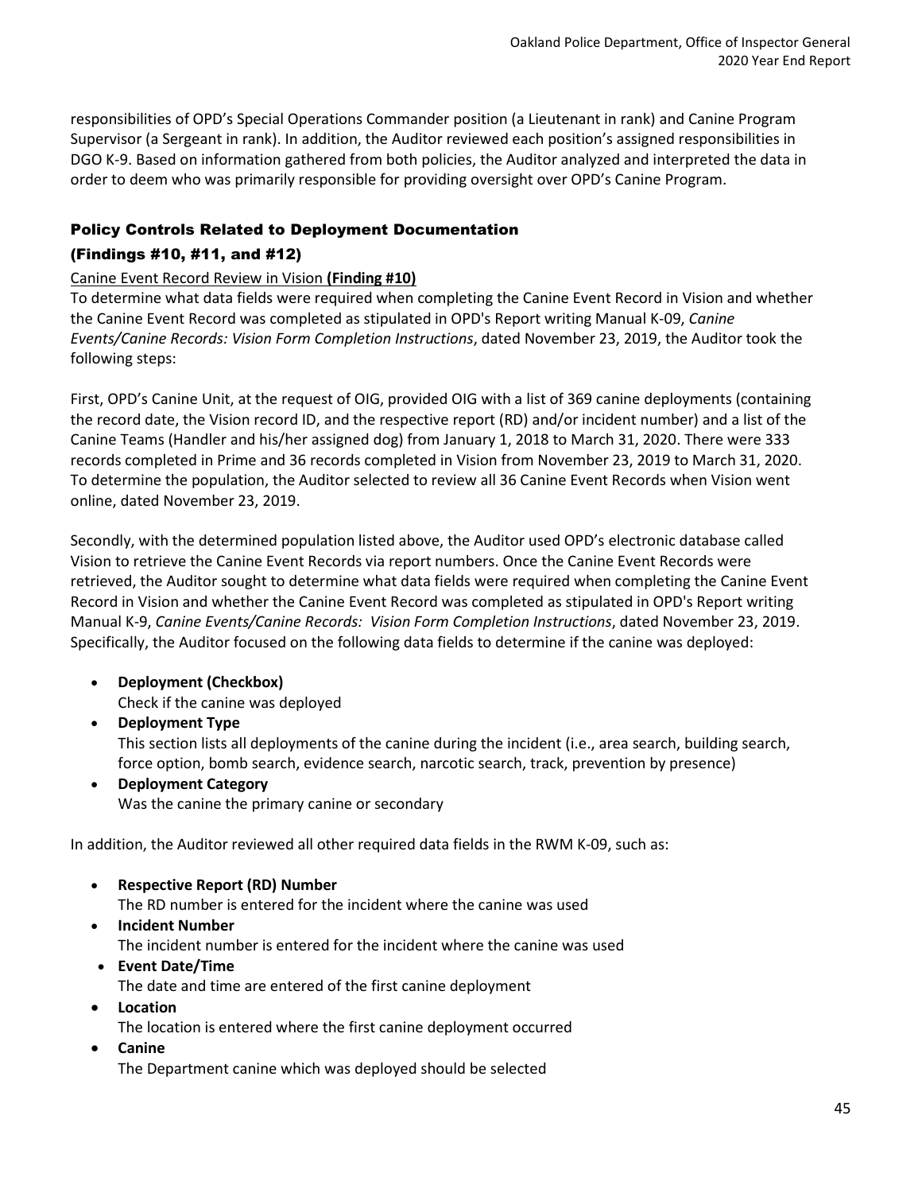responsibilities of OPD's Special Operations Commander position (a Lieutenant in rank) and Canine Program Supervisor (a Sergeant in rank). In addition, the Auditor reviewed each position's assigned responsibilities in DGO K-9. Based on information gathered from both policies, the Auditor analyzed and interpreted the data in order to deem who was primarily responsible for providing oversight over OPD's Canine Program.

### Policy Controls Related to Deployment Documentation (Findings #10, #11, and #12)

Canine Event Record Review in Vision **(Finding #10)**

To determine what data fields were required when completing the Canine Event Record in Vision and whether the Canine Event Record was completed as stipulated in OPD's Report writing Manual K-09, *Canine Events/Canine Records: Vision Form Completion Instructions*, dated November 23, 2019, the Auditor took the following steps:

First, OPD's Canine Unit, at the request of OIG, provided OIG with a list of 369 canine deployments (containing the record date, the Vision record ID, and the respective report (RD) and/or incident number) and a list of the Canine Teams (Handler and his/her assigned dog) from January 1, 2018 to March 31, 2020. There were 333 records completed in Prime and 36 records completed in Vision from November 23, 2019 to March 31, 2020. To determine the population, the Auditor selected to review all 36 Canine Event Records when Vision went online, dated November 23, 2019.

Secondly, with the determined population listed above, the Auditor used OPD's electronic database called Vision to retrieve the Canine Event Records via report numbers. Once the Canine Event Records were retrieved, the Auditor sought to determine what data fields were required when completing the Canine Event Record in Vision and whether the Canine Event Record was completed as stipulated in OPD's Report writing Manual K-9, *Canine Events/Canine Records: Vision Form Completion Instructions*, dated November 23, 2019. Specifically, the Auditor focused on the following data fields to determine if the canine was deployed:

- **Deployment (Checkbox)**
  Check if the canine was deployed
- **Deployment Type**
  This section lists all deployments of the canine during the incident (i.e., area search, building search, force option, bomb search, evidence search, narcotic search, track, prevention by presence)
- **Deployment Category**
  Was the canine the primary canine or secondary

In addition, the Auditor reviewed all other required data fields in the RWM K-09, such as:

- **Respective Report (RD) Number**
  The RD number is entered for the incident where the canine was used
- **Incident Number**
  The incident number is entered for the incident where the canine was used
- **Event Date/Time**
  The date and time are entered of the first canine deployment
- **Location**
  The location is entered where the first canine deployment occurred
- **Canine**
  The Department canine which was deployed should be selected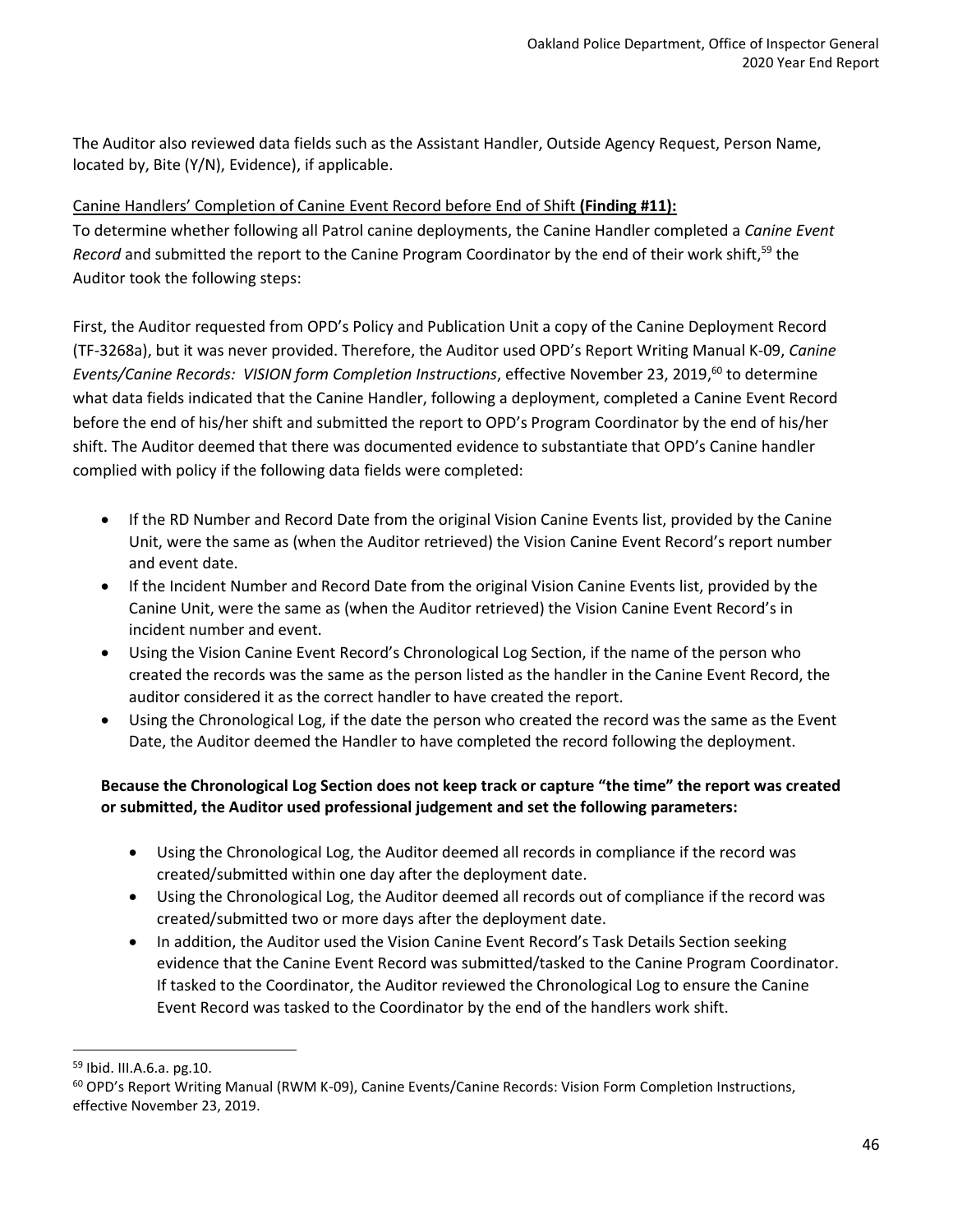The Auditor also reviewed data fields such as the Assistant Handler, Outside Agency Request, Person Name, located by, Bite (Y/N), Evidence), if applicable.

Canine Handlers' Completion of Canine Event Record before End of Shift **(Finding #11):**

To determine whether following all Patrol canine deployments, the Canine Handler completed a *Canine Event Record* and submitted the report to the Canine Program Coordinator by the end of their work shift,[59] the Auditor took the following steps:

First, the Auditor requested from OPD's Policy and Publication Unit a copy of the Canine Deployment Record (TF-3268a), but it was never provided. Therefore, the Auditor used OPD's Report Writing Manual K-09, *Canine Events/Canine Records: VISION form Completion Instructions*, effective November 23, 2019,[60] to determine what data fields indicated that the Canine Handler, following a deployment, completed a Canine Event Record before the end of his/her shift and submitted the report to OPD's Program Coordinator by the end of his/her shift. The Auditor deemed that there was documented evidence to substantiate that OPD's Canine handler complied with policy if the following data fields were completed:

- If the RD Number and Record Date from the original Vision Canine Events list, provided by the Canine Unit, were the same as (when the Auditor retrieved) the Vision Canine Event Record's report number and event date.
- If the Incident Number and Record Date from the original Vision Canine Events list, provided by the Canine Unit, were the same as (when the Auditor retrieved) the Vision Canine Event Record's in incident number and event.
- Using the Vision Canine Event Record's Chronological Log Section, if the name of the person who created the records was the same as the person listed as the handler in the Canine Event Record, the auditor considered it as the correct handler to have created the report.
- Using the Chronological Log, if the date the person who created the record was the same as the Event Date, the Auditor deemed the Handler to have completed the record following the deployment.

**Because the Chronological Log Section does not keep track or capture "the time" the report was created or submitted, the Auditor used professional judgement and set the following parameters:**

- Using the Chronological Log, the Auditor deemed all records in compliance if the record was created/submitted within one day after the deployment date.
- Using the Chronological Log, the Auditor deemed all records out of compliance if the record was created/submitted two or more days after the deployment date.
- In addition, the Auditor used the Vision Canine Event Record's Task Details Section seeking evidence that the Canine Event Record was submitted/tasked to the Canine Program Coordinator. If tasked to the Coordinator, the Auditor reviewed the Chronological Log to ensure the Canine Event Record was tasked to the Coordinator by the end of the handlers work shift.

---

[59] Ibid. III.A.6.a. pg.10.

[60] OPD's Report Writing Manual (RWM K-09), Canine Events/Canine Records: Vision Form Completion Instructions, effective November 23, 2019.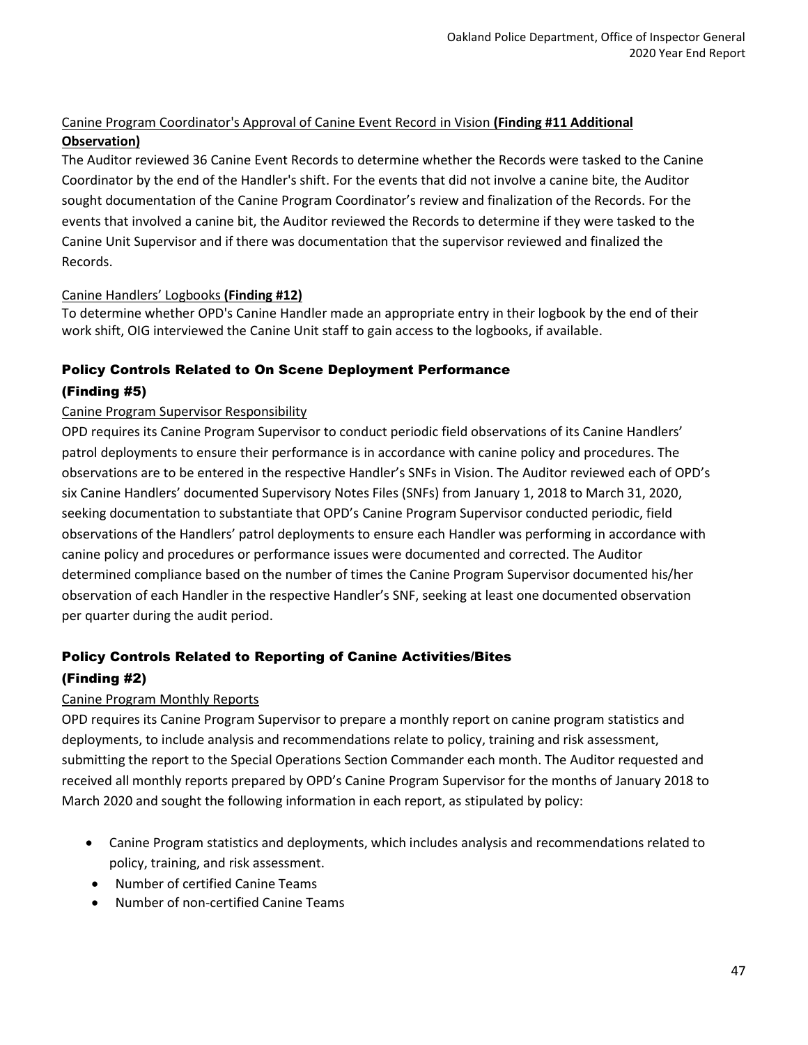Canine Program Coordinator's Approval of Canine Event Record in Vision **(Finding #11 Additional Observation)**

The Auditor reviewed 36 Canine Event Records to determine whether the Records were tasked to the Canine Coordinator by the end of the Handler's shift. For the events that did not involve a canine bite, the Auditor sought documentation of the Canine Program Coordinator's review and finalization of the Records. For the events that involved a canine bit, the Auditor reviewed the Records to determine if they were tasked to the Canine Unit Supervisor and if there was documentation that the supervisor reviewed and finalized the Records.

Canine Handlers' Logbooks **(Finding #12)**

To determine whether OPD's Canine Handler made an appropriate entry in their logbook by the end of their work shift, OIG interviewed the Canine Unit staff to gain access to the logbooks, if available.

## Policy Controls Related to On Scene Deployment Performance (Finding #5)

Canine Program Supervisor Responsibility

OPD requires its Canine Program Supervisor to conduct periodic field observations of its Canine Handlers' patrol deployments to ensure their performance is in accordance with canine policy and procedures. The observations are to be entered in the respective Handler's SNFs in Vision. The Auditor reviewed each of OPD's six Canine Handlers' documented Supervisory Notes Files (SNFs) from January 1, 2018 to March 31, 2020, seeking documentation to substantiate that OPD's Canine Program Supervisor conducted periodic, field observations of the Handlers' patrol deployments to ensure each Handler was performing in accordance with canine policy and procedures or performance issues were documented and corrected. The Auditor determined compliance based on the number of times the Canine Program Supervisor documented his/her observation of each Handler in the respective Handler's SNF, seeking at least one documented observation per quarter during the audit period.

## Policy Controls Related to Reporting of Canine Activities/Bites (Finding #2)

Canine Program Monthly Reports

OPD requires its Canine Program Supervisor to prepare a monthly report on canine program statistics and deployments, to include analysis and recommendations relate to policy, training and risk assessment, submitting the report to the Special Operations Section Commander each month. The Auditor requested and received all monthly reports prepared by OPD's Canine Program Supervisor for the months of January 2018 to March 2020 and sought the following information in each report, as stipulated by policy:

- Canine Program statistics and deployments, which includes analysis and recommendations related to policy, training, and risk assessment.
- Number of certified Canine Teams
- Number of non-certified Canine Teams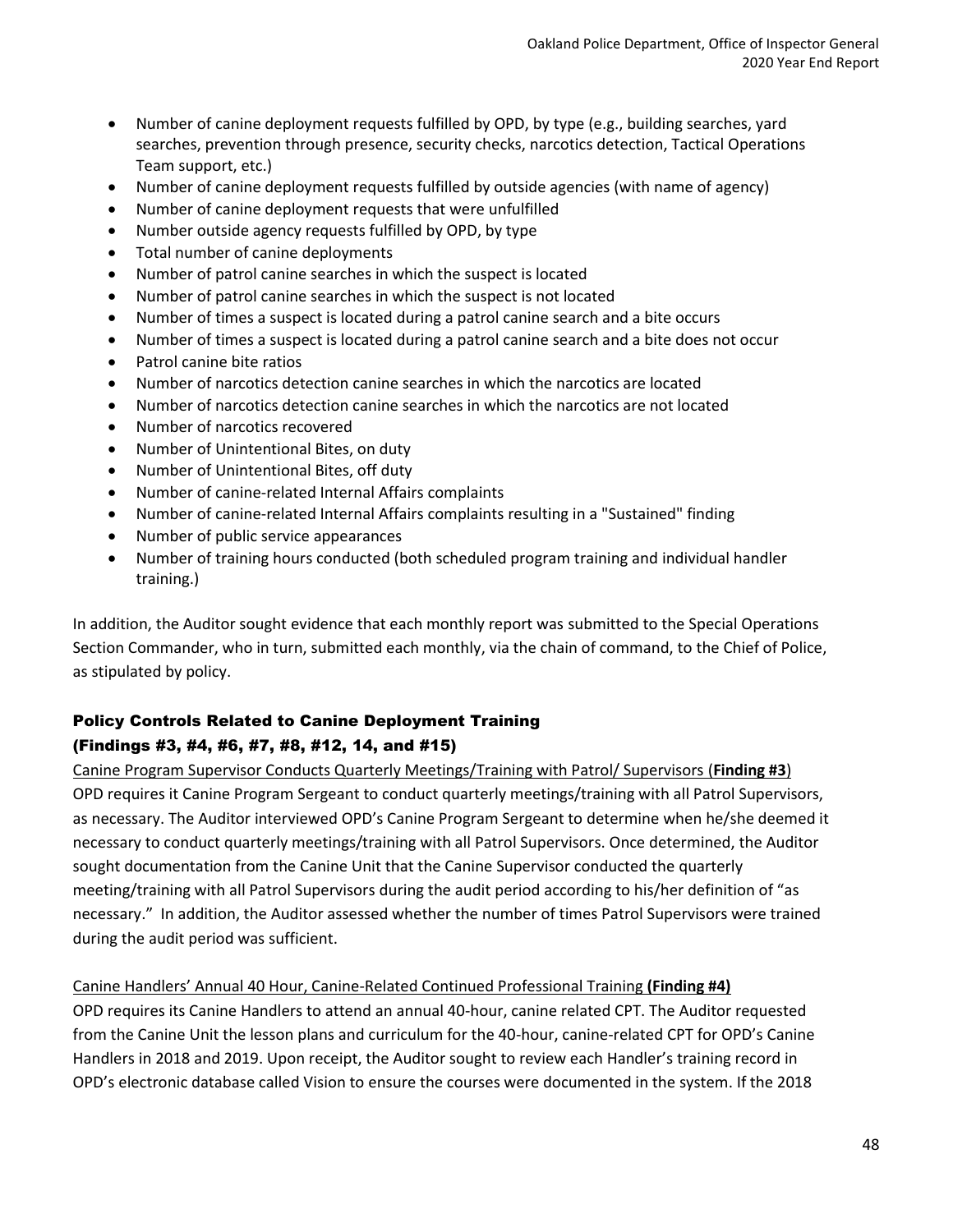- Number of canine deployment requests fulfilled by OPD, by type (e.g., building searches, yard searches, prevention through presence, security checks, narcotics detection, Tactical Operations Team support, etc.)
- Number of canine deployment requests fulfilled by outside agencies (with name of agency)
- Number of canine deployment requests that were unfulfilled
- Number outside agency requests fulfilled by OPD, by type
- Total number of canine deployments
- Number of patrol canine searches in which the suspect is located
- Number of patrol canine searches in which the suspect is not located
- Number of times a suspect is located during a patrol canine search and a bite occurs
- Number of times a suspect is located during a patrol canine search and a bite does not occur
- Patrol canine bite ratios
- Number of narcotics detection canine searches in which the narcotics are located
- Number of narcotics detection canine searches in which the narcotics are not located
- Number of narcotics recovered
- Number of Unintentional Bites, on duty
- Number of Unintentional Bites, off duty
- Number of canine-related Internal Affairs complaints
- Number of canine-related Internal Affairs complaints resulting in a "Sustained" finding
- Number of public service appearances
- Number of training hours conducted (both scheduled program training and individual handler training.)

In addition, the Auditor sought evidence that each monthly report was submitted to the Special Operations Section Commander, who in turn, submitted each monthly, via the chain of command, to the Chief of Police, as stipulated by policy.

### Policy Controls Related to Canine Deployment Training (Findings #3, #4, #6, #7, #8, #12, 14, and #15)

<u>Canine Program Supervisor Conducts Quarterly Meetings/Training with Patrol/ Supervisors</u> (**Finding #3**)
OPD requires it Canine Program Sergeant to conduct quarterly meetings/training with all Patrol Supervisors, as necessary. The Auditor interviewed OPD's Canine Program Sergeant to determine when he/she deemed it necessary to conduct quarterly meetings/training with all Patrol Supervisors. Once determined, the Auditor sought documentation from the Canine Unit that the Canine Supervisor conducted the quarterly meeting/training with all Patrol Supervisors during the audit period according to his/her definition of "as necessary." In addition, the Auditor assessed whether the number of times Patrol Supervisors were trained during the audit period was sufficient.

<u>Canine Handlers' Annual 40 Hour, Canine-Related Continued Professional Training</u> **(Finding #4)**
OPD requires its Canine Handlers to attend an annual 40-hour, canine related CPT. The Auditor requested from the Canine Unit the lesson plans and curriculum for the 40-hour, canine-related CPT for OPD's Canine Handlers in 2018 and 2019. Upon receipt, the Auditor sought to review each Handler's training record in OPD's electronic database called Vision to ensure the courses were documented in the system. If the 2018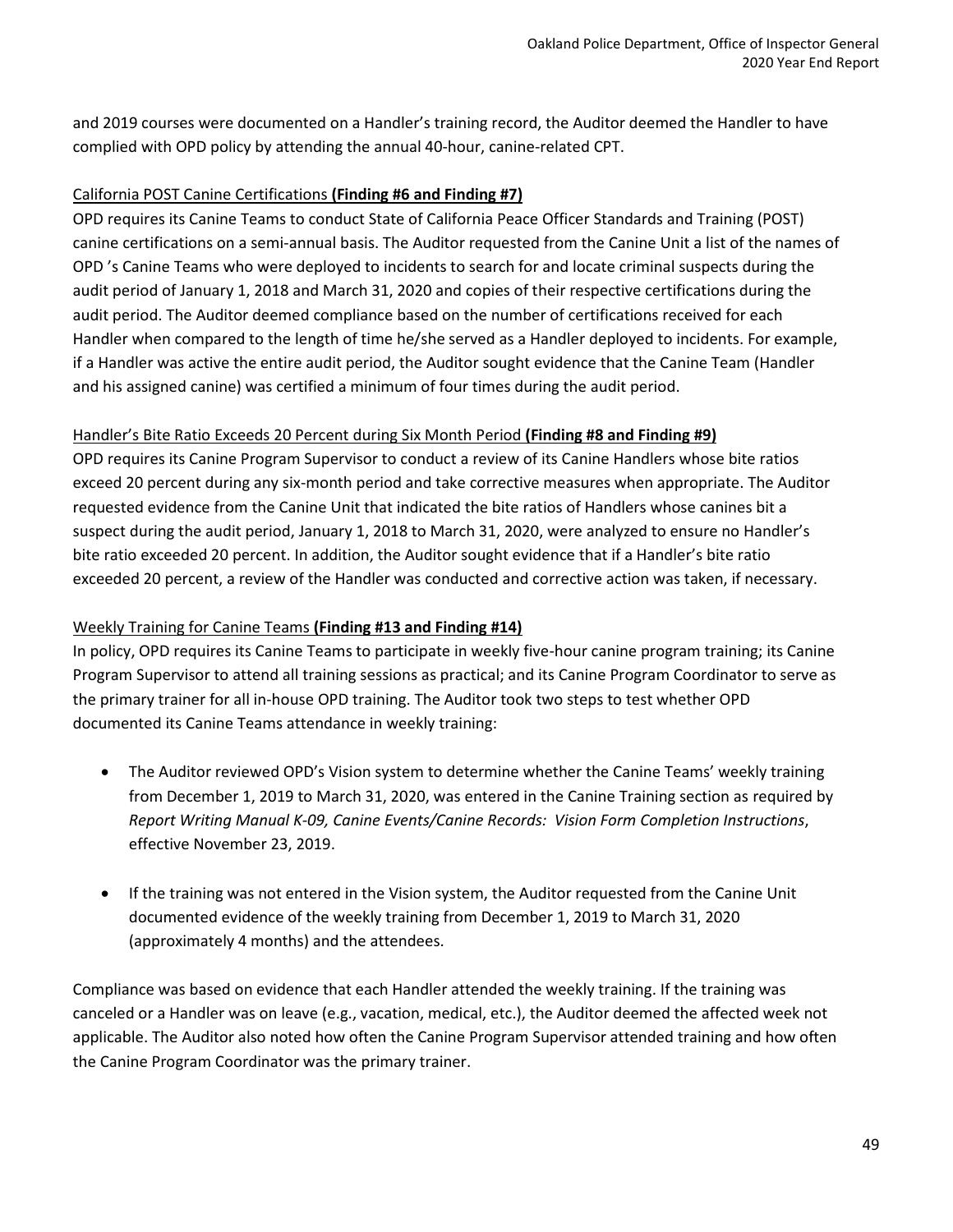and 2019 courses were documented on a Handler's training record, the Auditor deemed the Handler to have complied with OPD policy by attending the annual 40-hour, canine-related CPT.

California POST Canine Certifications **(Finding #6 and Finding #7)**

OPD requires its Canine Teams to conduct State of California Peace Officer Standards and Training (POST) canine certifications on a semi-annual basis. The Auditor requested from the Canine Unit a list of the names of OPD 's Canine Teams who were deployed to incidents to search for and locate criminal suspects during the audit period of January 1, 2018 and March 31, 2020 and copies of their respective certifications during the audit period. The Auditor deemed compliance based on the number of certifications received for each Handler when compared to the length of time he/she served as a Handler deployed to incidents. For example, if a Handler was active the entire audit period, the Auditor sought evidence that the Canine Team (Handler and his assigned canine) was certified a minimum of four times during the audit period.

Handler's Bite Ratio Exceeds 20 Percent during Six Month Period **(Finding #8 and Finding #9)**

OPD requires its Canine Program Supervisor to conduct a review of its Canine Handlers whose bite ratios exceed 20 percent during any six-month period and take corrective measures when appropriate. The Auditor requested evidence from the Canine Unit that indicated the bite ratios of Handlers whose canines bit a suspect during the audit period, January 1, 2018 to March 31, 2020, were analyzed to ensure no Handler's bite ratio exceeded 20 percent. In addition, the Auditor sought evidence that if a Handler's bite ratio exceeded 20 percent, a review of the Handler was conducted and corrective action was taken, if necessary.

Weekly Training for Canine Teams **(Finding #13 and Finding #14)**

In policy, OPD requires its Canine Teams to participate in weekly five-hour canine program training; its Canine Program Supervisor to attend all training sessions as practical; and its Canine Program Coordinator to serve as the primary trainer for all in-house OPD training. The Auditor took two steps to test whether OPD documented its Canine Teams attendance in weekly training:

- The Auditor reviewed OPD's Vision system to determine whether the Canine Teams' weekly training from December 1, 2019 to March 31, 2020, was entered in the Canine Training section as required by *Report Writing Manual K-09, Canine Events/Canine Records: Vision Form Completion Instructions*, effective November 23, 2019.

- If the training was not entered in the Vision system, the Auditor requested from the Canine Unit documented evidence of the weekly training from December 1, 2019 to March 31, 2020 (approximately 4 months) and the attendees.

Compliance was based on evidence that each Handler attended the weekly training. If the training was canceled or a Handler was on leave (e.g., vacation, medical, etc.), the Auditor deemed the affected week not applicable. The Auditor also noted how often the Canine Program Supervisor attended training and how often the Canine Program Coordinator was the primary trainer.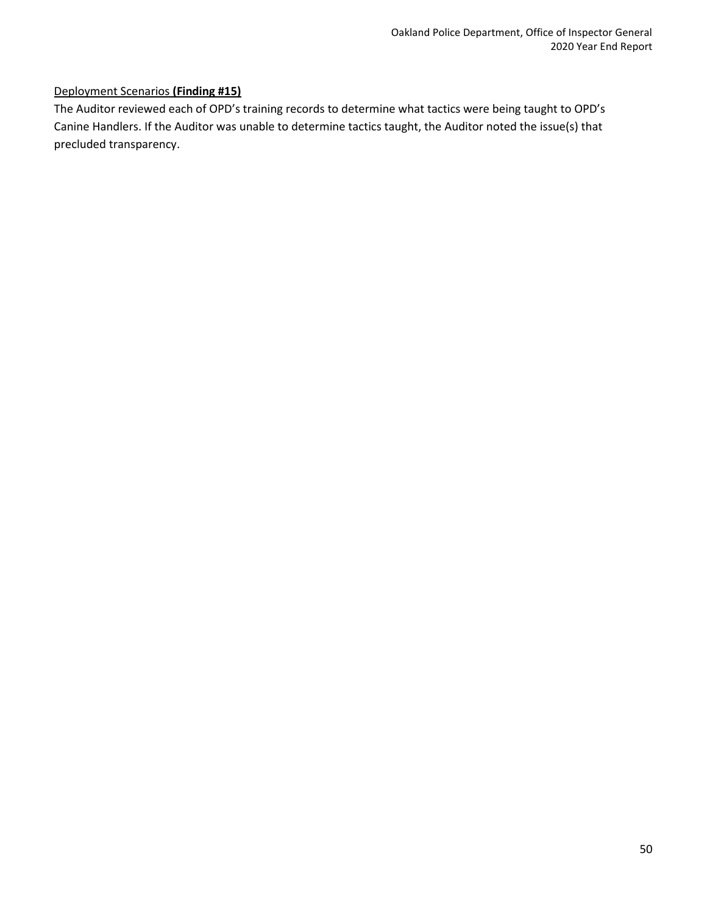Deployment Scenarios **(Finding #15)**

The Auditor reviewed each of OPD's training records to determine what tactics were being taught to OPD's Canine Handlers. If the Auditor was unable to determine tactics taught, the Auditor noted the issue(s) that precluded transparency.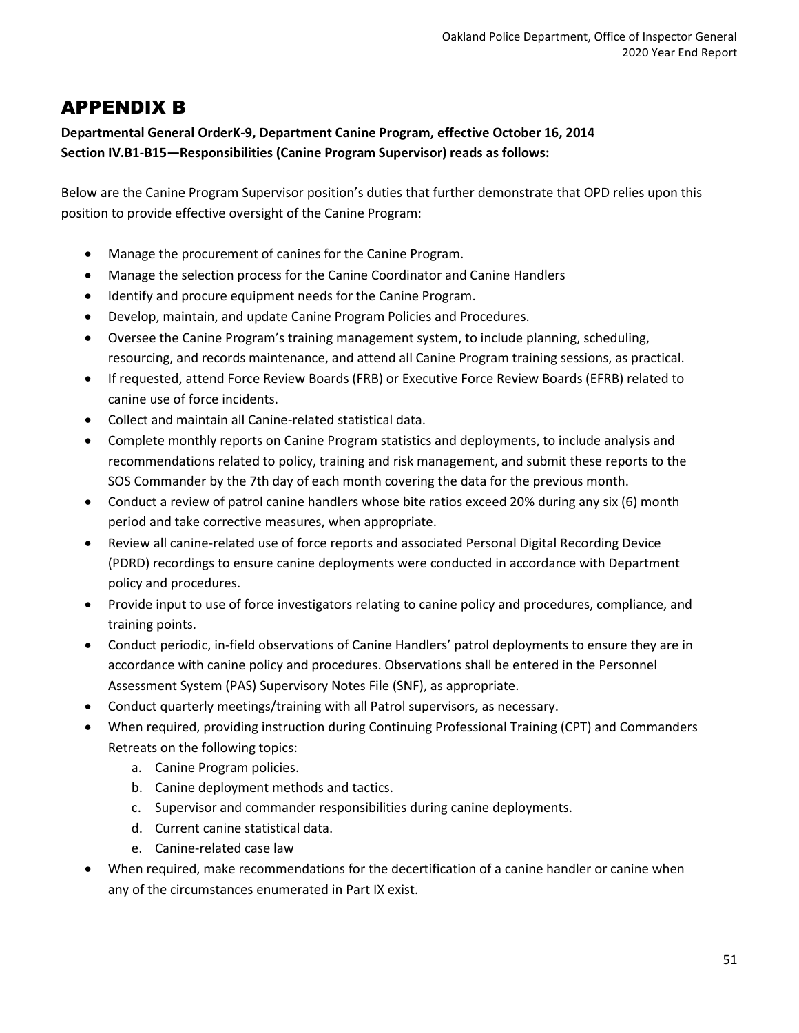# APPENDIX B

**Departmental General OrderK-9, Department Canine Program, effective October 16, 2014**
**Section IV.B1-B15—Responsibilities (Canine Program Supervisor) reads as follows:**

Below are the Canine Program Supervisor position's duties that further demonstrate that OPD relies upon this position to provide effective oversight of the Canine Program:

- Manage the procurement of canines for the Canine Program.
- Manage the selection process for the Canine Coordinator and Canine Handlers
- Identify and procure equipment needs for the Canine Program.
- Develop, maintain, and update Canine Program Policies and Procedures.
- Oversee the Canine Program's training management system, to include planning, scheduling, resourcing, and records maintenance, and attend all Canine Program training sessions, as practical.
- If requested, attend Force Review Boards (FRB) or Executive Force Review Boards (EFRB) related to canine use of force incidents.
- Collect and maintain all Canine-related statistical data.
- Complete monthly reports on Canine Program statistics and deployments, to include analysis and recommendations related to policy, training and risk management, and submit these reports to the SOS Commander by the 7th day of each month covering the data for the previous month.
- Conduct a review of patrol canine handlers whose bite ratios exceed 20% during any six (6) month period and take corrective measures, when appropriate.
- Review all canine-related use of force reports and associated Personal Digital Recording Device (PDRD) recordings to ensure canine deployments were conducted in accordance with Department policy and procedures.
- Provide input to use of force investigators relating to canine policy and procedures, compliance, and training points.
- Conduct periodic, in-field observations of Canine Handlers' patrol deployments to ensure they are in accordance with canine policy and procedures. Observations shall be entered in the Personnel Assessment System (PAS) Supervisory Notes File (SNF), as appropriate.
- Conduct quarterly meetings/training with all Patrol supervisors, as necessary.
- When required, providing instruction during Continuing Professional Training (CPT) and Commanders Retreats on the following topics:
    a. Canine Program policies.
    b. Canine deployment methods and tactics.
    c. Supervisor and commander responsibilities during canine deployments.
    d. Current canine statistical data.
    e. Canine-related case law
- When required, make recommendations for the decertification of a canine handler or canine when any of the circumstances enumerated in Part IX exist.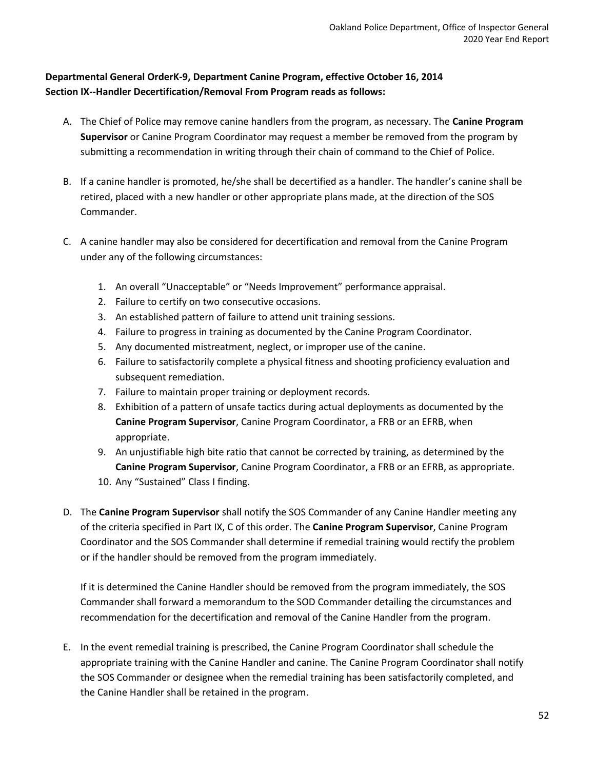**Departmental General OrderK-9, Department Canine Program, effective October 16, 2014**
**Section IX--Handler Decertification/Removal From Program reads as follows:**

A. The Chief of Police may remove canine handlers from the program, as necessary. The **Canine Program Supervisor** or Canine Program Coordinator may request a member be removed from the program by submitting a recommendation in writing through their chain of command to the Chief of Police.

B. If a canine handler is promoted, he/she shall be decertified as a handler. The handler's canine shall be retired, placed with a new handler or other appropriate plans made, at the direction of the SOS Commander.

C. A canine handler may also be considered for decertification and removal from the Canine Program under any of the following circumstances:

   1. An overall "Unacceptable" or "Needs Improvement" performance appraisal.
   2. Failure to certify on two consecutive occasions.
   3. An established pattern of failure to attend unit training sessions.
   4. Failure to progress in training as documented by the Canine Program Coordinator.
   5. Any documented mistreatment, neglect, or improper use of the canine.
   6. Failure to satisfactorily complete a physical fitness and shooting proficiency evaluation and subsequent remediation.
   7. Failure to maintain proper training or deployment records.
   8. Exhibition of a pattern of unsafe tactics during actual deployments as documented by the **Canine Program Supervisor**, Canine Program Coordinator, a FRB or an EFRB, when appropriate.
   9. An unjustifiable high bite ratio that cannot be corrected by training, as determined by the **Canine Program Supervisor**, Canine Program Coordinator, a FRB or an EFRB, as appropriate.
   10. Any "Sustained" Class I finding.

D. The **Canine Program Supervisor** shall notify the SOS Commander of any Canine Handler meeting any of the criteria specified in Part IX, C of this order. The **Canine Program Supervisor**, Canine Program Coordinator and the SOS Commander shall determine if remedial training would rectify the problem or if the handler should be removed from the program immediately.

   If it is determined the Canine Handler should be removed from the program immediately, the SOS Commander shall forward a memorandum to the SOD Commander detailing the circumstances and recommendation for the decertification and removal of the Canine Handler from the program.

E. In the event remedial training is prescribed, the Canine Program Coordinator shall schedule the appropriate training with the Canine Handler and canine. The Canine Program Coordinator shall notify the SOS Commander or designee when the remedial training has been satisfactorily completed, and the Canine Handler shall be retained in the program.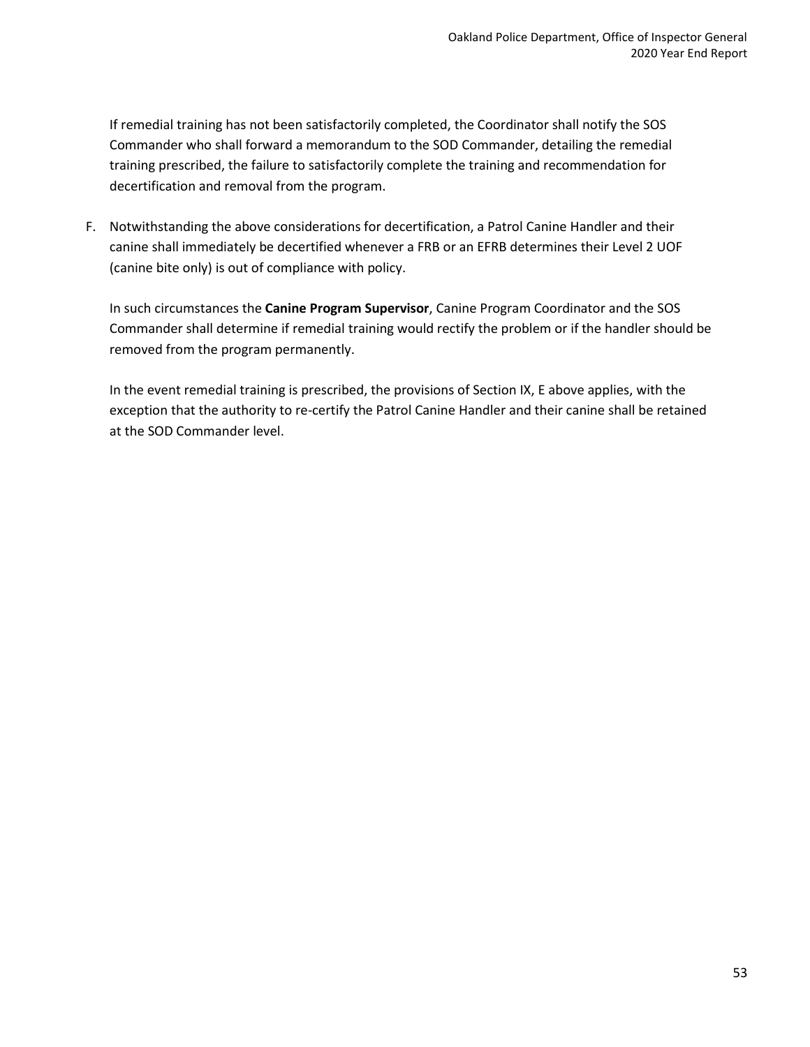If remedial training has not been satisfactorily completed, the Coordinator shall notify the SOS Commander who shall forward a memorandum to the SOD Commander, detailing the remedial training prescribed, the failure to satisfactorily complete the training and recommendation for decertification and removal from the program.

F. Notwithstanding the above considerations for decertification, a Patrol Canine Handler and their canine shall immediately be decertified whenever a FRB or an EFRB determines their Level 2 UOF (canine bite only) is out of compliance with policy.

   In such circumstances the **Canine Program Supervisor**, Canine Program Coordinator and the SOS Commander shall determine if remedial training would rectify the problem or if the handler should be removed from the program permanently.

   In the event remedial training is prescribed, the provisions of Section IX, E above applies, with the exception that the authority to re-certify the Patrol Canine Handler and their canine shall be retained at the SOD Commander level.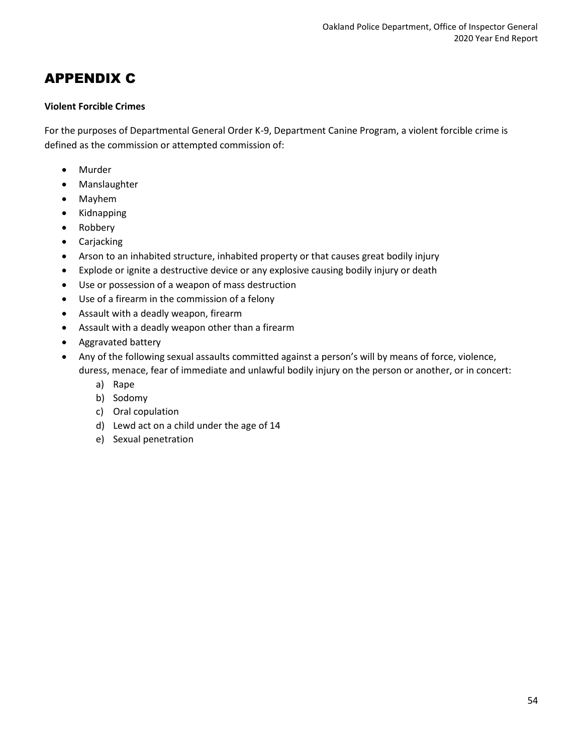# APPENDIX C

**Violent Forcible Crimes**

For the purposes of Departmental General Order K-9, Department Canine Program, a violent forcible crime is defined as the commission or attempted commission of:

- Murder
- Manslaughter
- Mayhem
- Kidnapping
- Robbery
- Carjacking
- Arson to an inhabited structure, inhabited property or that causes great bodily injury
- Explode or ignite a destructive device or any explosive causing bodily injury or death
- Use or possession of a weapon of mass destruction
- Use of a firearm in the commission of a felony
- Assault with a deadly weapon, firearm
- Assault with a deadly weapon other than a firearm
- Aggravated battery
- Any of the following sexual assaults committed against a person's will by means of force, violence, duress, menace, fear of immediate and unlawful bodily injury on the person or another, or in concert:
    a) Rape
    b) Sodomy
    c) Oral copulation
    d) Lewd act on a child under the age of 14
    e) Sexual penetration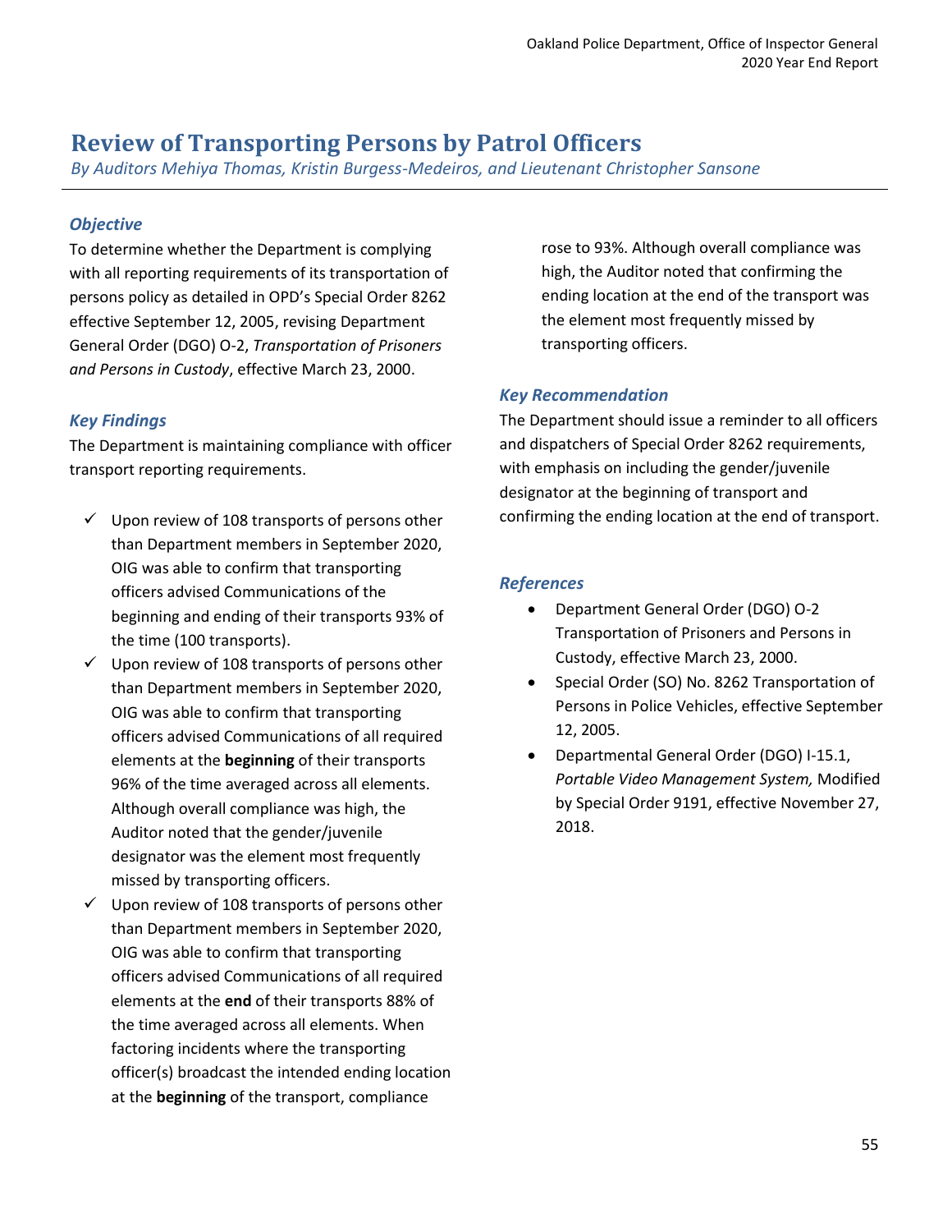# Review of Transporting Persons by Patrol Officers

*By Auditors Mehiya Thomas, Kristin Burgess-Medeiros, and Lieutenant Christopher Sansone*

## *Objective*

To determine whether the Department is complying with all reporting requirements of its transportation of persons policy as detailed in OPD's Special Order 8262 effective September 12, 2005, revising Department General Order (DGO) O-2, *Transportation of Prisoners and Persons in Custody*, effective March 23, 2000.

## *Key Findings*

The Department is maintaining compliance with officer transport reporting requirements.

- ✓ Upon review of 108 transports of persons other than Department members in September 2020, OIG was able to confirm that transporting officers advised Communications of the beginning and ending of their transports 93% of the time (100 transports).
- ✓ Upon review of 108 transports of persons other than Department members in September 2020, OIG was able to confirm that transporting officers advised Communications of all required elements at the **beginning** of their transports 96% of the time averaged across all elements. Although overall compliance was high, the Auditor noted that the gender/juvenile designator was the element most frequently missed by transporting officers.
- ✓ Upon review of 108 transports of persons other than Department members in September 2020, OIG was able to confirm that transporting officers advised Communications of all required elements at the **end** of their transports 88% of the time averaged across all elements. When factoring incidents where the transporting officer(s) broadcast the intended ending location at the **beginning** of the transport, compliance rose to 93%. Although overall compliance was high, the Auditor noted that confirming the ending location at the end of the transport was the element most frequently missed by transporting officers.

## *Key Recommendation*

The Department should issue a reminder to all officers and dispatchers of Special Order 8262 requirements, with emphasis on including the gender/juvenile designator at the beginning of transport and confirming the ending location at the end of transport.

## *References*

- Department General Order (DGO) O-2 Transportation of Prisoners and Persons in Custody, effective March 23, 2000.
- Special Order (SO) No. 8262 Transportation of Persons in Police Vehicles, effective September 12, 2005.
- Departmental General Order (DGO) I-15.1, *Portable Video Management System,* Modified by Special Order 9191, effective November 27, 2018.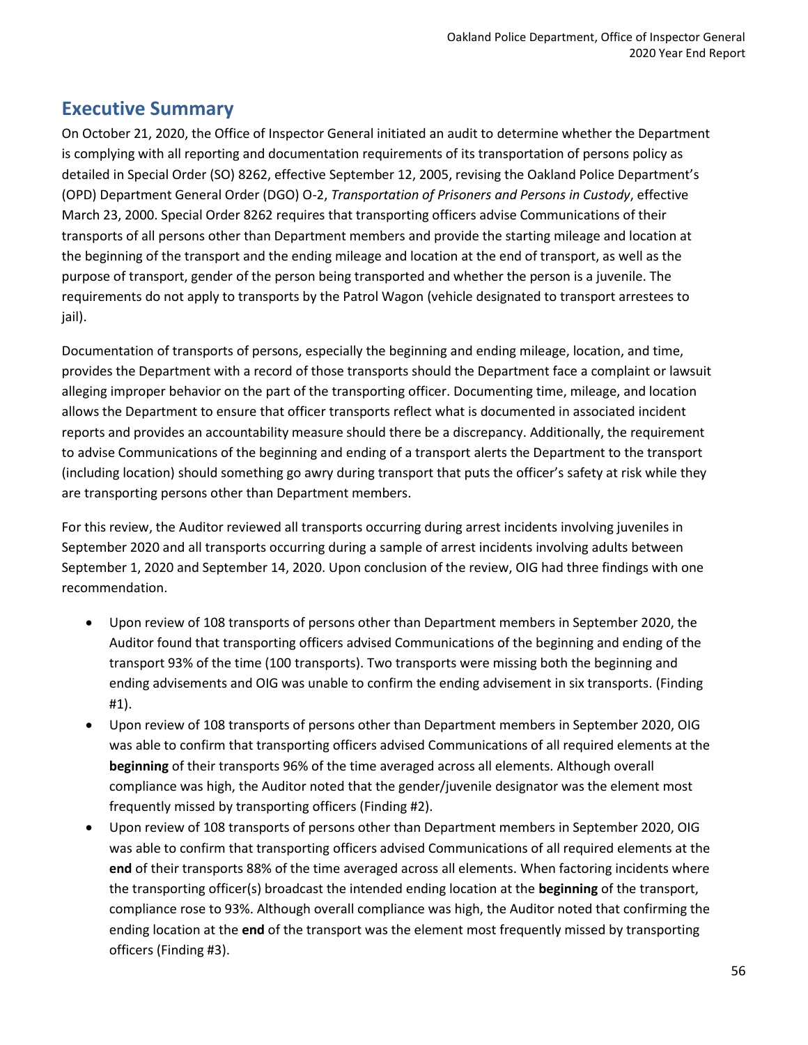## Executive Summary

On October 21, 2020, the Office of Inspector General initiated an audit to determine whether the Department is complying with all reporting and documentation requirements of its transportation of persons policy as detailed in Special Order (SO) 8262, effective September 12, 2005, revising the Oakland Police Department's (OPD) Department General Order (DGO) O-2, *Transportation of Prisoners and Persons in Custody*, effective March 23, 2000. Special Order 8262 requires that transporting officers advise Communications of their transports of all persons other than Department members and provide the starting mileage and location at the beginning of the transport and the ending mileage and location at the end of transport, as well as the purpose of transport, gender of the person being transported and whether the person is a juvenile. The requirements do not apply to transports by the Patrol Wagon (vehicle designated to transport arrestees to jail).

Documentation of transports of persons, especially the beginning and ending mileage, location, and time, provides the Department with a record of those transports should the Department face a complaint or lawsuit alleging improper behavior on the part of the transporting officer. Documenting time, mileage, and location allows the Department to ensure that officer transports reflect what is documented in associated incident reports and provides an accountability measure should there be a discrepancy. Additionally, the requirement to advise Communications of the beginning and ending of a transport alerts the Department to the transport (including location) should something go awry during transport that puts the officer's safety at risk while they are transporting persons other than Department members.

For this review, the Auditor reviewed all transports occurring during arrest incidents involving juveniles in September 2020 and all transports occurring during a sample of arrest incidents involving adults between September 1, 2020 and September 14, 2020. Upon conclusion of the review, OIG had three findings with one recommendation.

- Upon review of 108 transports of persons other than Department members in September 2020, the Auditor found that transporting officers advised Communications of the beginning and ending of the transport 93% of the time (100 transports). Two transports were missing both the beginning and ending advisements and OIG was unable to confirm the ending advisement in six transports. (Finding #1).
- Upon review of 108 transports of persons other than Department members in September 2020, OIG was able to confirm that transporting officers advised Communications of all required elements at the **beginning** of their transports 96% of the time averaged across all elements. Although overall compliance was high, the Auditor noted that the gender/juvenile designator was the element most frequently missed by transporting officers (Finding #2).
- Upon review of 108 transports of persons other than Department members in September 2020, OIG was able to confirm that transporting officers advised Communications of all required elements at the **end** of their transports 88% of the time averaged across all elements. When factoring incidents where the transporting officer(s) broadcast the intended ending location at the **beginning** of the transport, compliance rose to 93%. Although overall compliance was high, the Auditor noted that confirming the ending location at the **end** of the transport was the element most frequently missed by transporting officers (Finding #3).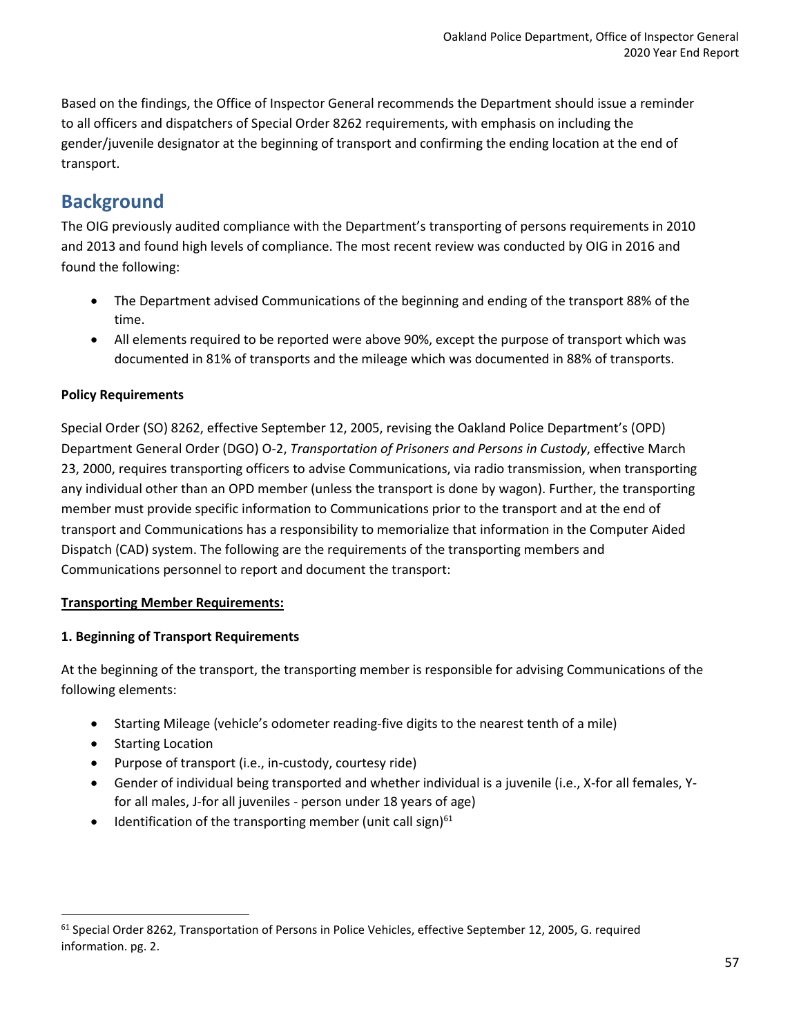Based on the findings, the Office of Inspector General recommends the Department should issue a reminder to all officers and dispatchers of Special Order 8262 requirements, with emphasis on including the gender/juvenile designator at the beginning of transport and confirming the ending location at the end of transport.

## Background

The OIG previously audited compliance with the Department's transporting of persons requirements in 2010 and 2013 and found high levels of compliance. The most recent review was conducted by OIG in 2016 and found the following:

- The Department advised Communications of the beginning and ending of the transport 88% of the time.
- All elements required to be reported were above 90%, except the purpose of transport which was documented in 81% of transports and the mileage which was documented in 88% of transports.

**Policy Requirements**

Special Order (SO) 8262, effective September 12, 2005, revising the Oakland Police Department's (OPD) Department General Order (DGO) O-2, *Transportation of Prisoners and Persons in Custody*, effective March 23, 2000, requires transporting officers to advise Communications, via radio transmission, when transporting any individual other than an OPD member (unless the transport is done by wagon). Further, the transporting member must provide specific information to Communications prior to the transport and at the end of transport and Communications has a responsibility to memorialize that information in the Computer Aided Dispatch (CAD) system. The following are the requirements of the transporting members and Communications personnel to report and document the transport:

**<u>Transporting Member Requirements:</u>**

**1. Beginning of Transport Requirements**

At the beginning of the transport, the transporting member is responsible for advising Communications of the following elements:

- Starting Mileage (vehicle's odometer reading-five digits to the nearest tenth of a mile)
- Starting Location
- Purpose of transport (i.e., in-custody, courtesy ride)
- Gender of individual being transported and whether individual is a juvenile (i.e., X-for all females, Y-for all males, J-for all juveniles - person under 18 years of age)
- Identification of the transporting member (unit call sign)[61]

[61] Special Order 8262, Transportation of Persons in Police Vehicles, effective September 12, 2005, G. required information. pg. 2.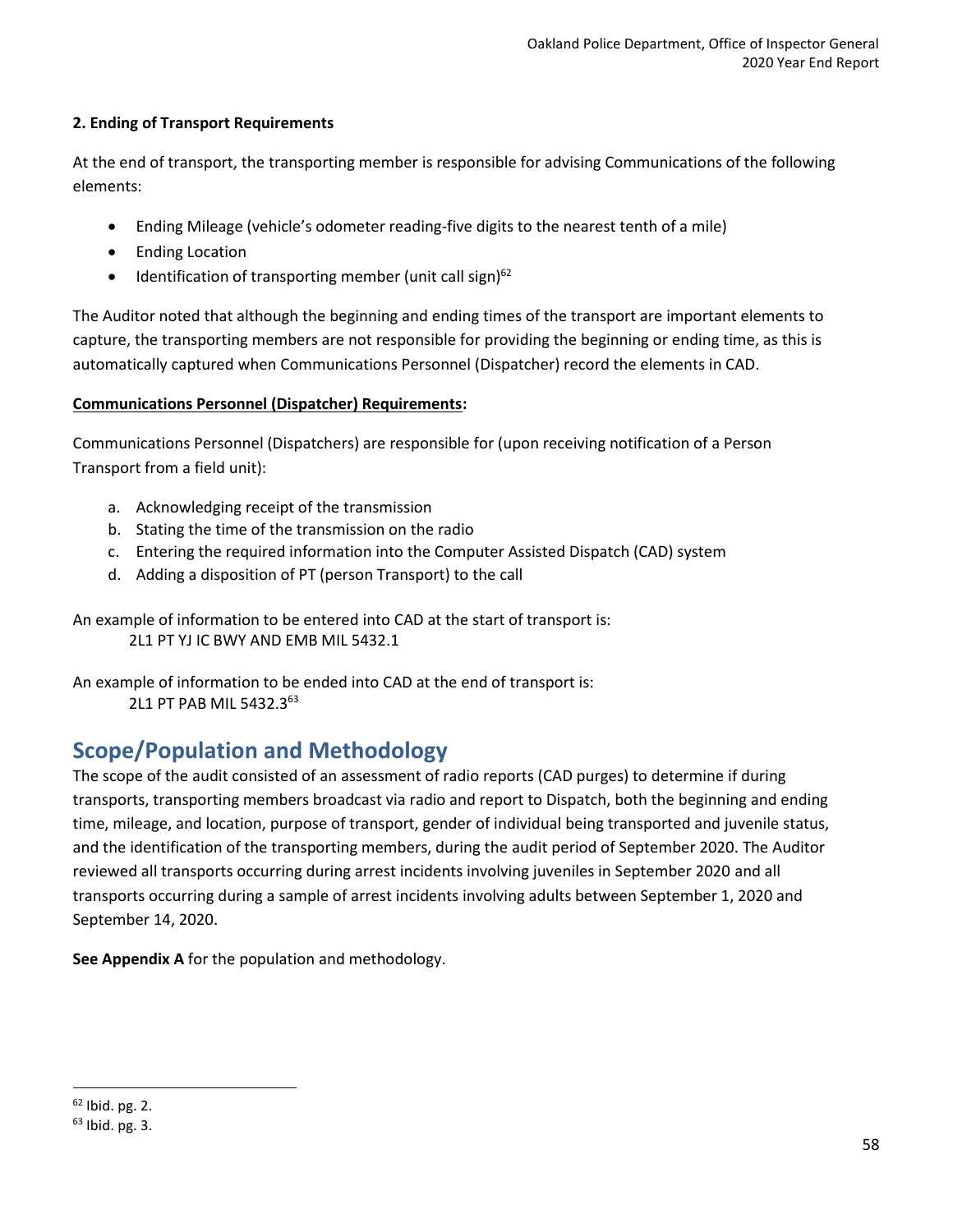**2. Ending of Transport Requirements**

At the end of transport, the transporting member is responsible for advising Communications of the following elements:

- Ending Mileage (vehicle's odometer reading-five digits to the nearest tenth of a mile)
- Ending Location
- Identification of transporting member (unit call sign)[62]

The Auditor noted that although the beginning and ending times of the transport are important elements to capture, the transporting members are not responsible for providing the beginning or ending time, as this is automatically captured when Communications Personnel (Dispatcher) record the elements in CAD.

**Communications Personnel (Dispatcher) Requirements:**

Communications Personnel (Dispatchers) are responsible for (upon receiving notification of a Person Transport from a field unit):

a. Acknowledging receipt of the transmission
b. Stating the time of the transmission on the radio
c. Entering the required information into the Computer Assisted Dispatch (CAD) system
d. Adding a disposition of PT (person Transport) to the call

An example of information to be entered into CAD at the start of transport is:
2L1 PT YJ IC BWY AND EMB MIL 5432.1

An example of information to be ended into CAD at the end of transport is:
2L1 PT PAB MIL 5432.3[63]

## Scope/Population and Methodology

The scope of the audit consisted of an assessment of radio reports (CAD purges) to determine if during transports, transporting members broadcast via radio and report to Dispatch, both the beginning and ending time, mileage, and location, purpose of transport, gender of individual being transported and juvenile status, and the identification of the transporting members, during the audit period of September 2020. The Auditor reviewed all transports occurring during arrest incidents involving juveniles in September 2020 and all transports occurring during a sample of arrest incidents involving adults between September 1, 2020 and September 14, 2020.

**See Appendix A** for the population and methodology.

---

[62] Ibid. pg. 2.

[63] Ibid. pg. 3.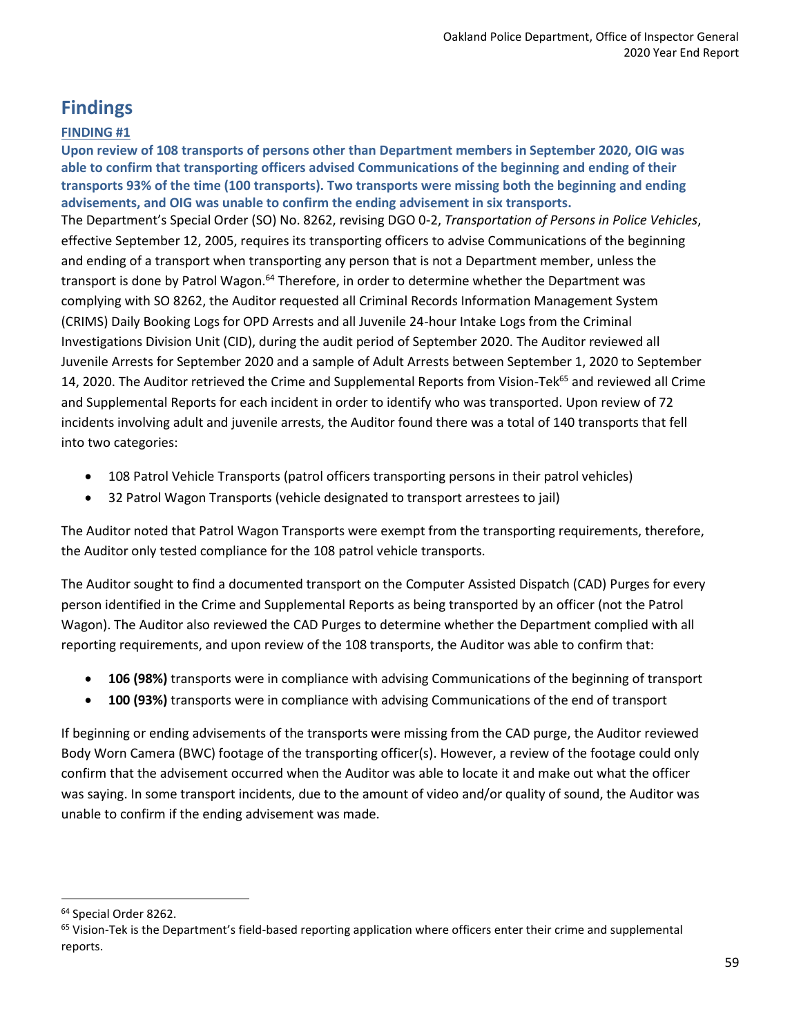# Findings

**FINDING #1**

**Upon review of 108 transports of persons other than Department members in September 2020, OIG was able to confirm that transporting officers advised Communications of the beginning and ending of their transports 93% of the time (100 transports). Two transports were missing both the beginning and ending advisements, and OIG was unable to confirm the ending advisement in six transports.**

The Department's Special Order (SO) No. 8262, revising DGO 0-2, *Transportation of Persons in Police Vehicles*, effective September 12, 2005, requires its transporting officers to advise Communications of the beginning and ending of a transport when transporting any person that is not a Department member, unless the transport is done by Patrol Wagon.[64] Therefore, in order to determine whether the Department was complying with SO 8262, the Auditor requested all Criminal Records Information Management System (CRIMS) Daily Booking Logs for OPD Arrests and all Juvenile 24-hour Intake Logs from the Criminal Investigations Division Unit (CID), during the audit period of September 2020. The Auditor reviewed all Juvenile Arrests for September 2020 and a sample of Adult Arrests between September 1, 2020 to September 14, 2020. The Auditor retrieved the Crime and Supplemental Reports from Vision-Tek[65] and reviewed all Crime and Supplemental Reports for each incident in order to identify who was transported. Upon review of 72 incidents involving adult and juvenile arrests, the Auditor found there was a total of 140 transports that fell into two categories:

- 108 Patrol Vehicle Transports (patrol officers transporting persons in their patrol vehicles)
- 32 Patrol Wagon Transports (vehicle designated to transport arrestees to jail)

The Auditor noted that Patrol Wagon Transports were exempt from the transporting requirements, therefore, the Auditor only tested compliance for the 108 patrol vehicle transports.

The Auditor sought to find a documented transport on the Computer Assisted Dispatch (CAD) Purges for every person identified in the Crime and Supplemental Reports as being transported by an officer (not the Patrol Wagon). The Auditor also reviewed the CAD Purges to determine whether the Department complied with all reporting requirements, and upon review of the 108 transports, the Auditor was able to confirm that:

- **106 (98%)** transports were in compliance with advising Communications of the beginning of transport
- **100 (93%)** transports were in compliance with advising Communications of the end of transport

If beginning or ending advisements of the transports were missing from the CAD purge, the Auditor reviewed Body Worn Camera (BWC) footage of the transporting officer(s). However, a review of the footage could only confirm that the advisement occurred when the Auditor was able to locate it and make out what the officer was saying. In some transport incidents, due to the amount of video and/or quality of sound, the Auditor was unable to confirm if the ending advisement was made.

---

[64] Special Order 8262.

[65] Vision-Tek is the Department's field-based reporting application where officers enter their crime and supplemental reports.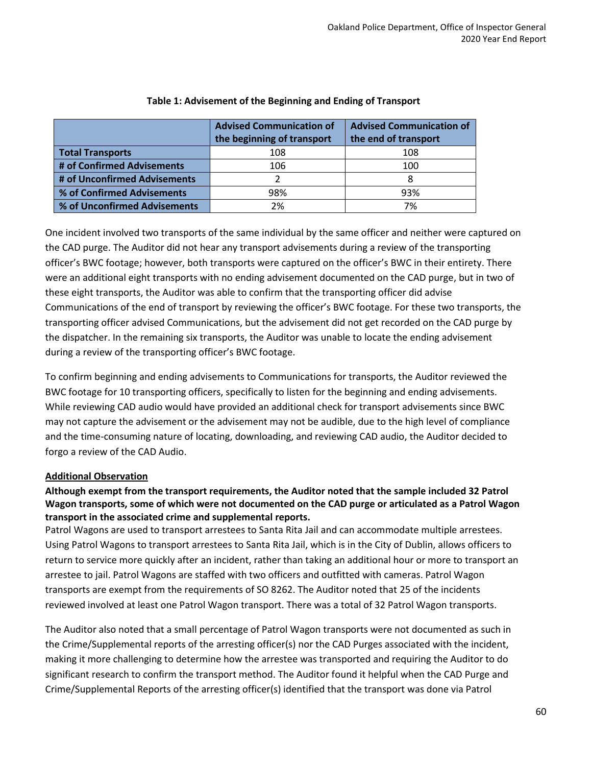**Table 1: Advisement of the Beginning and Ending of Transport**

| | Advised Communication of the beginning of transport | Advised Communication of the end of transport |
|---|---|---|
| **Total Transports** | 108 | 108 |
| **# of Confirmed Advisements** | 106 | 100 |
| **# of Unconfirmed Advisements** | 2 | 8 |
| **% of Confirmed Advisements** | 98% | 93% |
| **% of Unconfirmed Advisements** | 2% | 7% |

One incident involved two transports of the same individual by the same officer and neither were captured on the CAD purge. The Auditor did not hear any transport advisements during a review of the transporting officer's BWC footage; however, both transports were captured on the officer's BWC in their entirety. There were an additional eight transports with no ending advisement documented on the CAD purge, but in two of these eight transports, the Auditor was able to confirm that the transporting officer did advise Communications of the end of transport by reviewing the officer's BWC footage. For these two transports, the transporting officer advised Communications, but the advisement did not get recorded on the CAD purge by the dispatcher. In the remaining six transports, the Auditor was unable to locate the ending advisement during a review of the transporting officer's BWC footage.

To confirm beginning and ending advisements to Communications for transports, the Auditor reviewed the BWC footage for 10 transporting officers, specifically to listen for the beginning and ending advisements. While reviewing CAD audio would have provided an additional check for transport advisements since BWC may not capture the advisement or the advisement may not be audible, due to the high level of compliance and the time-consuming nature of locating, downloading, and reviewing CAD audio, the Auditor decided to forgo a review of the CAD Audio.

**Additional Observation**

**Although exempt from the transport requirements, the Auditor noted that the sample included 32 Patrol Wagon transports, some of which were not documented on the CAD purge or articulated as a Patrol Wagon transport in the associated crime and supplemental reports.**

Patrol Wagons are used to transport arrestees to Santa Rita Jail and can accommodate multiple arrestees. Using Patrol Wagons to transport arrestees to Santa Rita Jail, which is in the City of Dublin, allows officers to return to service more quickly after an incident, rather than taking an additional hour or more to transport an arrestee to jail. Patrol Wagons are staffed with two officers and outfitted with cameras. Patrol Wagon transports are exempt from the requirements of SO 8262. The Auditor noted that 25 of the incidents reviewed involved at least one Patrol Wagon transport. There was a total of 32 Patrol Wagon transports.

The Auditor also noted that a small percentage of Patrol Wagon transports were not documented as such in the Crime/Supplemental reports of the arresting officer(s) nor the CAD Purges associated with the incident, making it more challenging to determine how the arrestee was transported and requiring the Auditor to do significant research to confirm the transport method. The Auditor found it helpful when the CAD Purge and Crime/Supplemental Reports of the arresting officer(s) identified that the transport was done via Patrol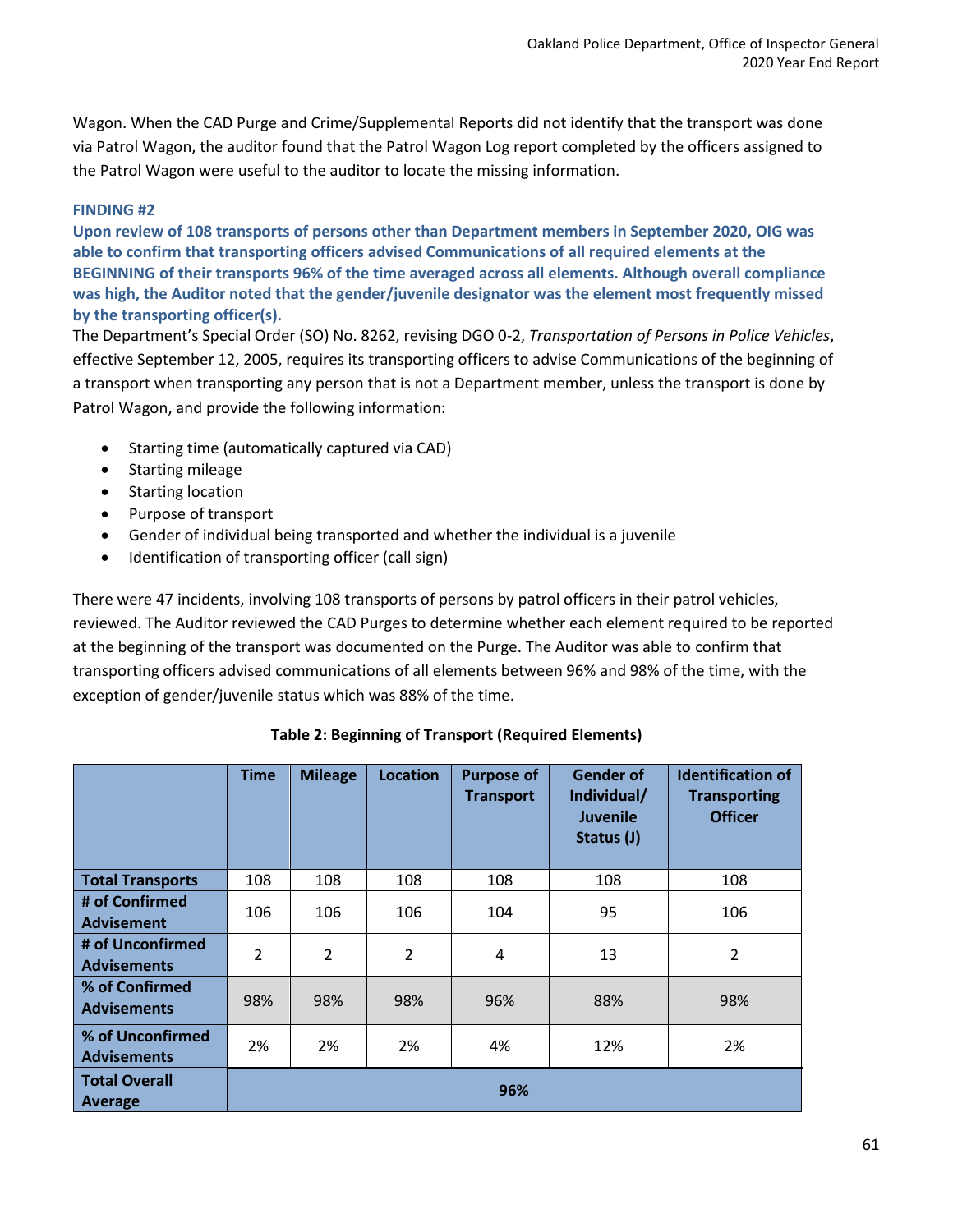Wagon. When the CAD Purge and Crime/Supplemental Reports did not identify that the transport was done via Patrol Wagon, the auditor found that the Patrol Wagon Log report completed by the officers assigned to the Patrol Wagon were useful to the auditor to locate the missing information.

**FINDING #2**

**Upon review of 108 transports of persons other than Department members in September 2020, OIG was able to confirm that transporting officers advised Communications of all required elements at the BEGINNING of their transports 96% of the time averaged across all elements. Although overall compliance was high, the Auditor noted that the gender/juvenile designator was the element most frequently missed by the transporting officer(s).**

The Department's Special Order (SO) No. 8262, revising DGO 0-2, *Transportation of Persons in Police Vehicles*, effective September 12, 2005, requires its transporting officers to advise Communications of the beginning of a transport when transporting any person that is not a Department member, unless the transport is done by Patrol Wagon, and provide the following information:

- Starting time (automatically captured via CAD)
- Starting mileage
- Starting location
- Purpose of transport
- Gender of individual being transported and whether the individual is a juvenile
- Identification of transporting officer (call sign)

There were 47 incidents, involving 108 transports of persons by patrol officers in their patrol vehicles, reviewed. The Auditor reviewed the CAD Purges to determine whether each element required to be reported at the beginning of the transport was documented on the Purge. The Auditor was able to confirm that transporting officers advised communications of all elements between 96% and 98% of the time, with the exception of gender/juvenile status which was 88% of the time.

**Table 2: Beginning of Transport (Required Elements)**

| | Time | Mileage | Location | Purpose of Transport | Gender of Individual/ Juvenile Status (J) | Identification of Transporting Officer |
|---|---|---|---|---|---|---|
| **Total Transports** | 108 | 108 | 108 | 108 | 108 | 108 |
| **# of Confirmed Advisement** | 106 | 106 | 106 | 104 | 95 | 106 |
| **# of Unconfirmed Advisements** | 2 | 2 | 2 | 4 | 13 | 2 |
| **% of Confirmed Advisements** | 98% | 98% | 98% | 96% | 88% | 98% |
| **% of Unconfirmed Advisements** | 2% | 2% | 2% | 4% | 12% | 2% |
| **Total Overall Average** | **96%** | | | | | |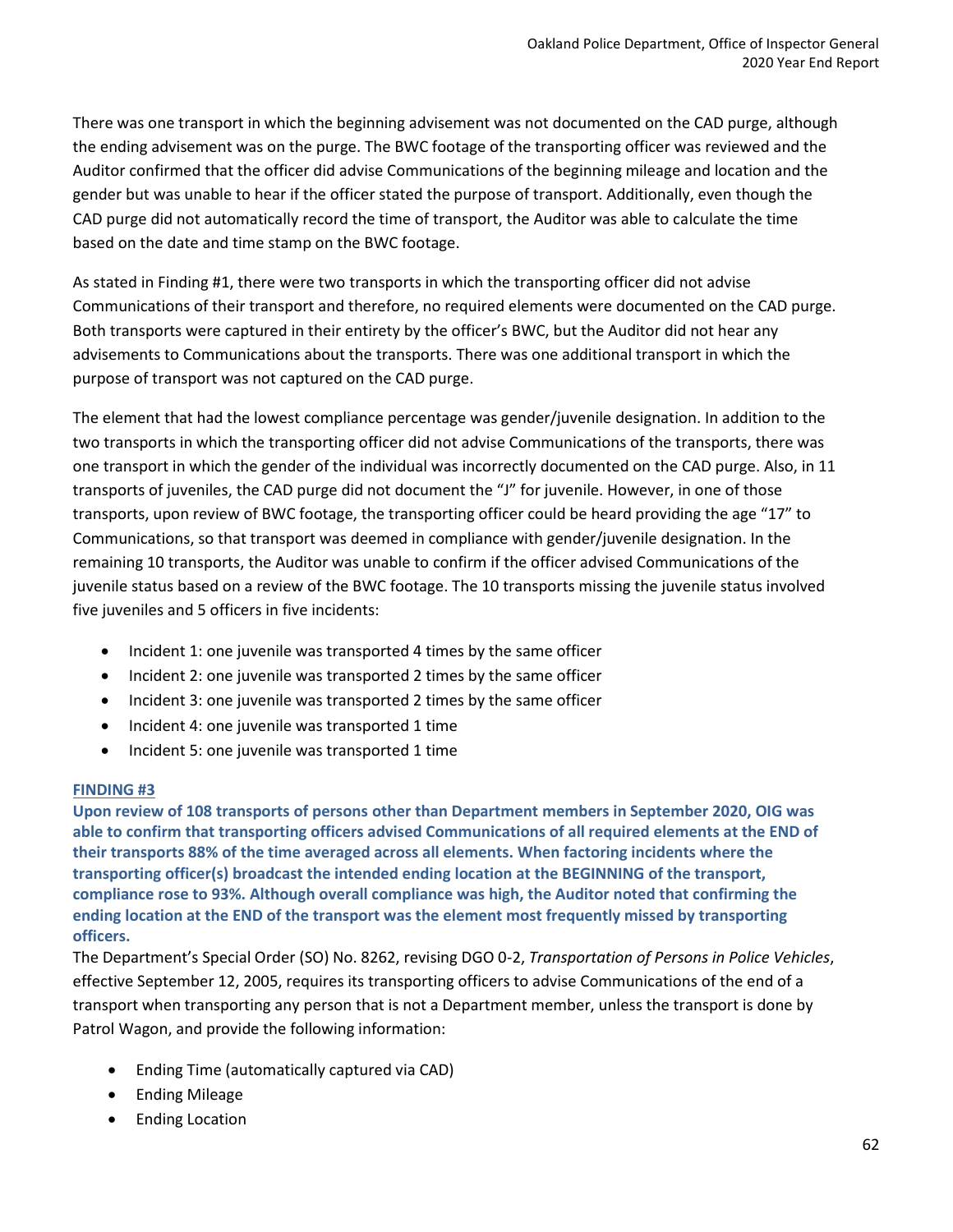There was one transport in which the beginning advisement was not documented on the CAD purge, although the ending advisement was on the purge. The BWC footage of the transporting officer was reviewed and the Auditor confirmed that the officer did advise Communications of the beginning mileage and location and the gender but was unable to hear if the officer stated the purpose of transport. Additionally, even though the CAD purge did not automatically record the time of transport, the Auditor was able to calculate the time based on the date and time stamp on the BWC footage.

As stated in Finding #1, there were two transports in which the transporting officer did not advise Communications of their transport and therefore, no required elements were documented on the CAD purge. Both transports were captured in their entirety by the officer's BWC, but the Auditor did not hear any advisements to Communications about the transports. There was one additional transport in which the purpose of transport was not captured on the CAD purge.

The element that had the lowest compliance percentage was gender/juvenile designation. In addition to the two transports in which the transporting officer did not advise Communications of the transports, there was one transport in which the gender of the individual was incorrectly documented on the CAD purge. Also, in 11 transports of juveniles, the CAD purge did not document the "J" for juvenile. However, in one of those transports, upon review of BWC footage, the transporting officer could be heard providing the age "17" to Communications, so that transport was deemed in compliance with gender/juvenile designation. In the remaining 10 transports, the Auditor was unable to confirm if the officer advised Communications of the juvenile status based on a review of the BWC footage. The 10 transports missing the juvenile status involved five juveniles and 5 officers in five incidents:

- Incident 1: one juvenile was transported 4 times by the same officer
- Incident 2: one juvenile was transported 2 times by the same officer
- Incident 3: one juvenile was transported 2 times by the same officer
- Incident 4: one juvenile was transported 1 time
- Incident 5: one juvenile was transported 1 time

**FINDING #3**

**Upon review of 108 transports of persons other than Department members in September 2020, OIG was able to confirm that transporting officers advised Communications of all required elements at the END of their transports 88% of the time averaged across all elements. When factoring incidents where the transporting officer(s) broadcast the intended ending location at the BEGINNING of the transport, compliance rose to 93%. Although overall compliance was high, the Auditor noted that confirming the ending location at the END of the transport was the element most frequently missed by transporting officers.**

The Department's Special Order (SO) No. 8262, revising DGO 0-2, *Transportation of Persons in Police Vehicles*, effective September 12, 2005, requires its transporting officers to advise Communications of the end of a transport when transporting any person that is not a Department member, unless the transport is done by Patrol Wagon, and provide the following information:

- Ending Time (automatically captured via CAD)
- Ending Mileage
- Ending Location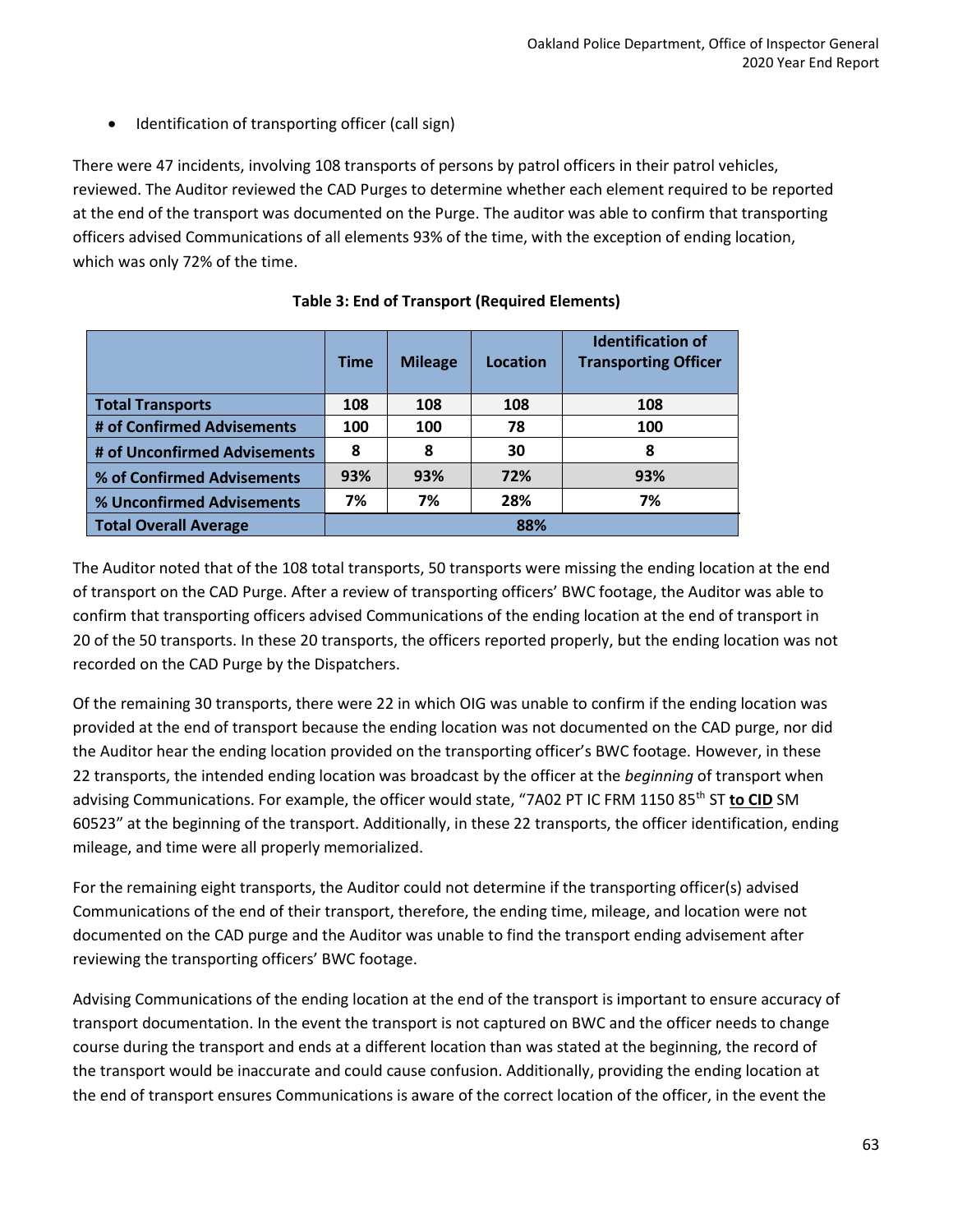- Identification of transporting officer (call sign)

There were 47 incidents, involving 108 transports of persons by patrol officers in their patrol vehicles, reviewed. The Auditor reviewed the CAD Purges to determine whether each element required to be reported at the end of the transport was documented on the Purge. The auditor was able to confirm that transporting officers advised Communications of all elements 93% of the time, with the exception of ending location, which was only 72% of the time.

**Table 3: End of Transport (Required Elements)**

| | Time | Mileage | Location | Identification of Transporting Officer |
|---|---|---|---|---|
| **Total Transports** | **108** | **108** | **108** | **108** |
| **# of Confirmed Advisements** | **100** | **100** | **78** | **100** |
| **# of Unconfirmed Advisements** | **8** | **8** | **30** | **8** |
| **% of Confirmed Advisements** | **93%** | **93%** | **72%** | **93%** |
| **% Unconfirmed Advisements** | **7%** | **7%** | **28%** | **7%** |
| **Total Overall Average** | **88%** | | | |

The Auditor noted that of the 108 total transports, 50 transports were missing the ending location at the end of transport on the CAD Purge. After a review of transporting officers' BWC footage, the Auditor was able to confirm that transporting officers advised Communications of the ending location at the end of transport in 20 of the 50 transports. In these 20 transports, the officers reported properly, but the ending location was not recorded on the CAD Purge by the Dispatchers.

Of the remaining 30 transports, there were 22 in which OIG was unable to confirm if the ending location was provided at the end of transport because the ending location was not documented on the CAD purge, nor did the Auditor hear the ending location provided on the transporting officer's BWC footage. However, in these 22 transports, the intended ending location was broadcast by the officer at the *beginning* of transport when advising Communications. For example, the officer would state, "7A02 PT IC FRM 1150 85th ST **to CID** SM 60523" at the beginning of the transport. Additionally, in these 22 transports, the officer identification, ending mileage, and time were all properly memorialized.

For the remaining eight transports, the Auditor could not determine if the transporting officer(s) advised Communications of the end of their transport, therefore, the ending time, mileage, and location were not documented on the CAD purge and the Auditor was unable to find the transport ending advisement after reviewing the transporting officers' BWC footage.

Advising Communications of the ending location at the end of the transport is important to ensure accuracy of transport documentation. In the event the transport is not captured on BWC and the officer needs to change course during the transport and ends at a different location than was stated at the beginning, the record of the transport would be inaccurate and could cause confusion. Additionally, providing the ending location at the end of transport ensures Communications is aware of the correct location of the officer, in the event the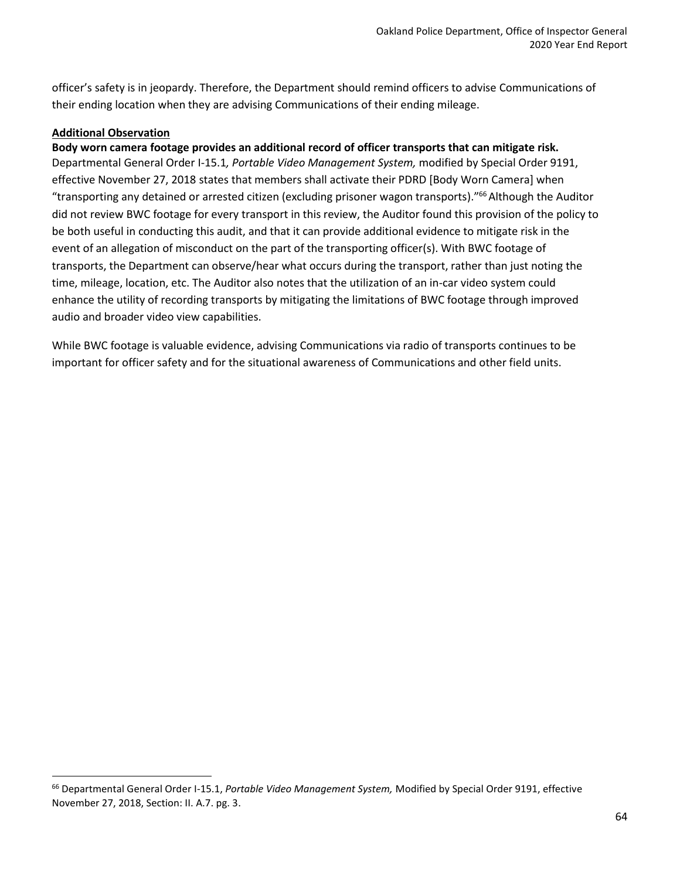officer's safety is in jeopardy. Therefore, the Department should remind officers to advise Communications of their ending location when they are advising Communications of their ending mileage.

**Additional Observation**

**Body worn camera footage provides an additional record of officer transports that can mitigate risk.** Departmental General Order I-15.1*, Portable Video Management System,* modified by Special Order 9191, effective November 27, 2018 states that members shall activate their PDRD [Body Worn Camera] when "transporting any detained or arrested citizen (excluding prisoner wagon transports)."[66] Although the Auditor did not review BWC footage for every transport in this review, the Auditor found this provision of the policy to be both useful in conducting this audit, and that it can provide additional evidence to mitigate risk in the event of an allegation of misconduct on the part of the transporting officer(s). With BWC footage of transports, the Department can observe/hear what occurs during the transport, rather than just noting the time, mileage, location, etc. The Auditor also notes that the utilization of an in-car video system could enhance the utility of recording transports by mitigating the limitations of BWC footage through improved audio and broader video view capabilities.

While BWC footage is valuable evidence, advising Communications via radio of transports continues to be important for officer safety and for the situational awareness of Communications and other field units.

---

[66] Departmental General Order I-15.1, *Portable Video Management System,* Modified by Special Order 9191, effective November 27, 2018, Section: II. A.7. pg. 3.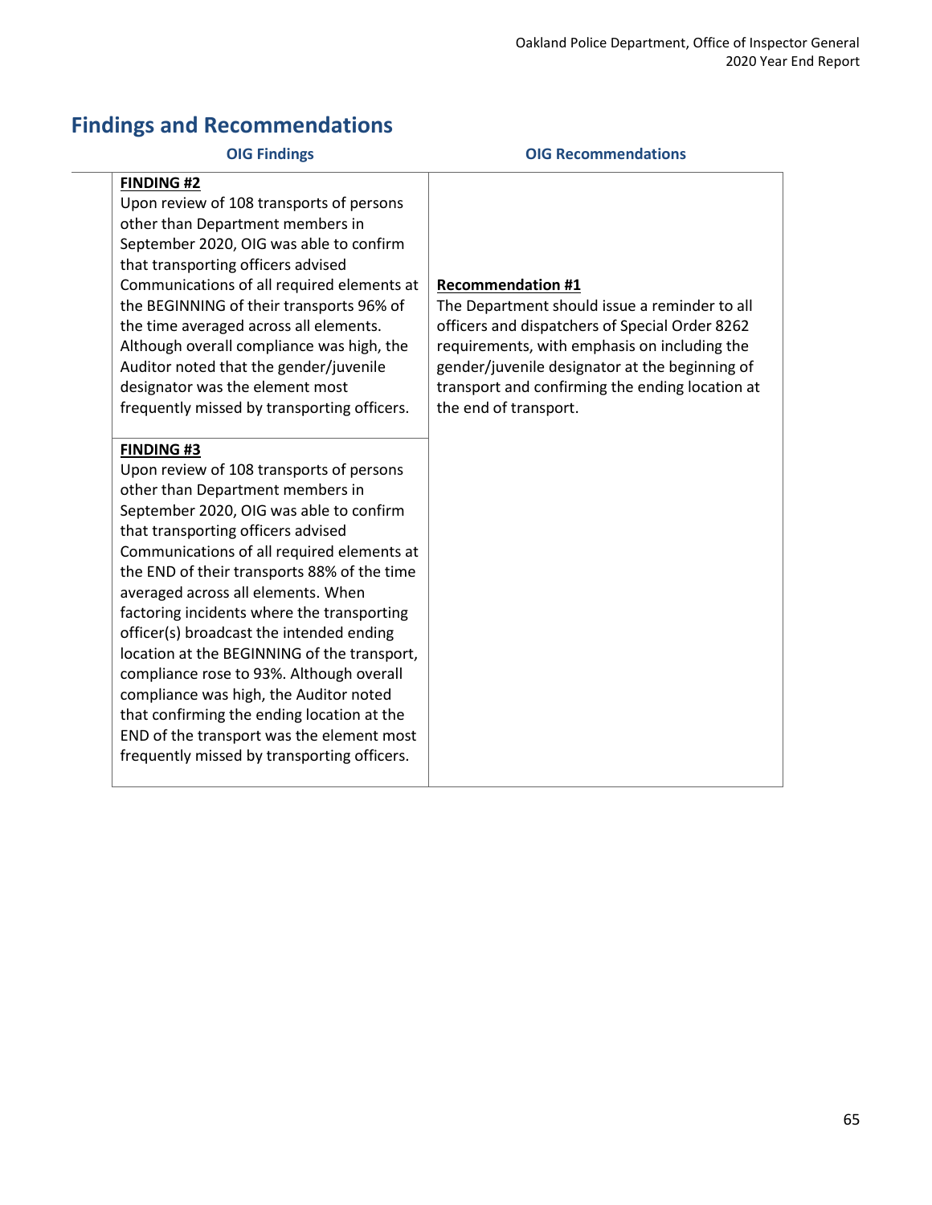## Findings and Recommendations

| OIG Findings | OIG Recommendations |
|---|---|
| **FINDING #2**<br>Upon review of 108 transports of persons other than Department members in September 2020, OIG was able to confirm that transporting officers advised Communications of all required elements at the BEGINNING of their transports 96% of the time averaged across all elements. Although overall compliance was high, the Auditor noted that the gender/juvenile designator was the element most frequently missed by transporting officers. | **Recommendation #1**<br>The Department should issue a reminder to all officers and dispatchers of Special Order 8262 requirements, with emphasis on including the gender/juvenile designator at the beginning of transport and confirming the ending location at the end of transport. |
| **FINDING #3**<br>Upon review of 108 transports of persons other than Department members in September 2020, OIG was able to confirm that transporting officers advised Communications of all required elements at the END of their transports 88% of the time averaged across all elements. When factoring incidents where the transporting officer(s) broadcast the intended ending location at the BEGINNING of the transport, compliance rose to 93%. Although overall compliance was high, the Auditor noted that confirming the ending location at the END of the transport was the element most frequently missed by transporting officers. | |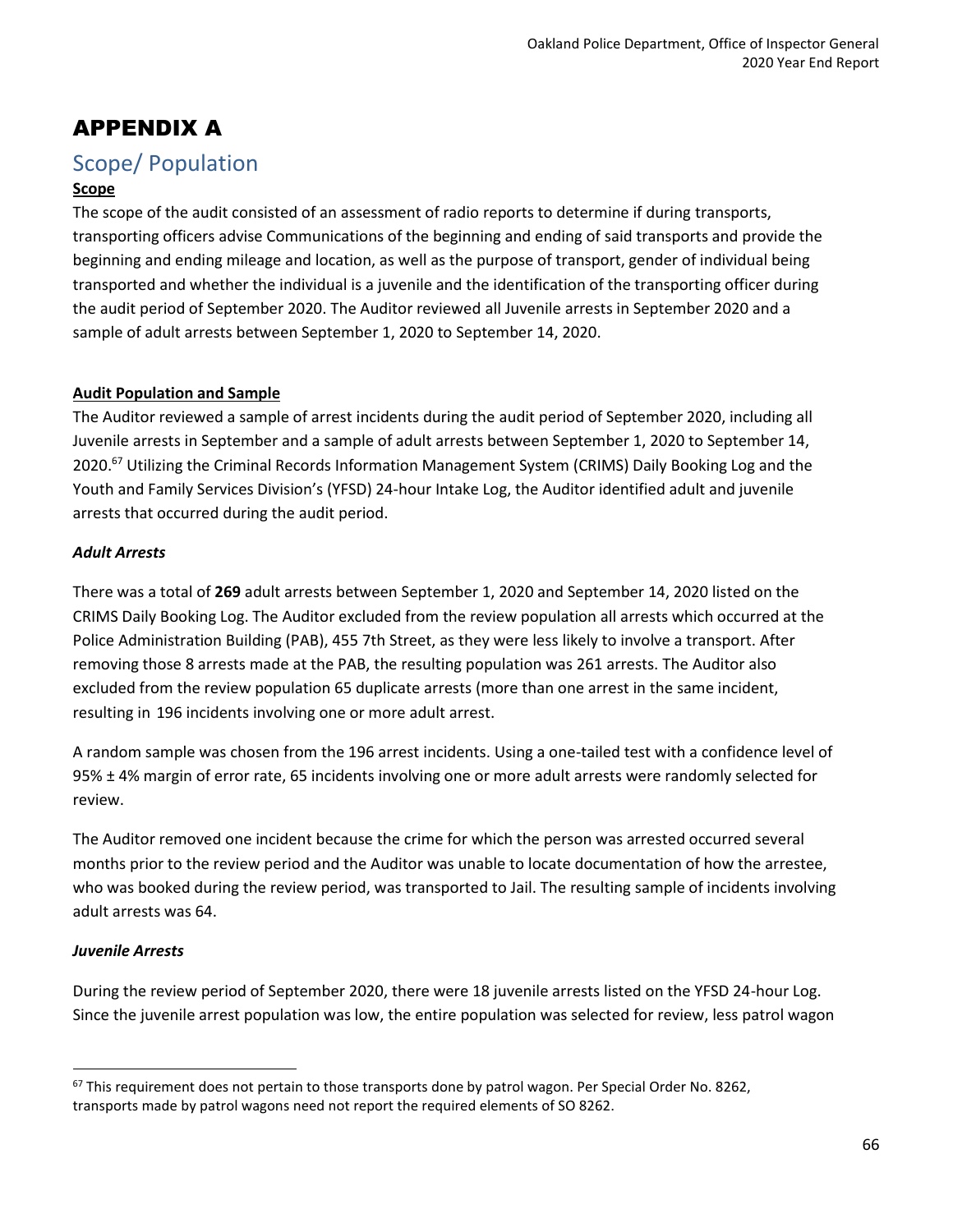# APPENDIX A

## Scope/ Population

**Scope**

The scope of the audit consisted of an assessment of radio reports to determine if during transports, transporting officers advise Communications of the beginning and ending of said transports and provide the beginning and ending mileage and location, as well as the purpose of transport, gender of individual being transported and whether the individual is a juvenile and the identification of the transporting officer during the audit period of September 2020. The Auditor reviewed all Juvenile arrests in September 2020 and a sample of adult arrests between September 1, 2020 to September 14, 2020.

**Audit Population and Sample**

The Auditor reviewed a sample of arrest incidents during the audit period of September 2020, including all Juvenile arrests in September and a sample of adult arrests between September 1, 2020 to September 14, 2020.[67] Utilizing the Criminal Records Information Management System (CRIMS) Daily Booking Log and the Youth and Family Services Division's (YFSD) 24-hour Intake Log, the Auditor identified adult and juvenile arrests that occurred during the audit period.

***Adult Arrests***

There was a total of **269** adult arrests between September 1, 2020 and September 14, 2020 listed on the CRIMS Daily Booking Log. The Auditor excluded from the review population all arrests which occurred at the Police Administration Building (PAB), 455 7th Street, as they were less likely to involve a transport. After removing those 8 arrests made at the PAB, the resulting population was 261 arrests. The Auditor also excluded from the review population 65 duplicate arrests (more than one arrest in the same incident, resulting in 196 incidents involving one or more adult arrest.

A random sample was chosen from the 196 arrest incidents. Using a one-tailed test with a confidence level of 95% ± 4% margin of error rate, 65 incidents involving one or more adult arrests were randomly selected for review.

The Auditor removed one incident because the crime for which the person was arrested occurred several months prior to the review period and the Auditor was unable to locate documentation of how the arrestee, who was booked during the review period, was transported to Jail. The resulting sample of incidents involving adult arrests was 64.

***Juvenile Arrests***

During the review period of September 2020, there were 18 juvenile arrests listed on the YFSD 24-hour Log. Since the juvenile arrest population was low, the entire population was selected for review, less patrol wagon

[67] This requirement does not pertain to those transports done by patrol wagon. Per Special Order No. 8262, transports made by patrol wagons need not report the required elements of SO 8262.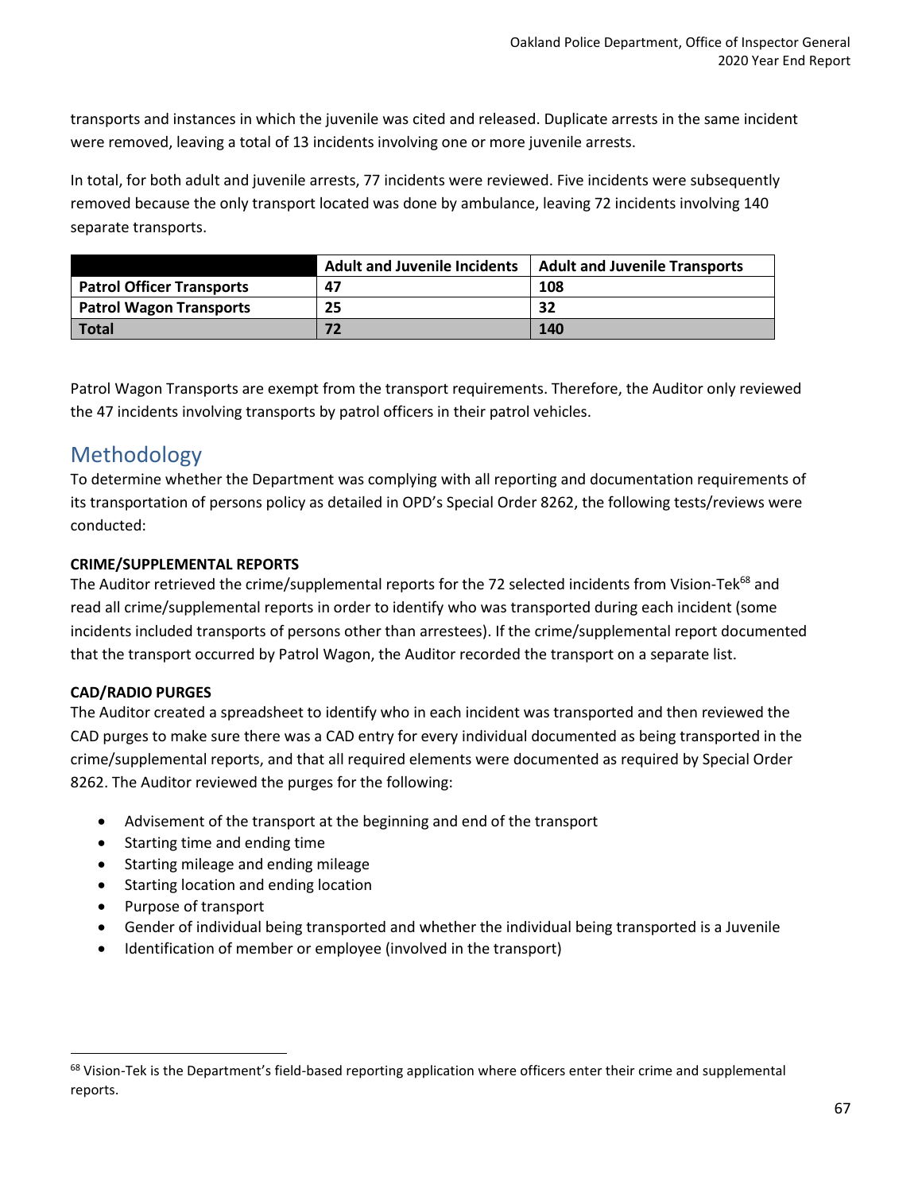transports and instances in which the juvenile was cited and released. Duplicate arrests in the same incident were removed, leaving a total of 13 incidents involving one or more juvenile arrests.

In total, for both adult and juvenile arrests, 77 incidents were reviewed. Five incidents were subsequently removed because the only transport located was done by ambulance, leaving 72 incidents involving 140 separate transports.

| | Adult and Juvenile Incidents | Adult and Juvenile Transports |
|---|---|---|
| **Patrol Officer Transports** | **47** | **108** |
| **Patrol Wagon Transports** | **25** | **32** |
| **Total** | **72** | **140** |

Patrol Wagon Transports are exempt from the transport requirements. Therefore, the Auditor only reviewed the 47 incidents involving transports by patrol officers in their patrol vehicles.

## Methodology

To determine whether the Department was complying with all reporting and documentation requirements of its transportation of persons policy as detailed in OPD's Special Order 8262, the following tests/reviews were conducted:

**CRIME/SUPPLEMENTAL REPORTS**

The Auditor retrieved the crime/supplemental reports for the 72 selected incidents from Vision-Tek[68] and read all crime/supplemental reports in order to identify who was transported during each incident (some incidents included transports of persons other than arrestees). If the crime/supplemental report documented that the transport occurred by Patrol Wagon, the Auditor recorded the transport on a separate list.

**CAD/RADIO PURGES**

The Auditor created a spreadsheet to identify who in each incident was transported and then reviewed the CAD purges to make sure there was a CAD entry for every individual documented as being transported in the crime/supplemental reports, and that all required elements were documented as required by Special Order 8262. The Auditor reviewed the purges for the following:

- Advisement of the transport at the beginning and end of the transport
- Starting time and ending time
- Starting mileage and ending mileage
- Starting location and ending location
- Purpose of transport
- Gender of individual being transported and whether the individual being transported is a Juvenile
- Identification of member or employee (involved in the transport)

[68] Vision-Tek is the Department's field-based reporting application where officers enter their crime and supplemental reports.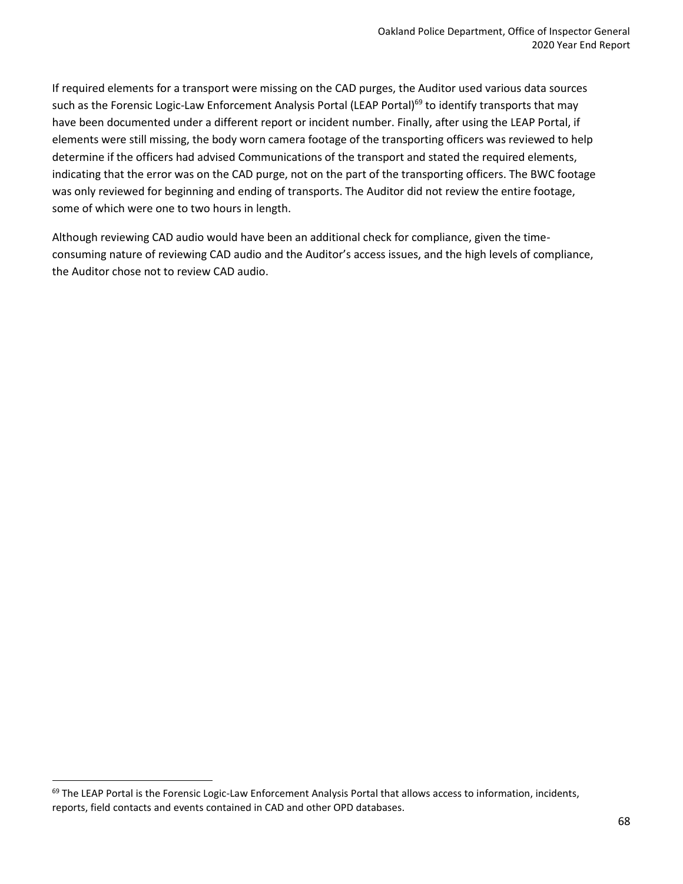If required elements for a transport were missing on the CAD purges, the Auditor used various data sources such as the Forensic Logic-Law Enforcement Analysis Portal (LEAP Portal)[69] to identify transports that may have been documented under a different report or incident number. Finally, after using the LEAP Portal, if elements were still missing, the body worn camera footage of the transporting officers was reviewed to help determine if the officers had advised Communications of the transport and stated the required elements, indicating that the error was on the CAD purge, not on the part of the transporting officers. The BWC footage was only reviewed for beginning and ending of transports. The Auditor did not review the entire footage, some of which were one to two hours in length.

Although reviewing CAD audio would have been an additional check for compliance, given the time-consuming nature of reviewing CAD audio and the Auditor's access issues, and the high levels of compliance, the Auditor chose not to review CAD audio.

[69] The LEAP Portal is the Forensic Logic-Law Enforcement Analysis Portal that allows access to information, incidents, reports, field contacts and events contained in CAD and other OPD databases.